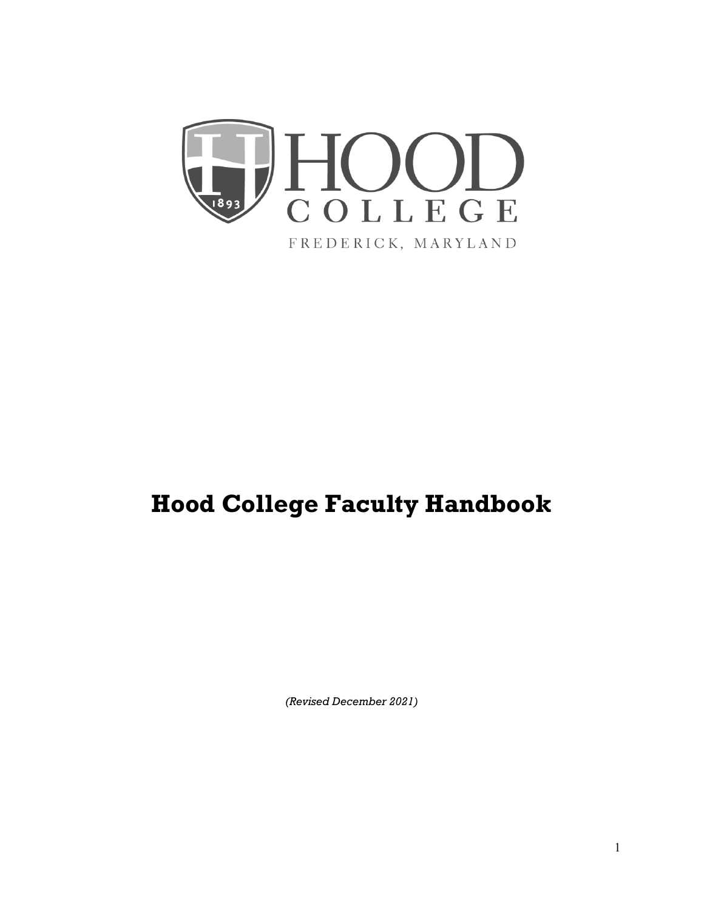HOOD COLLEGE

FREDERICK, MARYLAND

# Hood College Faculty Handbook

*(Revised December 2021)*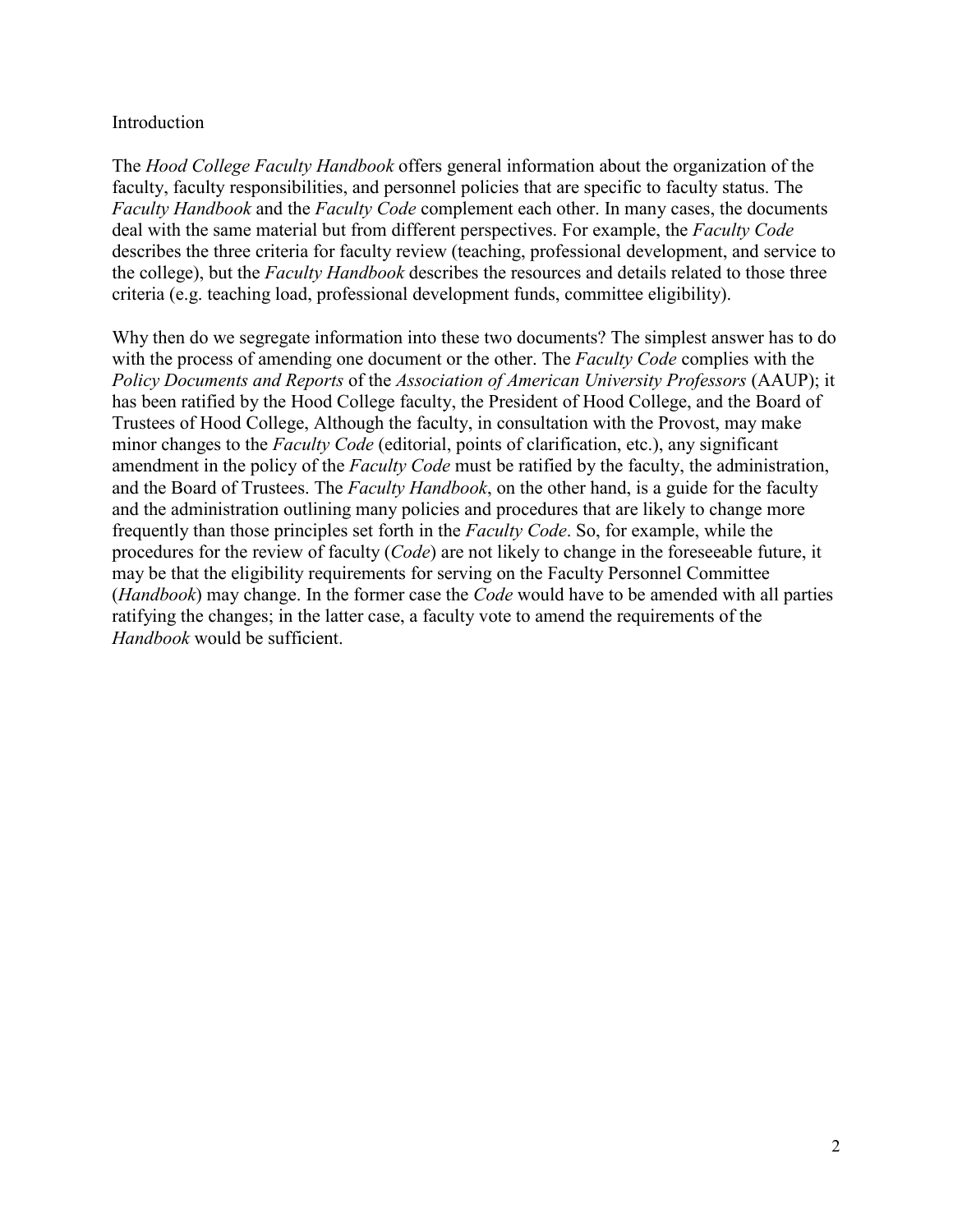## Introduction

The *Hood College Faculty Handbook* offers general information about the organization of the faculty, faculty responsibilities, and personnel policies that are specific to faculty status. The *Faculty Handbook* and the *Faculty Code* complement each other. In many cases, the documents deal with the same material but from different perspectives. For example, the *Faculty Code* describes the three criteria for faculty review (teaching, professional development, and service to the college), but the *Faculty Handbook* describes the resources and details related to those three criteria (e.g. teaching load, professional development funds, committee eligibility).

Why then do we segregate information into these two documents? The simplest answer has to do with the process of amending one document or the other. The *Faculty Code* complies with the *Policy Documents and Reports* of the *Association of American University Professors* (AAUP); it has been ratified by the Hood College faculty, the President of Hood College, and the Board of Trustees of Hood College, Although the faculty, in consultation with the Provost, may make minor changes to the *Faculty Code* (editorial, points of clarification, etc.), any significant amendment in the policy of the *Faculty Code* must be ratified by the faculty, the administration, and the Board of Trustees. The *Faculty Handbook*, on the other hand, is a guide for the faculty and the administration outlining many policies and procedures that are likely to change more frequently than those principles set forth in the *Faculty Code*. So, for example, while the procedures for the review of faculty (*Code*) are not likely to change in the foreseeable future, it may be that the eligibility requirements for serving on the Faculty Personnel Committee (*Handbook*) may change. In the former case the *Code* would have to be amended with all parties ratifying the changes; in the latter case, a faculty vote to amend the requirements of the *Handbook* would be sufficient.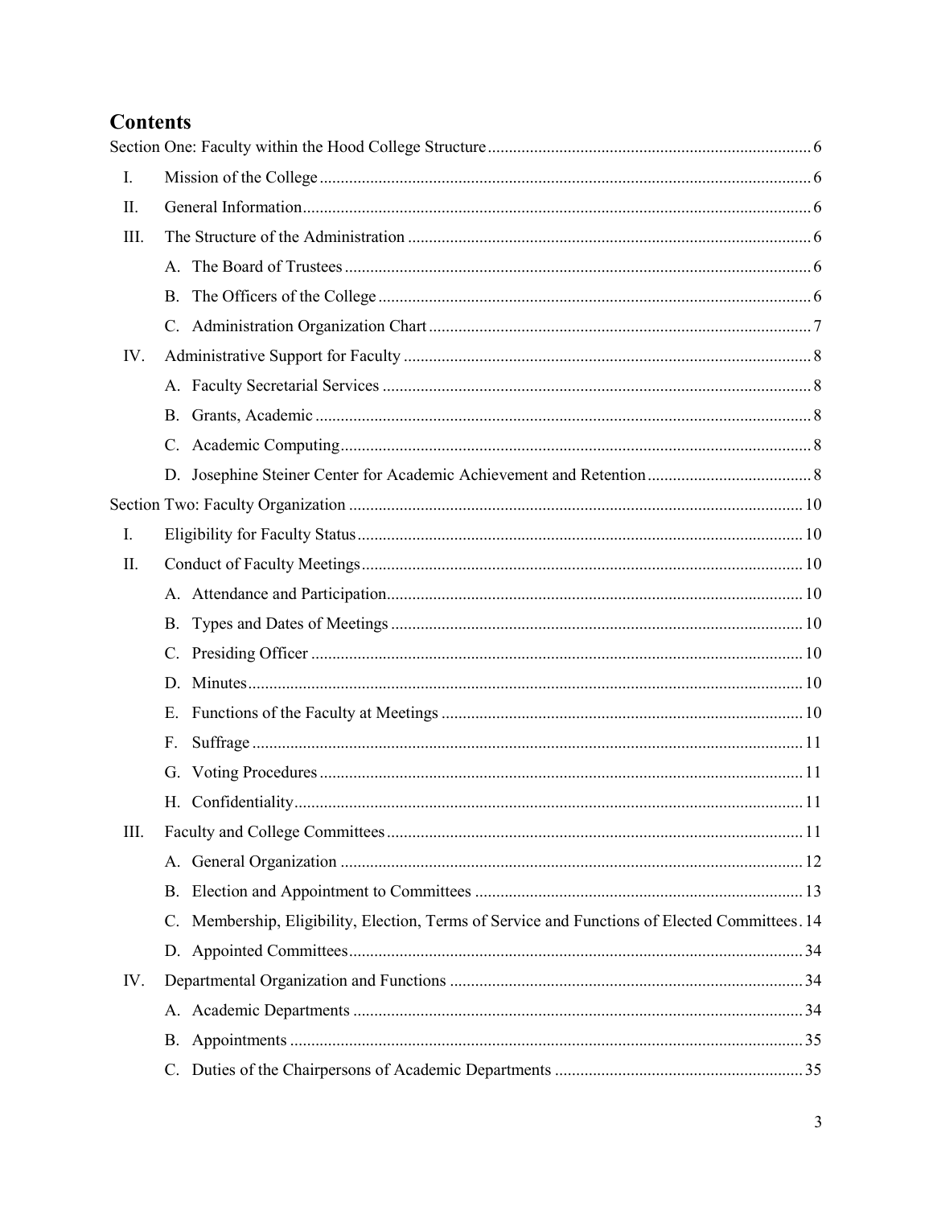# Contents

Section One: Faculty within the Hood College Structure .......... 6

- I. Mission of the College .......... 6
- II. General Information .......... 6
- III. The Structure of the Administration .......... 6
  - A. The Board of Trustees .......... 6
  - B. The Officers of the College .......... 6
  - C. Administration Organization Chart .......... 7
- IV. Administrative Support for Faculty .......... 8
  - A. Faculty Secretarial Services .......... 8
  - B. Grants, Academic .......... 8
  - C. Academic Computing .......... 8
  - D. Josephine Steiner Center for Academic Achievement and Retention .......... 8

Section Two: Faculty Organization .......... 10

- I. Eligibility for Faculty Status .......... 10
- II. Conduct of Faculty Meetings .......... 10
  - A. Attendance and Participation .......... 10
  - B. Types and Dates of Meetings .......... 10
  - C. Presiding Officer .......... 10
  - D. Minutes .......... 10
  - E. Functions of the Faculty at Meetings .......... 10
  - F. Suffrage .......... 11
  - G. Voting Procedures .......... 11
  - H. Confidentiality .......... 11
- III. Faculty and College Committees .......... 11
  - A. General Organization .......... 12
  - B. Election and Appointment to Committees .......... 13
  - C. Membership, Eligibility, Election, Terms of Service and Functions of Elected Committees .......... 14
  - D. Appointed Committees .......... 34
- IV. Departmental Organization and Functions .......... 34
  - A. Academic Departments .......... 34
  - B. Appointments .......... 35
  - C. Duties of the Chairpersons of Academic Departments .......... 35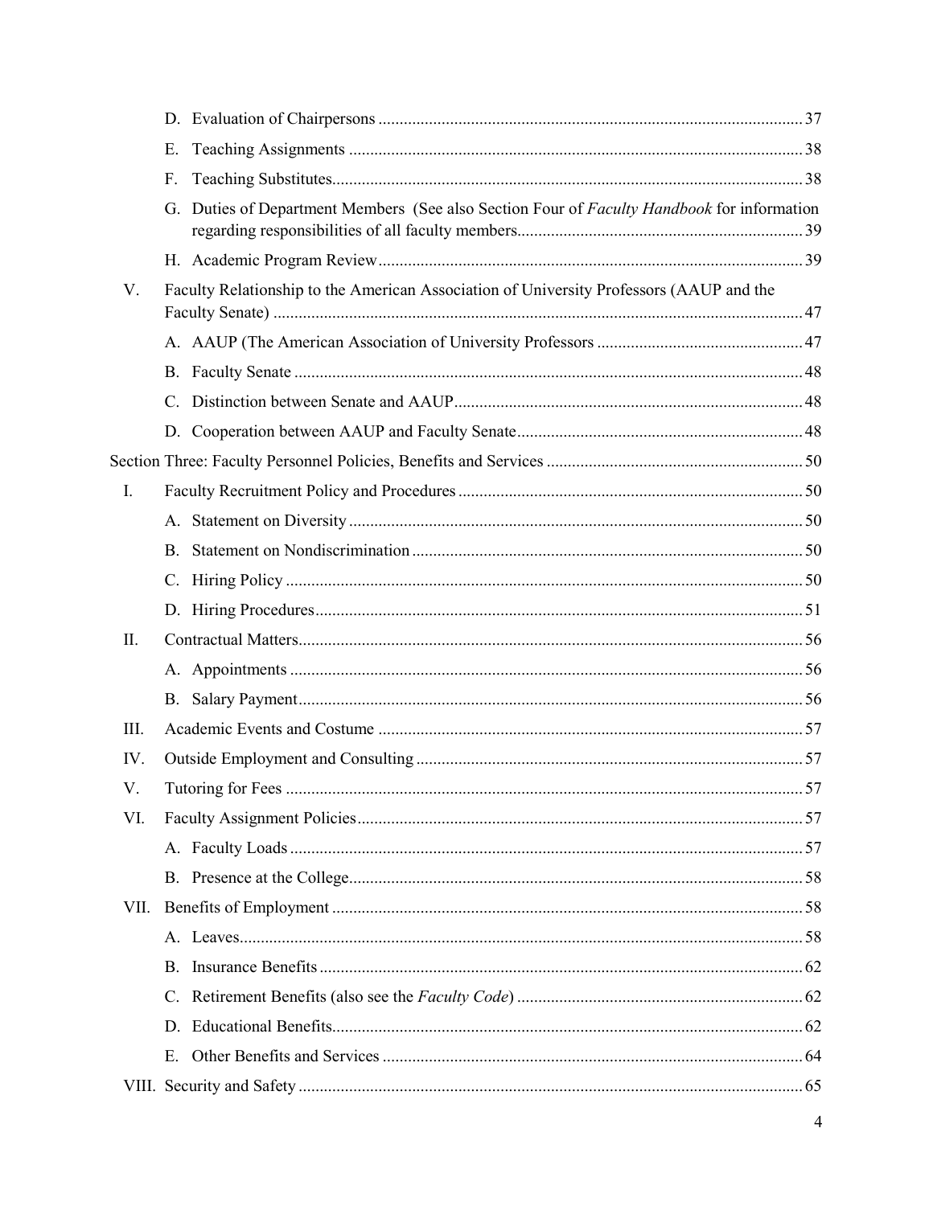- D. Evaluation of Chairpersons ... 37
- E. Teaching Assignments ... 38
- F. Teaching Substitutes ... 38
- G. Duties of Department Members (See also Section Four of *Faculty Handbook* for information regarding responsibilities of all faculty members ... 39
- H. Academic Program Review ... 39

V. Faculty Relationship to the American Association of University Professors (AAUP and the Faculty Senate) ... 47

- A. AAUP (The American Association of University Professors ... 47
- B. Faculty Senate ... 48
- C. Distinction between Senate and AAUP ... 48
- D. Cooperation between AAUP and Faculty Senate ... 48

Section Three: Faculty Personnel Policies, Benefits and Services ... 50

I. Faculty Recruitment Policy and Procedures ... 50

- A. Statement on Diversity ... 50
- B. Statement on Nondiscrimination ... 50
- C. Hiring Policy ... 50
- D. Hiring Procedures ... 51

II. Contractual Matters ... 56

- A. Appointments ... 56
- B. Salary Payment ... 56

III. Academic Events and Costume ... 57

IV. Outside Employment and Consulting ... 57

V. Tutoring for Fees ... 57

VI. Faculty Assignment Policies ... 57

- A. Faculty Loads ... 57
- B. Presence at the College ... 58

VII. Benefits of Employment ... 58

- A. Leaves ... 58
- B. Insurance Benefits ... 62
- C. Retirement Benefits (also see the *Faculty Code*) ... 62
- D. Educational Benefits ... 62
- E. Other Benefits and Services ... 64

VIII. Security and Safety ... 65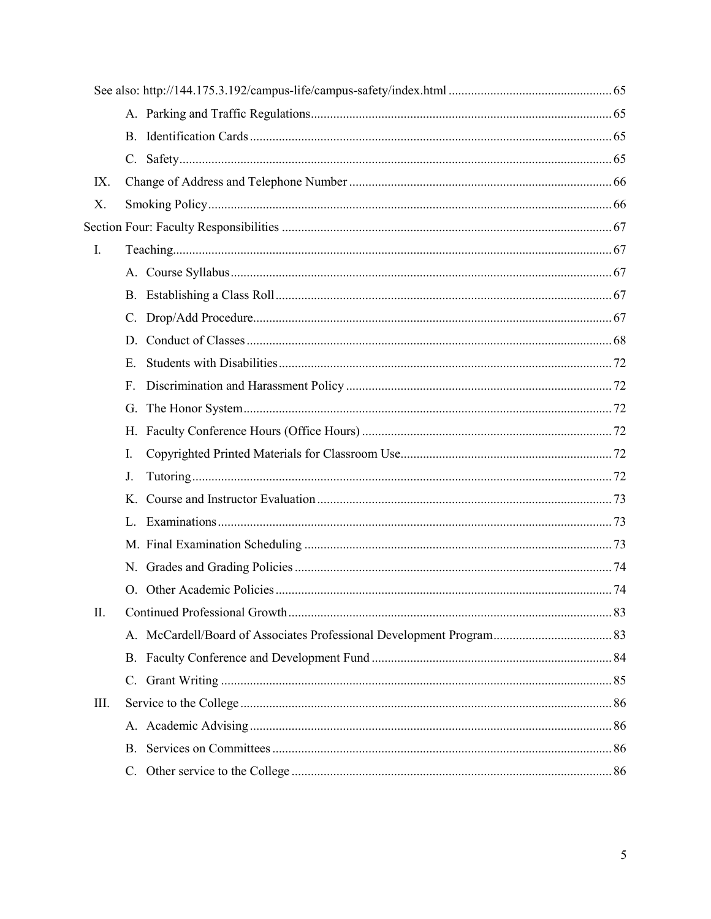See also: http://144.175.3.192/campus-life/campus-safety/index.html ..... 65

- A. Parking and Traffic Regulations ..... 65
- B. Identification Cards ..... 65
- C. Safety ..... 65

IX. Change of Address and Telephone Number ..... 66

X. Smoking Policy ..... 66

Section Four: Faculty Responsibilities ..... 67

I. Teaching ..... 67

- A. Course Syllabus ..... 67
- B. Establishing a Class Roll ..... 67
- C. Drop/Add Procedure ..... 67
- D. Conduct of Classes ..... 68
- E. Students with Disabilities ..... 72
- F. Discrimination and Harassment Policy ..... 72
- G. The Honor System ..... 72
- H. Faculty Conference Hours (Office Hours) ..... 72
- I. Copyrighted Printed Materials for Classroom Use ..... 72
- J. Tutoring ..... 72
- K. Course and Instructor Evaluation ..... 73
- L. Examinations ..... 73
- M. Final Examination Scheduling ..... 73
- N. Grades and Grading Policies ..... 74
- O. Other Academic Policies ..... 74

II. Continued Professional Growth ..... 83

- A. McCardell/Board of Associates Professional Development Program ..... 83
- B. Faculty Conference and Development Fund ..... 84
- C. Grant Writing ..... 85

III. Service to the College ..... 86

- A. Academic Advising ..... 86
- B. Services on Committees ..... 86
- C. Other service to the College ..... 86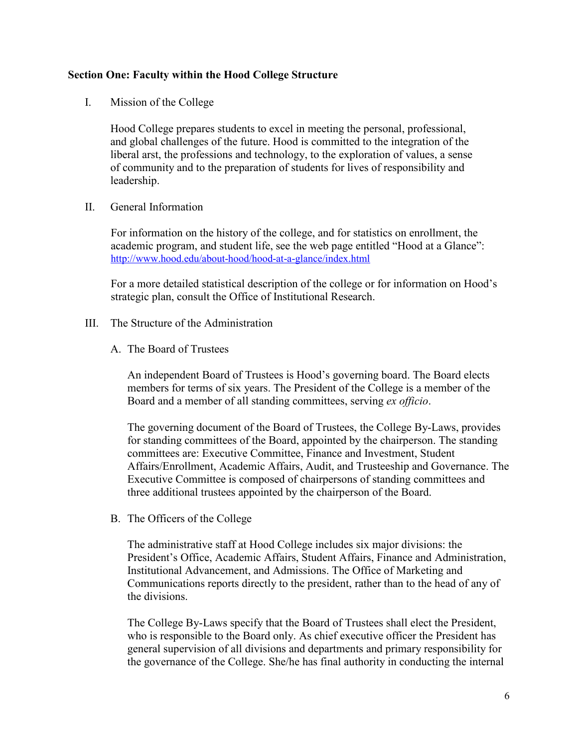**Section One: Faculty within the Hood College Structure**

I. Mission of the College

Hood College prepares students to excel in meeting the personal, professional, and global challenges of the future. Hood is committed to the integration of the liberal arst, the professions and technology, to the exploration of values, a sense of community and to the preparation of students for lives of responsibility and leadership.

II. General Information

For information on the history of the college, and for statistics on enrollment, the academic program, and student life, see the web page entitled "Hood at a Glance": http://www.hood.edu/about-hood/hood-at-a-glance/index.html

For a more detailed statistical description of the college or for information on Hood's strategic plan, consult the Office of Institutional Research.

III. The Structure of the Administration

A. The Board of Trustees

An independent Board of Trustees is Hood's governing board. The Board elects members for terms of six years. The President of the College is a member of the Board and a member of all standing committees, serving *ex officio*.

The governing document of the Board of Trustees, the College By-Laws, provides for standing committees of the Board, appointed by the chairperson. The standing committees are: Executive Committee, Finance and Investment, Student Affairs/Enrollment, Academic Affairs, Audit, and Trusteeship and Governance. The Executive Committee is composed of chairpersons of standing committees and three additional trustees appointed by the chairperson of the Board.

B. The Officers of the College

The administrative staff at Hood College includes six major divisions: the President's Office, Academic Affairs, Student Affairs, Finance and Administration, Institutional Advancement, and Admissions. The Office of Marketing and Communications reports directly to the president, rather than to the head of any of the divisions.

The College By-Laws specify that the Board of Trustees shall elect the President, who is responsible to the Board only. As chief executive officer the President has general supervision of all divisions and departments and primary responsibility for the governance of the College. She/he has final authority in conducting the internal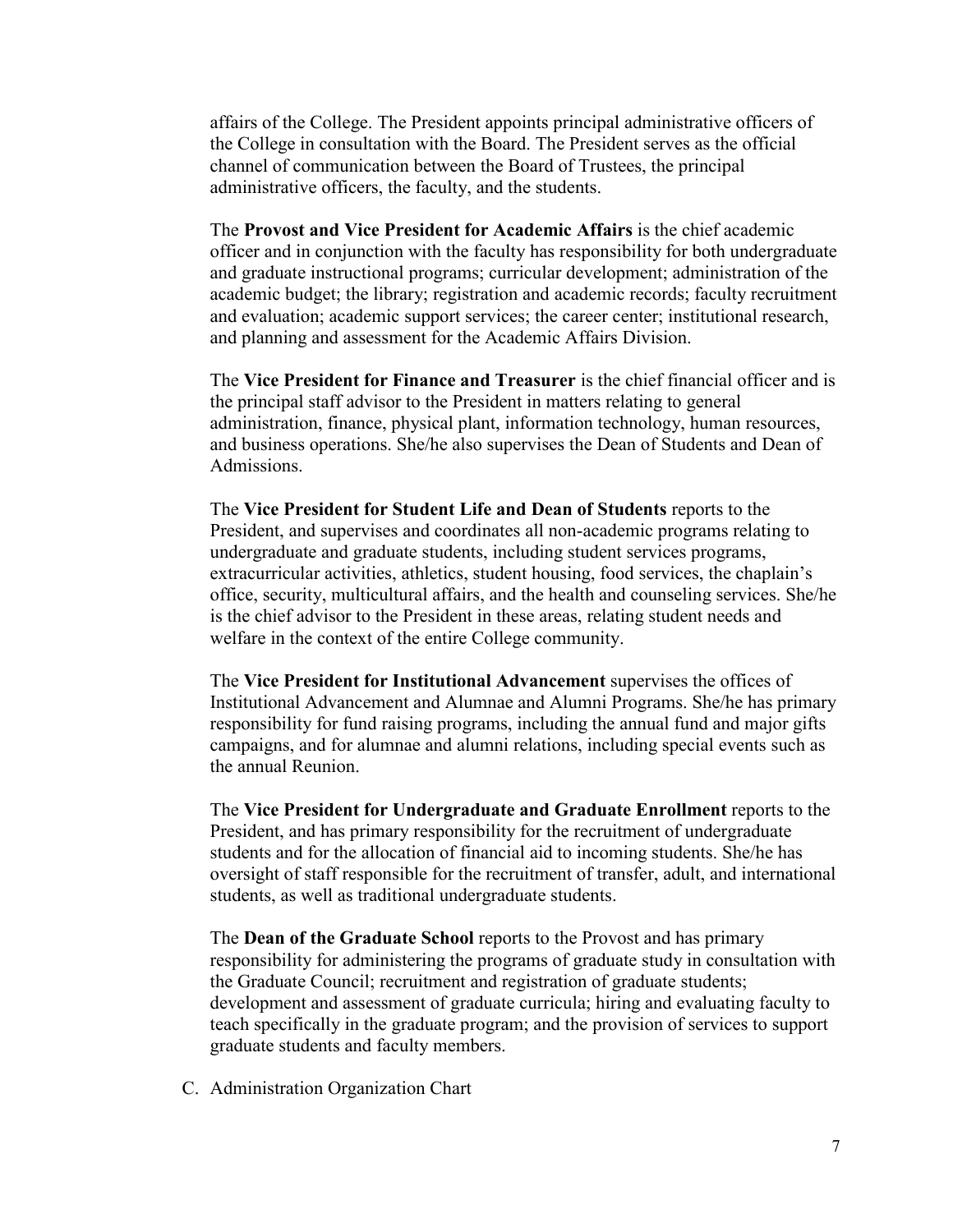affairs of the College. The President appoints principal administrative officers of the College in consultation with the Board. The President serves as the official channel of communication between the Board of Trustees, the principal administrative officers, the faculty, and the students.

The **Provost and Vice President for Academic Affairs** is the chief academic officer and in conjunction with the faculty has responsibility for both undergraduate and graduate instructional programs; curricular development; administration of the academic budget; the library; registration and academic records; faculty recruitment and evaluation; academic support services; the career center; institutional research, and planning and assessment for the Academic Affairs Division.

The **Vice President for Finance and Treasurer** is the chief financial officer and is the principal staff advisor to the President in matters relating to general administration, finance, physical plant, information technology, human resources, and business operations. She/he also supervises the Dean of Students and Dean of Admissions.

The **Vice President for Student Life and Dean of Students** reports to the President, and supervises and coordinates all non-academic programs relating to undergraduate and graduate students, including student services programs, extracurricular activities, athletics, student housing, food services, the chaplain's office, security, multicultural affairs, and the health and counseling services. She/he is the chief advisor to the President in these areas, relating student needs and welfare in the context of the entire College community.

The **Vice President for Institutional Advancement** supervises the offices of Institutional Advancement and Alumnae and Alumni Programs. She/he has primary responsibility for fund raising programs, including the annual fund and major gifts campaigns, and for alumnae and alumni relations, including special events such as the annual Reunion.

The **Vice President for Undergraduate and Graduate Enrollment** reports to the President, and has primary responsibility for the recruitment of undergraduate students and for the allocation of financial aid to incoming students. She/he has oversight of staff responsible for the recruitment of transfer, adult, and international students, as well as traditional undergraduate students.

The **Dean of the Graduate School** reports to the Provost and has primary responsibility for administering the programs of graduate study in consultation with the Graduate Council; recruitment and registration of graduate students; development and assessment of graduate curricula; hiring and evaluating faculty to teach specifically in the graduate program; and the provision of services to support graduate students and faculty members.

C. Administration Organization Chart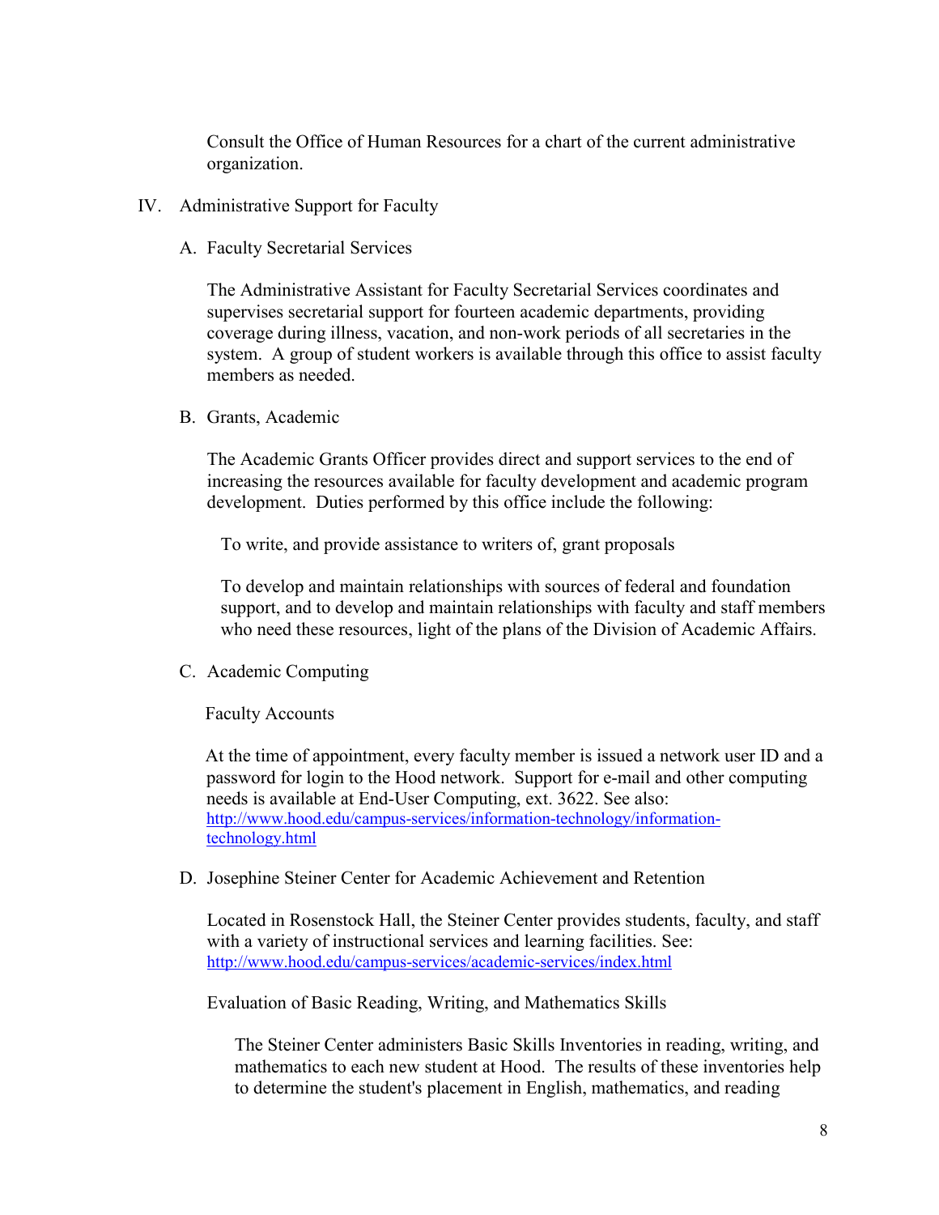Consult the Office of Human Resources for a chart of the current administrative organization.

## IV. Administrative Support for Faculty

### A. Faculty Secretarial Services

The Administrative Assistant for Faculty Secretarial Services coordinates and supervises secretarial support for fourteen academic departments, providing coverage during illness, vacation, and non-work periods of all secretaries in the system. A group of student workers is available through this office to assist faculty members as needed.

### B. Grants, Academic

The Academic Grants Officer provides direct and support services to the end of increasing the resources available for faculty development and academic program development. Duties performed by this office include the following:

To write, and provide assistance to writers of, grant proposals

To develop and maintain relationships with sources of federal and foundation support, and to develop and maintain relationships with faculty and staff members who need these resources, light of the plans of the Division of Academic Affairs.

### C. Academic Computing

Faculty Accounts

At the time of appointment, every faculty member is issued a network user ID and a password for login to the Hood network. Support for e-mail and other computing needs is available at End-User Computing, ext. 3622. See also: [http://www.hood.edu/campus-services/information-technology/information-technology.html](http://www.hood.edu/campus-services/information-technology/information-technology.html)

### D. Josephine Steiner Center for Academic Achievement and Retention

Located in Rosenstock Hall, the Steiner Center provides students, faculty, and staff with a variety of instructional services and learning facilities. See: [http://www.hood.edu/campus-services/academic-services/index.html](http://www.hood.edu/campus-services/academic-services/index.html)

Evaluation of Basic Reading, Writing, and Mathematics Skills

The Steiner Center administers Basic Skills Inventories in reading, writing, and mathematics to each new student at Hood. The results of these inventories help to determine the student's placement in English, mathematics, and reading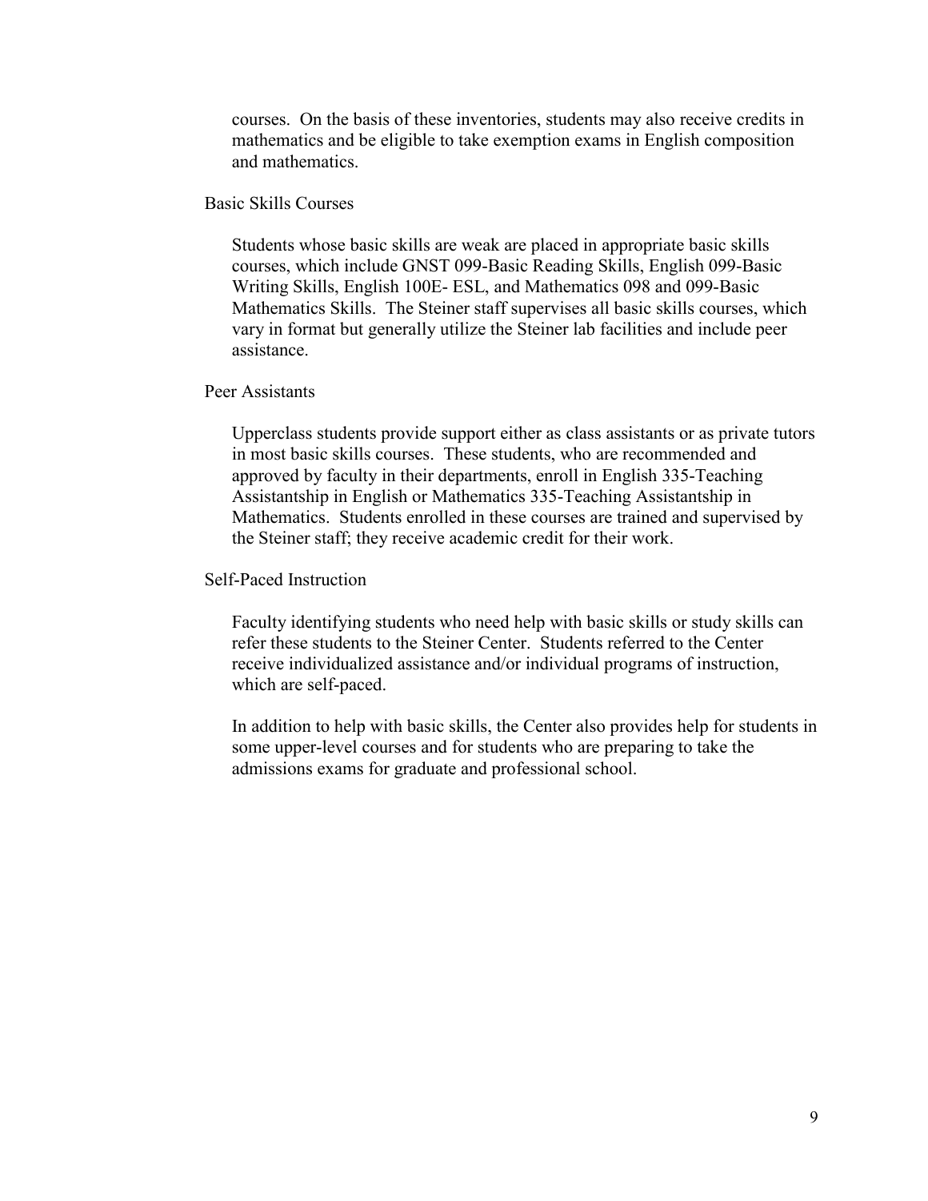courses. On the basis of these inventories, students may also receive credits in mathematics and be eligible to take exemption exams in English composition and mathematics.

### Basic Skills Courses

Students whose basic skills are weak are placed in appropriate basic skills courses, which include GNST 099-Basic Reading Skills, English 099-Basic Writing Skills, English 100E- ESL, and Mathematics 098 and 099-Basic Mathematics Skills. The Steiner staff supervises all basic skills courses, which vary in format but generally utilize the Steiner lab facilities and include peer assistance.

### Peer Assistants

Upperclass students provide support either as class assistants or as private tutors in most basic skills courses. These students, who are recommended and approved by faculty in their departments, enroll in English 335-Teaching Assistantship in English or Mathematics 335-Teaching Assistantship in Mathematics. Students enrolled in these courses are trained and supervised by the Steiner staff; they receive academic credit for their work.

### Self-Paced Instruction

Faculty identifying students who need help with basic skills or study skills can refer these students to the Steiner Center. Students referred to the Center receive individualized assistance and/or individual programs of instruction, which are self-paced.

In addition to help with basic skills, the Center also provides help for students in some upper-level courses and for students who are preparing to take the admissions exams for graduate and professional school.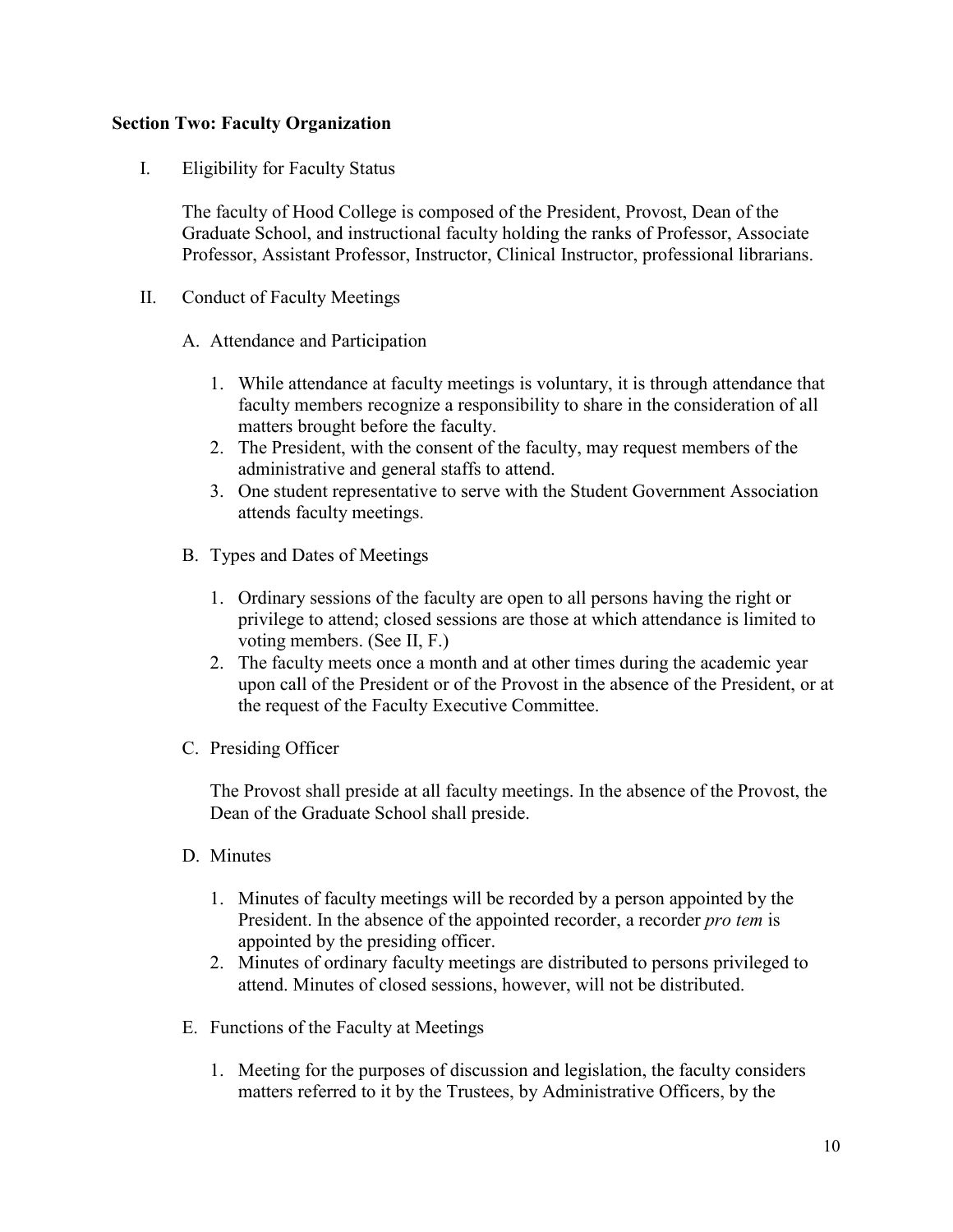**Section Two: Faculty Organization**

I. Eligibility for Faculty Status

The faculty of Hood College is composed of the President, Provost, Dean of the Graduate School, and instructional faculty holding the ranks of Professor, Associate Professor, Assistant Professor, Instructor, Clinical Instructor, professional librarians.

II. Conduct of Faculty Meetings

A. Attendance and Participation

1. While attendance at faculty meetings is voluntary, it is through attendance that faculty members recognize a responsibility to share in the consideration of all matters brought before the faculty.
2. The President, with the consent of the faculty, may request members of the administrative and general staffs to attend.
3. One student representative to serve with the Student Government Association attends faculty meetings.

B. Types and Dates of Meetings

1. Ordinary sessions of the faculty are open to all persons having the right or privilege to attend; closed sessions are those at which attendance is limited to voting members. (See II, F.)
2. The faculty meets once a month and at other times during the academic year upon call of the President or of the Provost in the absence of the President, or at the request of the Faculty Executive Committee.

C. Presiding Officer

The Provost shall preside at all faculty meetings. In the absence of the Provost, the Dean of the Graduate School shall preside.

D. Minutes

1. Minutes of faculty meetings will be recorded by a person appointed by the President. In the absence of the appointed recorder, a recorder *pro tem* is appointed by the presiding officer.
2. Minutes of ordinary faculty meetings are distributed to persons privileged to attend. Minutes of closed sessions, however, will not be distributed.

E. Functions of the Faculty at Meetings

1. Meeting for the purposes of discussion and legislation, the faculty considers matters referred to it by the Trustees, by Administrative Officers, by the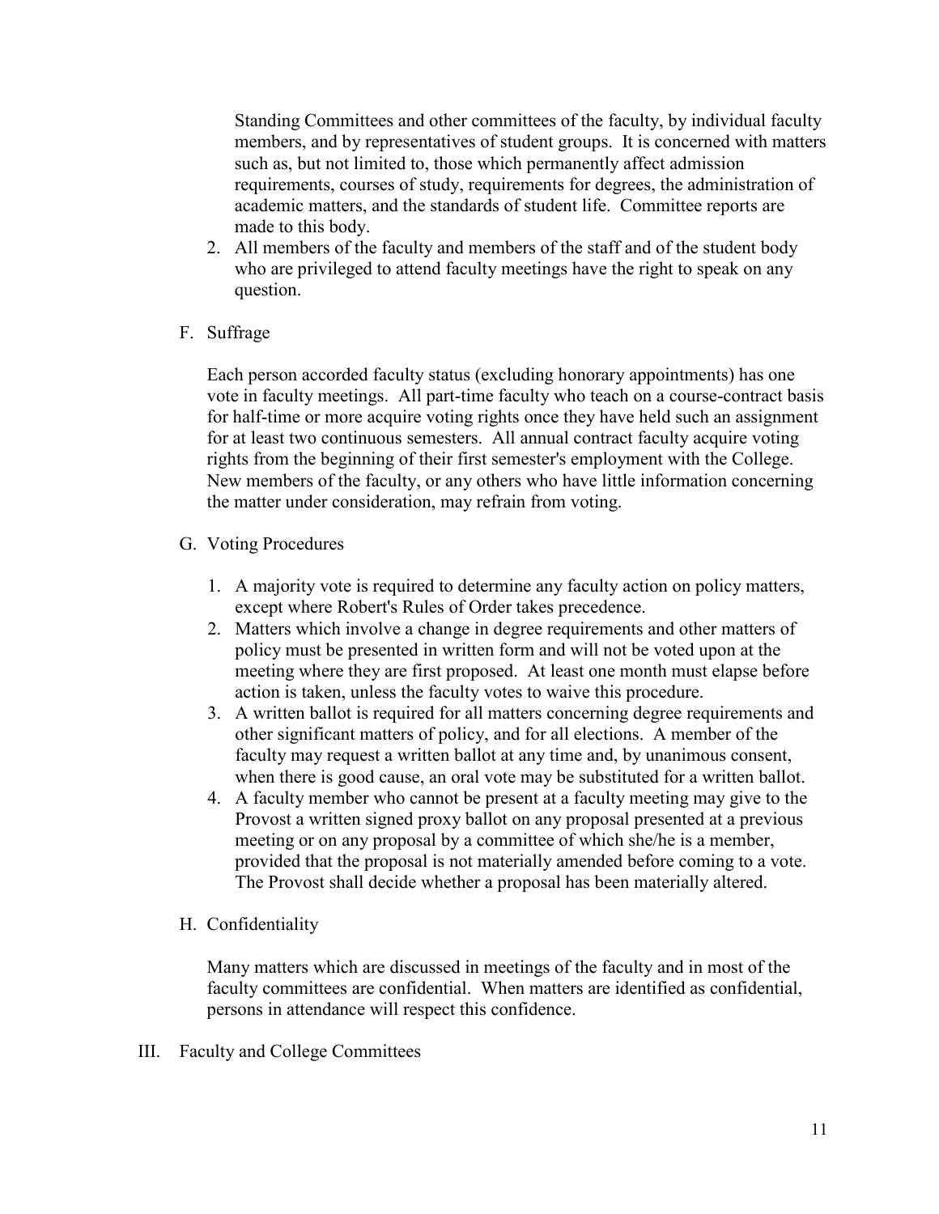Standing Committees and other committees of the faculty, by individual faculty members, and by representatives of student groups. It is concerned with matters such as, but not limited to, those which permanently affect admission requirements, courses of study, requirements for degrees, the administration of academic matters, and the standards of student life. Committee reports are made to this body.

2. All members of the faculty and members of the staff and of the student body who are privileged to attend faculty meetings have the right to speak on any question.

### F. Suffrage

Each person accorded faculty status (excluding honorary appointments) has one vote in faculty meetings. All part-time faculty who teach on a course-contract basis for half-time or more acquire voting rights once they have held such an assignment for at least two continuous semesters. All annual contract faculty acquire voting rights from the beginning of their first semester's employment with the College. New members of the faculty, or any others who have little information concerning the matter under consideration, may refrain from voting.

### G. Voting Procedures

1. A majority vote is required to determine any faculty action on policy matters, except where Robert's Rules of Order takes precedence.
2. Matters which involve a change in degree requirements and other matters of policy must be presented in written form and will not be voted upon at the meeting where they are first proposed. At least one month must elapse before action is taken, unless the faculty votes to waive this procedure.
3. A written ballot is required for all matters concerning degree requirements and other significant matters of policy, and for all elections. A member of the faculty may request a written ballot at any time and, by unanimous consent, when there is good cause, an oral vote may be substituted for a written ballot.
4. A faculty member who cannot be present at a faculty meeting may give to the Provost a written signed proxy ballot on any proposal presented at a previous meeting or on any proposal by a committee of which she/he is a member, provided that the proposal is not materially amended before coming to a vote. The Provost shall decide whether a proposal has been materially altered.

### H. Confidentiality

Many matters which are discussed in meetings of the faculty and in most of the faculty committees are confidential. When matters are identified as confidential, persons in attendance will respect this confidence.

## III. Faculty and College Committees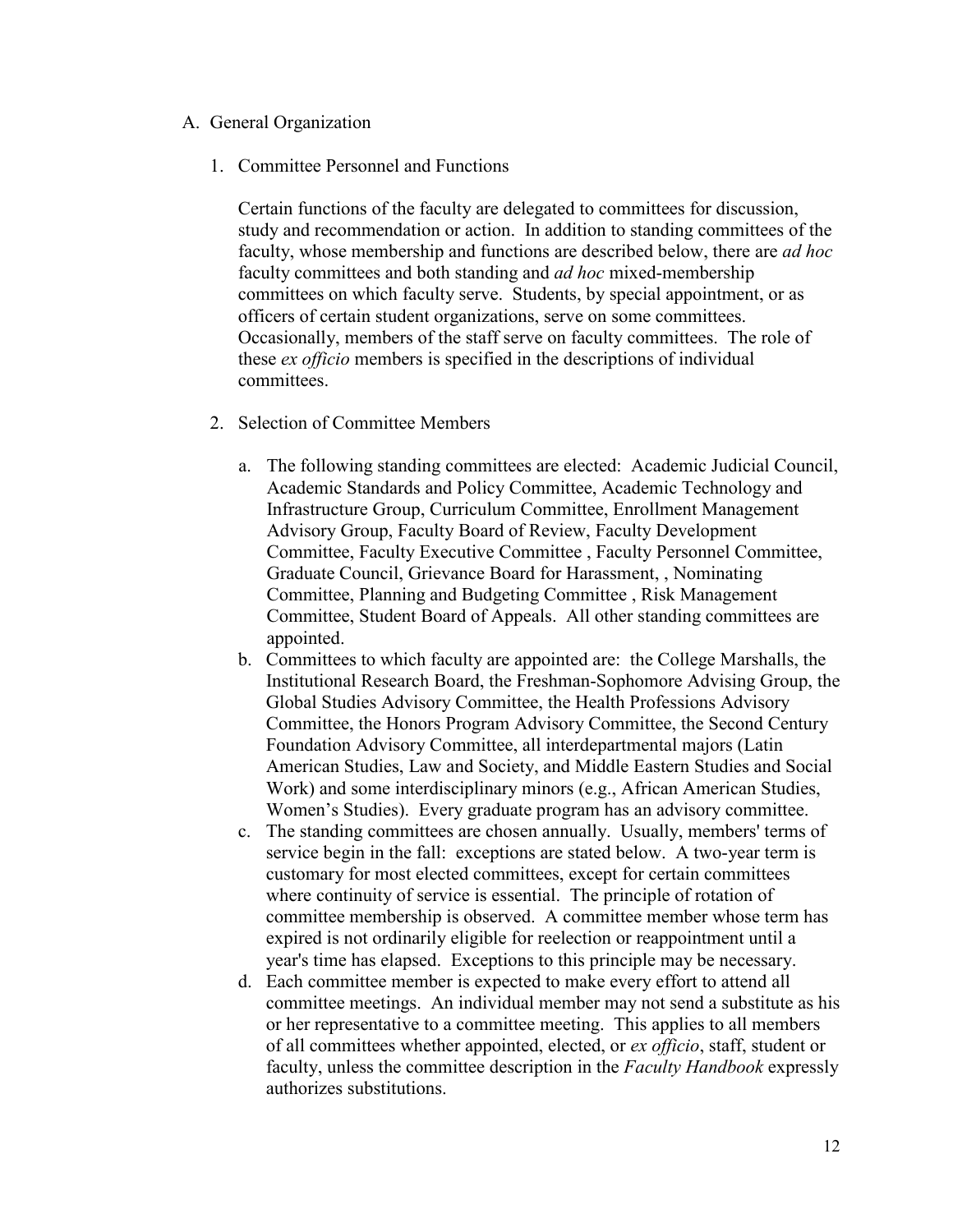A. General Organization

1. Committee Personnel and Functions

   Certain functions of the faculty are delegated to committees for discussion, study and recommendation or action. In addition to standing committees of the faculty, whose membership and functions are described below, there are *ad hoc* faculty committees and both standing and *ad hoc* mixed-membership committees on which faculty serve. Students, by special appointment, or as officers of certain student organizations, serve on some committees. Occasionally, members of the staff serve on faculty committees. The role of these *ex officio* members is specified in the descriptions of individual committees.

2. Selection of Committee Members

   a. The following standing committees are elected: Academic Judicial Council, Academic Standards and Policy Committee, Academic Technology and Infrastructure Group, Curriculum Committee, Enrollment Management Advisory Group, Faculty Board of Review, Faculty Development Committee, Faculty Executive Committee , Faculty Personnel Committee, Graduate Council, Grievance Board for Harassment, , Nominating Committee, Planning and Budgeting Committee , Risk Management Committee, Student Board of Appeals. All other standing committees are appointed.
   b. Committees to which faculty are appointed are: the College Marshalls, the Institutional Research Board, the Freshman-Sophomore Advising Group, the Global Studies Advisory Committee, the Health Professions Advisory Committee, the Honors Program Advisory Committee, the Second Century Foundation Advisory Committee, all interdepartmental majors (Latin American Studies, Law and Society, and Middle Eastern Studies and Social Work) and some interdisciplinary minors (e.g., African American Studies, Women's Studies). Every graduate program has an advisory committee.
   c. The standing committees are chosen annually. Usually, members' terms of service begin in the fall: exceptions are stated below. A two-year term is customary for most elected committees, except for certain committees where continuity of service is essential. The principle of rotation of committee membership is observed. A committee member whose term has expired is not ordinarily eligible for reelection or reappointment until a year's time has elapsed. Exceptions to this principle may be necessary.
   d. Each committee member is expected to make every effort to attend all committee meetings. An individual member may not send a substitute as his or her representative to a committee meeting. This applies to all members of all committees whether appointed, elected, or *ex officio*, staff, student or faculty, unless the committee description in the *Faculty Handbook* expressly authorizes substitutions.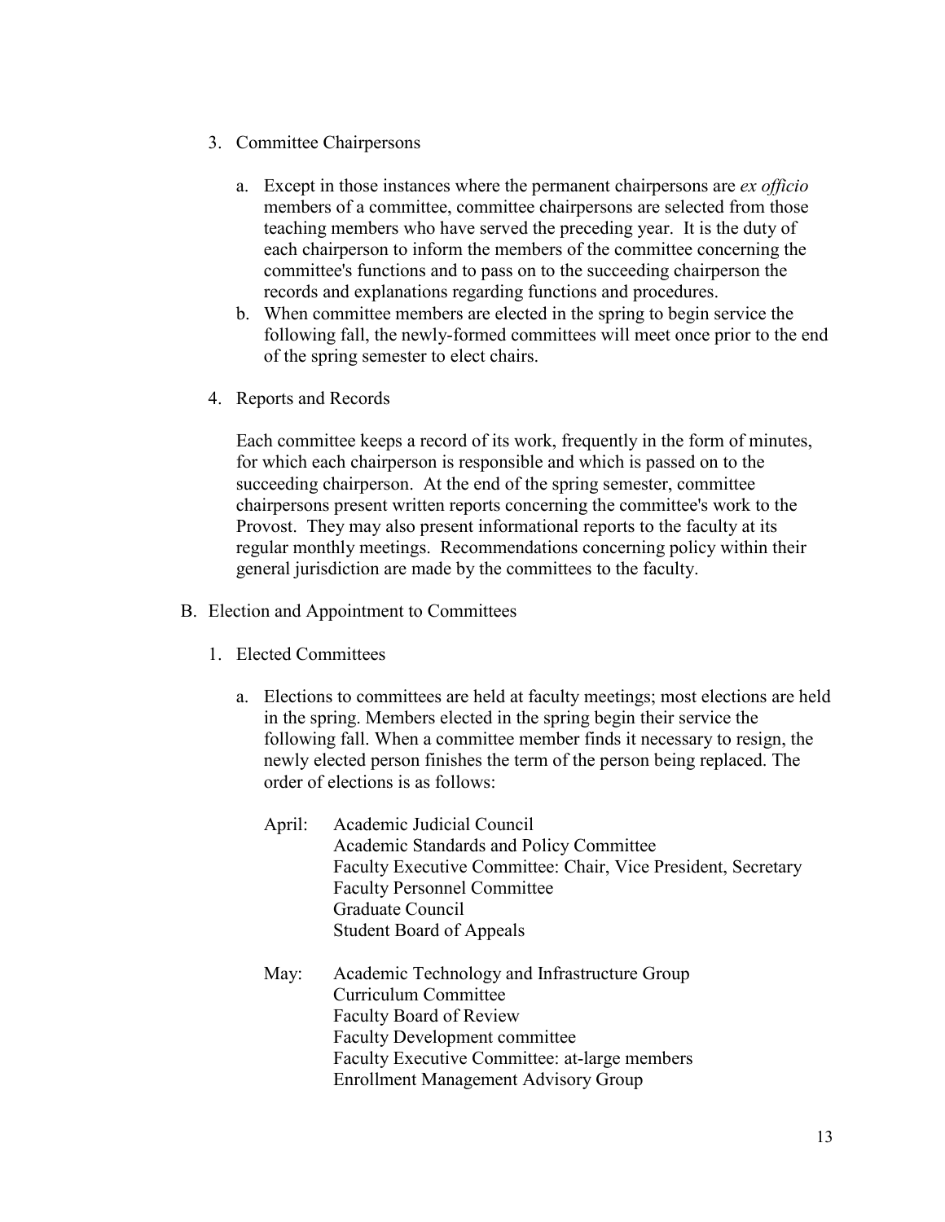3. Committee Chairpersons

   a. Except in those instances where the permanent chairpersons are *ex officio* members of a committee, committee chairpersons are selected from those teaching members who have served the preceding year. It is the duty of each chairperson to inform the members of the committee concerning the committee's functions and to pass on to the succeeding chairperson the records and explanations regarding functions and procedures.
   b. When committee members are elected in the spring to begin service the following fall, the newly-formed committees will meet once prior to the end of the spring semester to elect chairs.

4. Reports and Records

   Each committee keeps a record of its work, frequently in the form of minutes, for which each chairperson is responsible and which is passed on to the succeeding chairperson. At the end of the spring semester, committee chairpersons present written reports concerning the committee's work to the Provost. They may also present informational reports to the faculty at its regular monthly meetings. Recommendations concerning policy within their general jurisdiction are made by the committees to the faculty.

B. Election and Appointment to Committees

1. Elected Committees

   a. Elections to committees are held at faculty meetings; most elections are held in the spring. Members elected in the spring begin their service the following fall. When a committee member finds it necessary to resign, the newly elected person finishes the term of the person being replaced. The order of elections is as follows:

      April:
      - Academic Judicial Council
      - Academic Standards and Policy Committee
      - Faculty Executive Committee: Chair, Vice President, Secretary
      - Faculty Personnel Committee
      - Graduate Council
      - Student Board of Appeals

      May:
      - Academic Technology and Infrastructure Group
      - Curriculum Committee
      - Faculty Board of Review
      - Faculty Development committee
      - Faculty Executive Committee: at-large members
      - Enrollment Management Advisory Group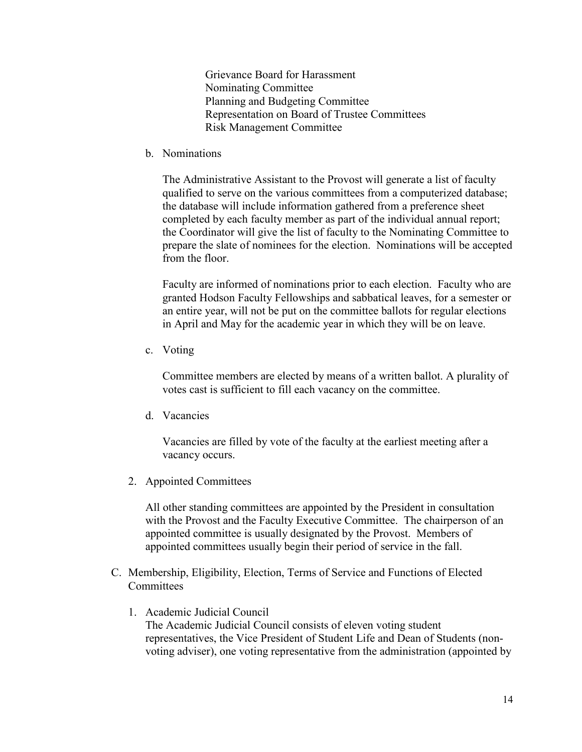Grievance Board for Harassment
Nominating Committee
Planning and Budgeting Committee
Representation on Board of Trustee Committees
Risk Management Committee

b. Nominations

The Administrative Assistant to the Provost will generate a list of faculty qualified to serve on the various committees from a computerized database; the database will include information gathered from a preference sheet completed by each faculty member as part of the individual annual report; the Coordinator will give the list of faculty to the Nominating Committee to prepare the slate of nominees for the election. Nominations will be accepted from the floor.

Faculty are informed of nominations prior to each election. Faculty who are granted Hodson Faculty Fellowships and sabbatical leaves, for a semester or an entire year, will not be put on the committee ballots for regular elections in April and May for the academic year in which they will be on leave.

c. Voting

Committee members are elected by means of a written ballot. A plurality of votes cast is sufficient to fill each vacancy on the committee.

d. Vacancies

Vacancies are filled by vote of the faculty at the earliest meeting after a vacancy occurs.

2. Appointed Committees

All other standing committees are appointed by the President in consultation with the Provost and the Faculty Executive Committee. The chairperson of an appointed committee is usually designated by the Provost. Members of appointed committees usually begin their period of service in the fall.

C. Membership, Eligibility, Election, Terms of Service and Functions of Elected Committees

1. Academic Judicial Council
The Academic Judicial Council consists of eleven voting student representatives, the Vice President of Student Life and Dean of Students (non-voting adviser), one voting representative from the administration (appointed by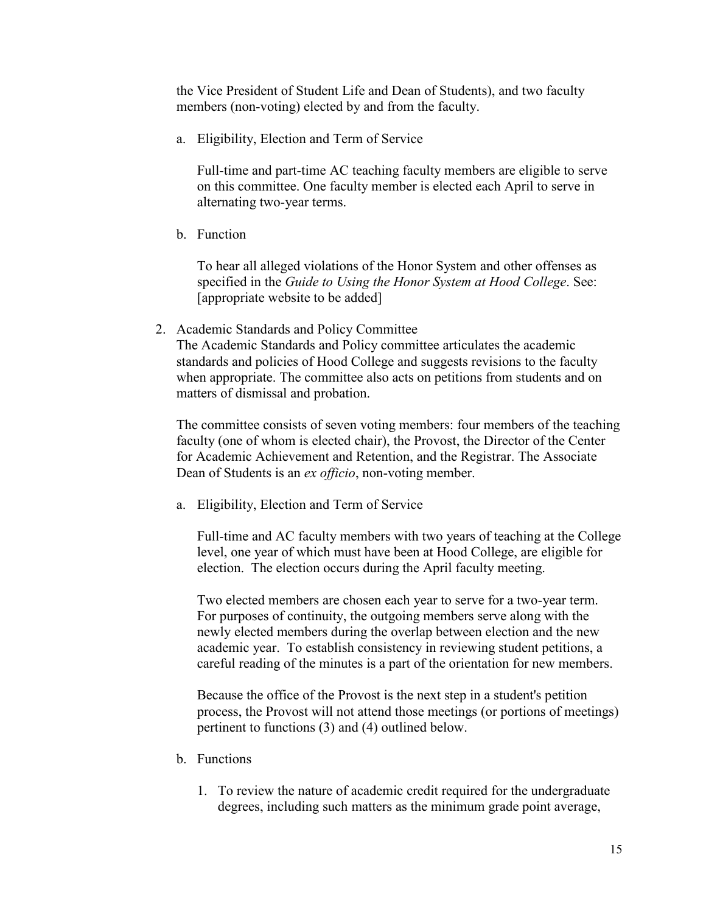the Vice President of Student Life and Dean of Students), and two faculty members (non-voting) elected by and from the faculty.

a. Eligibility, Election and Term of Service

   Full-time and part-time AC teaching faculty members are eligible to serve on this committee. One faculty member is elected each April to serve in alternating two-year terms.

b. Function

   To hear all alleged violations of the Honor System and other offenses as specified in the *Guide to Using the Honor System at Hood College*. See: [appropriate website to be added]

2. Academic Standards and Policy Committee

   The Academic Standards and Policy committee articulates the academic standards and policies of Hood College and suggests revisions to the faculty when appropriate. The committee also acts on petitions from students and on matters of dismissal and probation.

   The committee consists of seven voting members: four members of the teaching faculty (one of whom is elected chair), the Provost, the Director of the Center for Academic Achievement and Retention, and the Registrar. The Associate Dean of Students is an *ex officio*, non-voting member.

   a. Eligibility, Election and Term of Service

      Full-time and AC faculty members with two years of teaching at the College level, one year of which must have been at Hood College, are eligible for election. The election occurs during the April faculty meeting.

      Two elected members are chosen each year to serve for a two-year term. For purposes of continuity, the outgoing members serve along with the newly elected members during the overlap between election and the new academic year. To establish consistency in reviewing student petitions, a careful reading of the minutes is a part of the orientation for new members.

      Because the office of the Provost is the next step in a student's petition process, the Provost will not attend those meetings (or portions of meetings) pertinent to functions (3) and (4) outlined below.

   b. Functions

      1. To review the nature of academic credit required for the undergraduate degrees, including such matters as the minimum grade point average,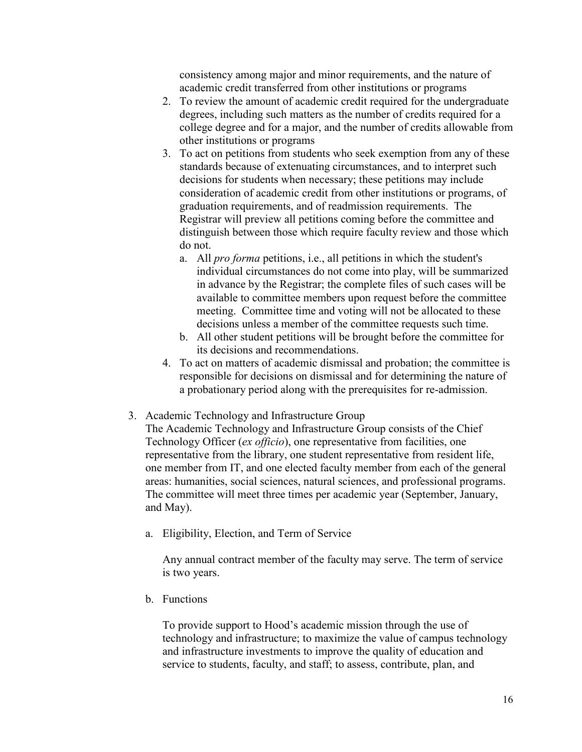consistency among major and minor requirements, and the nature of academic credit transferred from other institutions or programs

2. To review the amount of academic credit required for the undergraduate degrees, including such matters as the number of credits required for a college degree and for a major, and the number of credits allowable from other institutions or programs
3. To act on petitions from students who seek exemption from any of these standards because of extenuating circumstances, and to interpret such decisions for students when necessary; these petitions may include consideration of academic credit from other institutions or programs, of graduation requirements, and of readmission requirements. The Registrar will preview all petitions coming before the committee and distinguish between those which require faculty review and those which do not.
   a. All *pro forma* petitions, i.e., all petitions in which the student's individual circumstances do not come into play, will be summarized in advance by the Registrar; the complete files of such cases will be available to committee members upon request before the committee meeting. Committee time and voting will not be allocated to these decisions unless a member of the committee requests such time.
   b. All other student petitions will be brought before the committee for its decisions and recommendations.
4. To act on matters of academic dismissal and probation; the committee is responsible for decisions on dismissal and for determining the nature of a probationary period along with the prerequisites for re-admission.

3. Academic Technology and Infrastructure Group

   The Academic Technology and Infrastructure Group consists of the Chief Technology Officer (*ex officio*), one representative from facilities, one representative from the library, one student representative from resident life, one member from IT, and one elected faculty member from each of the general areas: humanities, social sciences, natural sciences, and professional programs. The committee will meet three times per academic year (September, January, and May).

   a. Eligibility, Election, and Term of Service

      Any annual contract member of the faculty may serve. The term of service is two years.

   b. Functions

      To provide support to Hood's academic mission through the use of technology and infrastructure; to maximize the value of campus technology and infrastructure investments to improve the quality of education and service to students, faculty, and staff; to assess, contribute, plan, and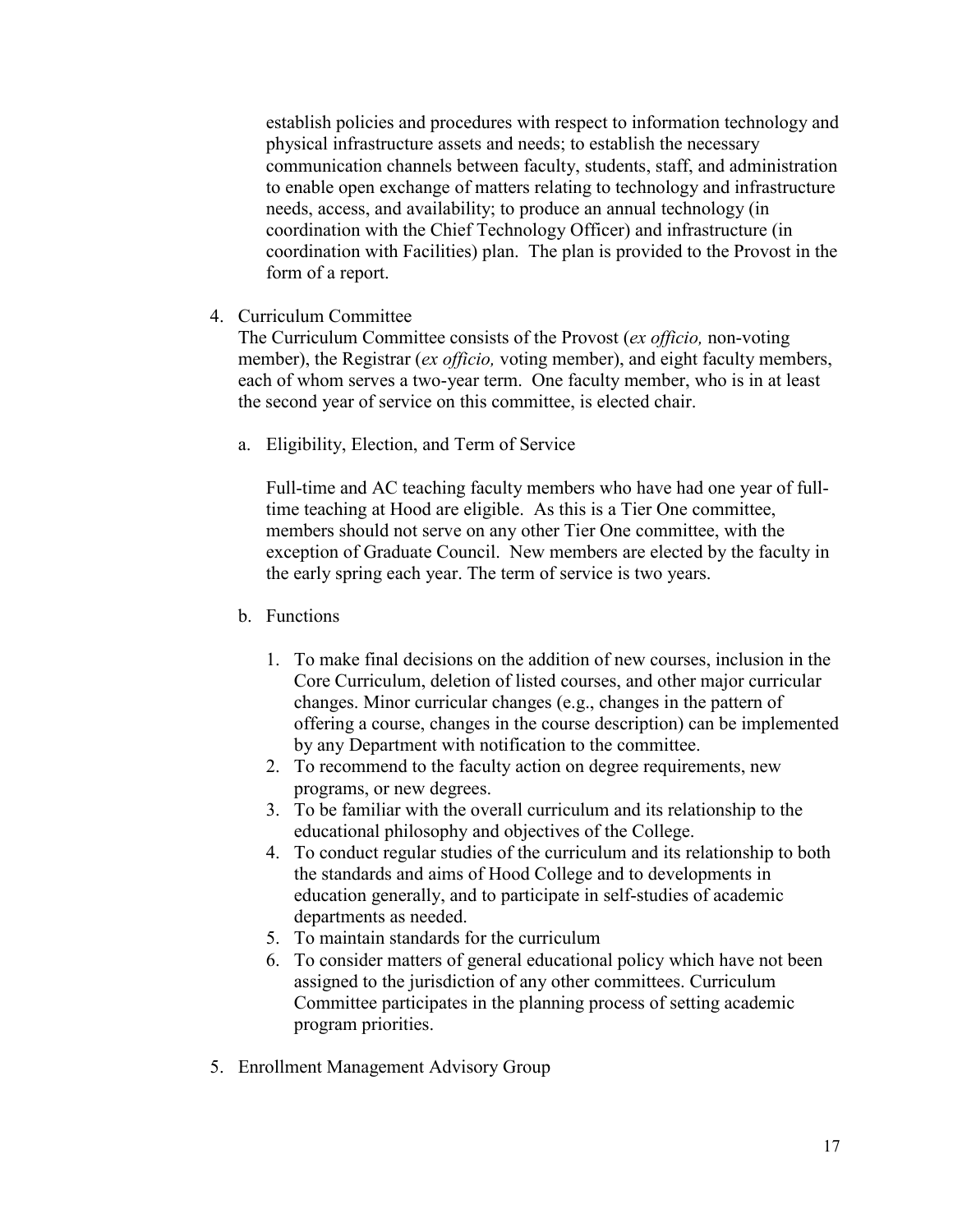establish policies and procedures with respect to information technology and physical infrastructure assets and needs; to establish the necessary communication channels between faculty, students, staff, and administration to enable open exchange of matters relating to technology and infrastructure needs, access, and availability; to produce an annual technology (in coordination with the Chief Technology Officer) and infrastructure (in coordination with Facilities) plan. The plan is provided to the Provost in the form of a report.

4. Curriculum Committee

   The Curriculum Committee consists of the Provost (*ex officio,* non-voting member), the Registrar (*ex officio,* voting member), and eight faculty members, each of whom serves a two-year term. One faculty member, who is in at least the second year of service on this committee, is elected chair.

   a. Eligibility, Election, and Term of Service

      Full-time and AC teaching faculty members who have had one year of full-time teaching at Hood are eligible. As this is a Tier One committee, members should not serve on any other Tier One committee, with the exception of Graduate Council. New members are elected by the faculty in the early spring each year. The term of service is two years.

   b. Functions

      1. To make final decisions on the addition of new courses, inclusion in the Core Curriculum, deletion of listed courses, and other major curricular changes. Minor curricular changes (e.g., changes in the pattern of offering a course, changes in the course description) can be implemented by any Department with notification to the committee.
      2. To recommend to the faculty action on degree requirements, new programs, or new degrees.
      3. To be familiar with the overall curriculum and its relationship to the educational philosophy and objectives of the College.
      4. To conduct regular studies of the curriculum and its relationship to both the standards and aims of Hood College and to developments in education generally, and to participate in self-studies of academic departments as needed.
      5. To maintain standards for the curriculum
      6. To consider matters of general educational policy which have not been assigned to the jurisdiction of any other committees. Curriculum Committee participates in the planning process of setting academic program priorities.

5. Enrollment Management Advisory Group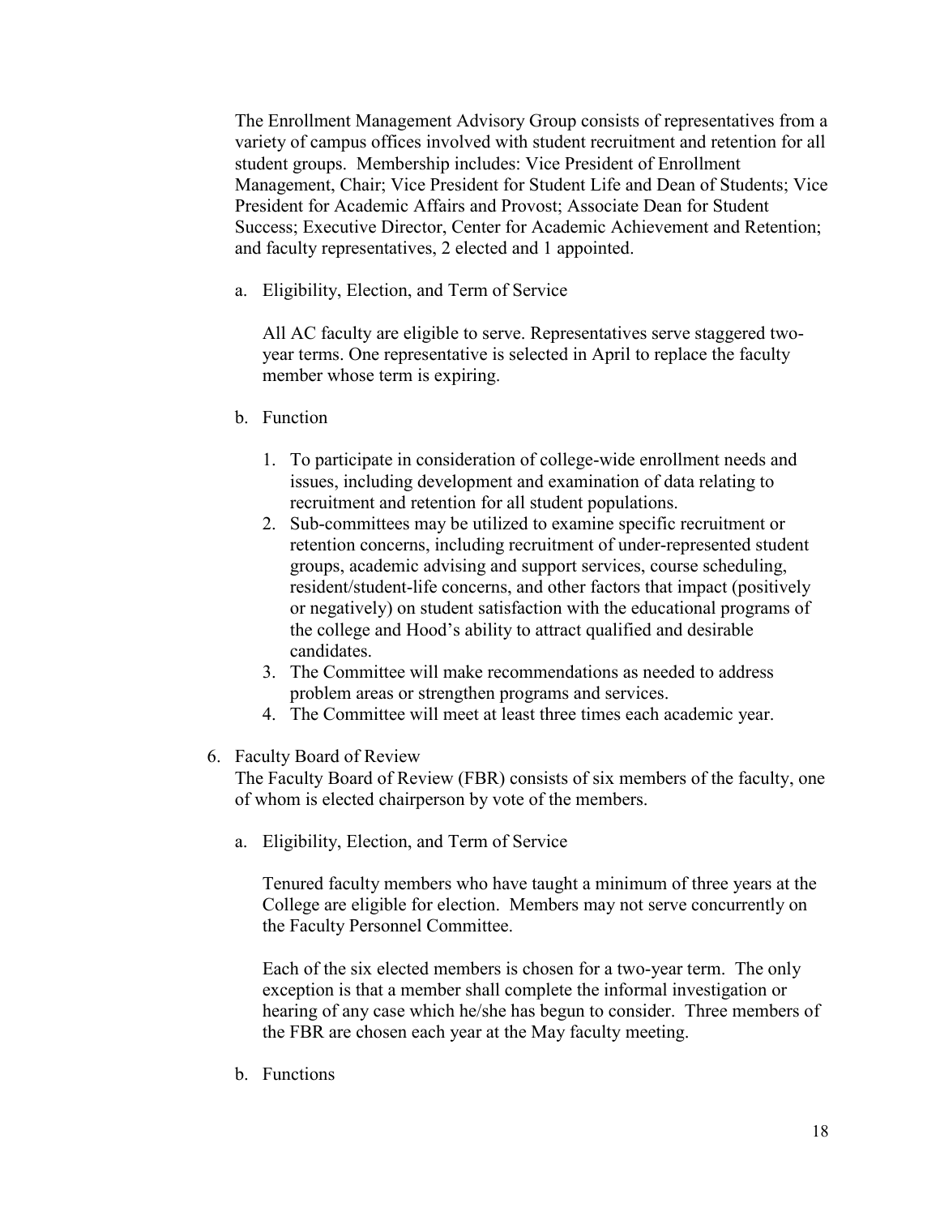The Enrollment Management Advisory Group consists of representatives from a variety of campus offices involved with student recruitment and retention for all student groups. Membership includes: Vice President of Enrollment Management, Chair; Vice President for Student Life and Dean of Students; Vice President for Academic Affairs and Provost; Associate Dean for Student Success; Executive Director, Center for Academic Achievement and Retention; and faculty representatives, 2 elected and 1 appointed.

a. Eligibility, Election, and Term of Service

   All AC faculty are eligible to serve. Representatives serve staggered two-year terms. One representative is selected in April to replace the faculty member whose term is expiring.

b. Function

   1. To participate in consideration of college-wide enrollment needs and issues, including development and examination of data relating to recruitment and retention for all student populations.
   2. Sub-committees may be utilized to examine specific recruitment or retention concerns, including recruitment of under-represented student groups, academic advising and support services, course scheduling, resident/student-life concerns, and other factors that impact (positively or negatively) on student satisfaction with the educational programs of the college and Hood's ability to attract qualified and desirable candidates.
   3. The Committee will make recommendations as needed to address problem areas or strengthen programs and services.
   4. The Committee will meet at least three times each academic year.

6. Faculty Board of Review

   The Faculty Board of Review (FBR) consists of six members of the faculty, one of whom is elected chairperson by vote of the members.

   a. Eligibility, Election, and Term of Service

      Tenured faculty members who have taught a minimum of three years at the College are eligible for election. Members may not serve concurrently on the Faculty Personnel Committee.

      Each of the six elected members is chosen for a two-year term. The only exception is that a member shall complete the informal investigation or hearing of any case which he/she has begun to consider. Three members of the FBR are chosen each year at the May faculty meeting.

   b. Functions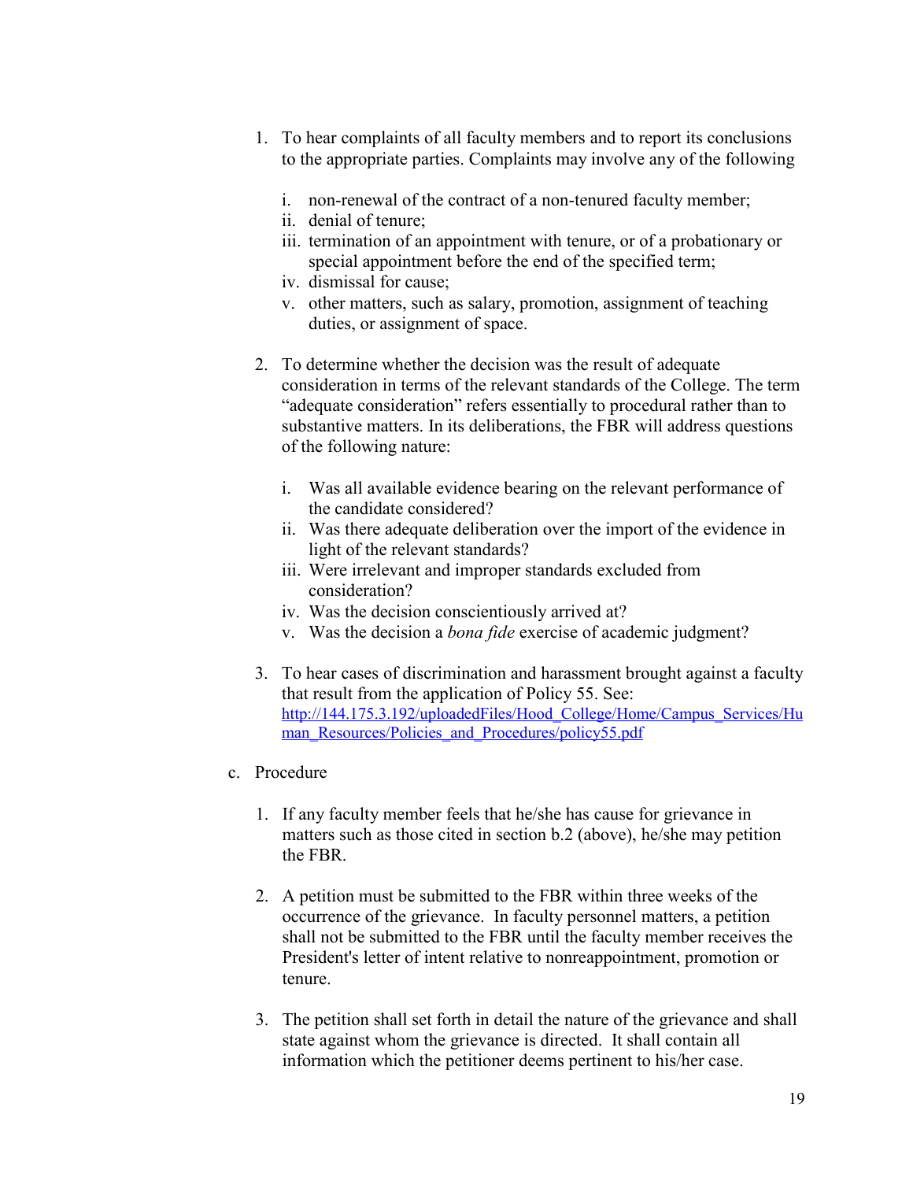1. To hear complaints of all faculty members and to report its conclusions to the appropriate parties. Complaints may involve any of the following

   i. non-renewal of the contract of a non-tenured faculty member;
   ii. denial of tenure;
   iii. termination of an appointment with tenure, or of a probationary or special appointment before the end of the specified term;
   iv. dismissal for cause;
   v. other matters, such as salary, promotion, assignment of teaching duties, or assignment of space.

2. To determine whether the decision was the result of adequate consideration in terms of the relevant standards of the College. The term "adequate consideration" refers essentially to procedural rather than to substantive matters. In its deliberations, the FBR will address questions of the following nature:

   i. Was all available evidence bearing on the relevant performance of the candidate considered?
   ii. Was there adequate deliberation over the import of the evidence in light of the relevant standards?
   iii. Were irrelevant and improper standards excluded from consideration?
   iv. Was the decision conscientiously arrived at?
   v. Was the decision a *bona fide* exercise of academic judgment?

3. To hear cases of discrimination and harassment brought against a faculty that result from the application of Policy 55. See: [http://144.175.3.192/uploadedFiles/Hood_College/Home/Campus_Services/Human_Resources/Policies_and_Procedures/policy55.pdf](http://144.175.3.192/uploadedFiles/Hood_College/Home/Campus_Services/Human_Resources/Policies_and_Procedures/policy55.pdf)

c. Procedure

1. If any faculty member feels that he/she has cause for grievance in matters such as those cited in section b.2 (above), he/she may petition the FBR.

2. A petition must be submitted to the FBR within three weeks of the occurrence of the grievance. In faculty personnel matters, a petition shall not be submitted to the FBR until the faculty member receives the President's letter of intent relative to nonreappointment, promotion or tenure.

3. The petition shall set forth in detail the nature of the grievance and shall state against whom the grievance is directed. It shall contain all information which the petitioner deems pertinent to his/her case.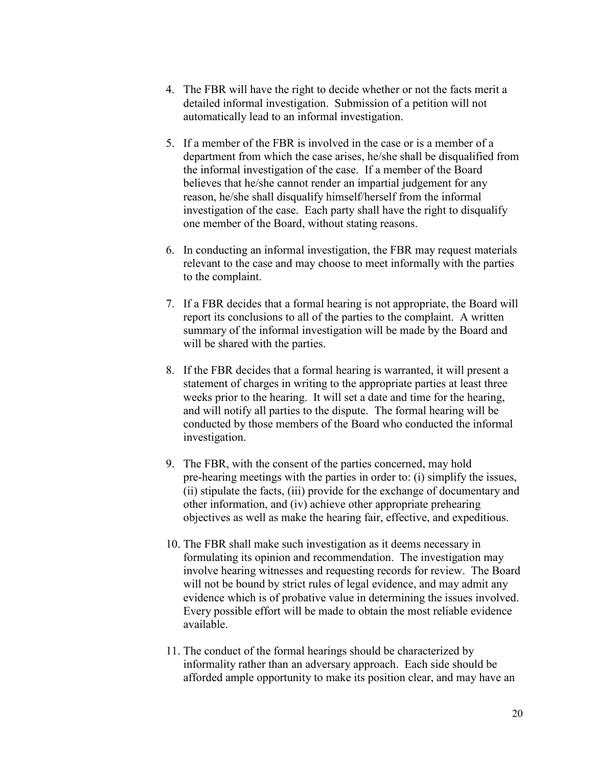4. The FBR will have the right to decide whether or not the facts merit a detailed informal investigation. Submission of a petition will not automatically lead to an informal investigation.

5. If a member of the FBR is involved in the case or is a member of a department from which the case arises, he/she shall be disqualified from the informal investigation of the case. If a member of the Board believes that he/she cannot render an impartial judgement for any reason, he/she shall disqualify himself/herself from the informal investigation of the case. Each party shall have the right to disqualify one member of the Board, without stating reasons.

6. In conducting an informal investigation, the FBR may request materials relevant to the case and may choose to meet informally with the parties to the complaint.

7. If a FBR decides that a formal hearing is not appropriate, the Board will report its conclusions to all of the parties to the complaint. A written summary of the informal investigation will be made by the Board and will be shared with the parties.

8. If the FBR decides that a formal hearing is warranted, it will present a statement of charges in writing to the appropriate parties at least three weeks prior to the hearing. It will set a date and time for the hearing, and will notify all parties to the dispute. The formal hearing will be conducted by those members of the Board who conducted the informal investigation.

9. The FBR, with the consent of the parties concerned, may hold pre-hearing meetings with the parties in order to: (i) simplify the issues, (ii) stipulate the facts, (iii) provide for the exchange of documentary and other information, and (iv) achieve other appropriate prehearing objectives as well as make the hearing fair, effective, and expeditious.

10. The FBR shall make such investigation as it deems necessary in formulating its opinion and recommendation. The investigation may involve hearing witnesses and requesting records for review. The Board will not be bound by strict rules of legal evidence, and may admit any evidence which is of probative value in determining the issues involved. Every possible effort will be made to obtain the most reliable evidence available.

11. The conduct of the formal hearings should be characterized by informality rather than an adversary approach. Each side should be afforded ample opportunity to make its position clear, and may have an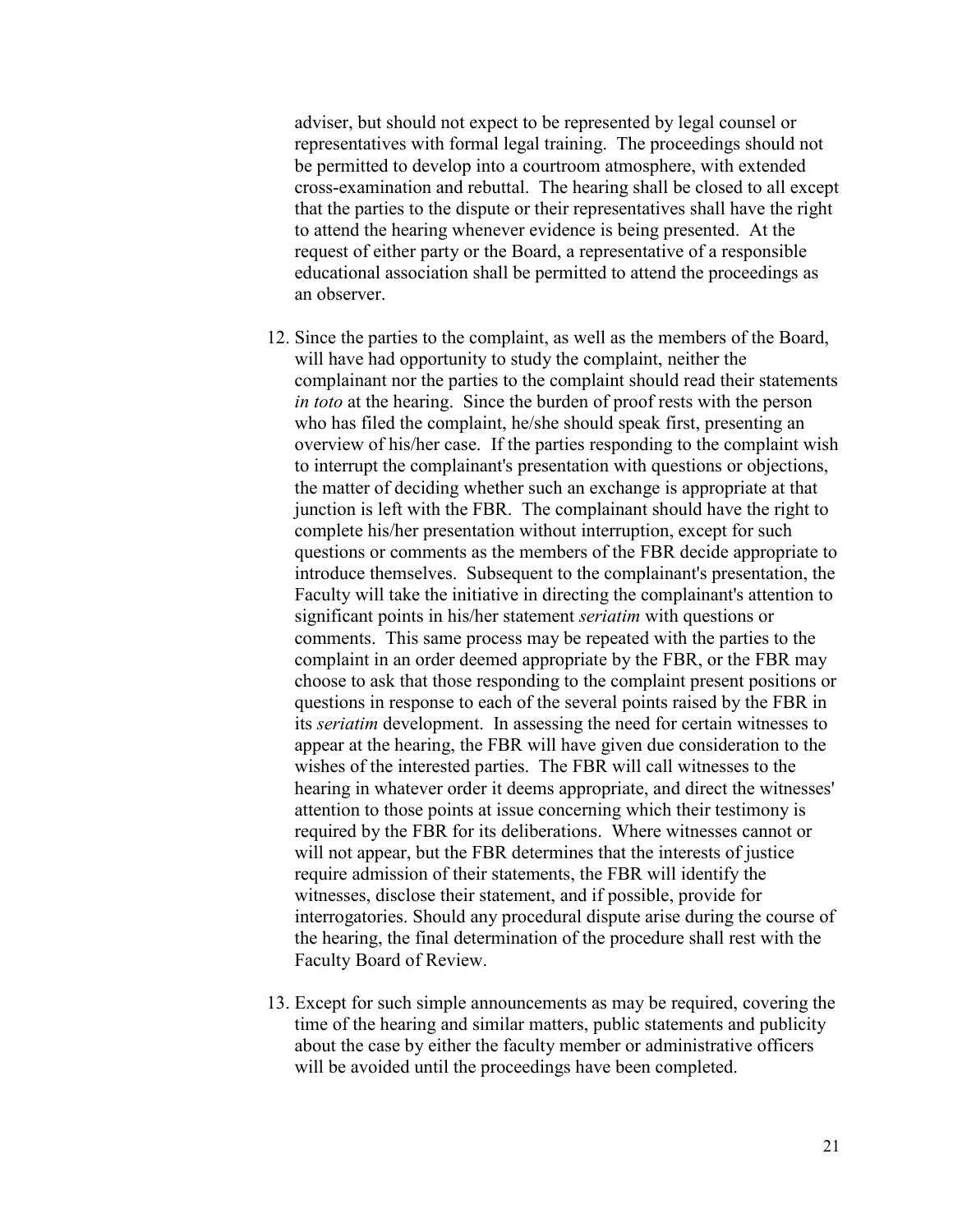adviser, but should not expect to be represented by legal counsel or representatives with formal legal training. The proceedings should not be permitted to develop into a courtroom atmosphere, with extended cross-examination and rebuttal. The hearing shall be closed to all except that the parties to the dispute or their representatives shall have the right to attend the hearing whenever evidence is being presented. At the request of either party or the Board, a representative of a responsible educational association shall be permitted to attend the proceedings as an observer.

12. Since the parties to the complaint, as well as the members of the Board, will have had opportunity to study the complaint, neither the complainant nor the parties to the complaint should read their statements *in toto* at the hearing. Since the burden of proof rests with the person who has filed the complaint, he/she should speak first, presenting an overview of his/her case. If the parties responding to the complaint wish to interrupt the complainant's presentation with questions or objections, the matter of deciding whether such an exchange is appropriate at that junction is left with the FBR. The complainant should have the right to complete his/her presentation without interruption, except for such questions or comments as the members of the FBR decide appropriate to introduce themselves. Subsequent to the complainant's presentation, the Faculty will take the initiative in directing the complainant's attention to significant points in his/her statement *seriatim* with questions or comments. This same process may be repeated with the parties to the complaint in an order deemed appropriate by the FBR, or the FBR may choose to ask that those responding to the complaint present positions or questions in response to each of the several points raised by the FBR in its *seriatim* development. In assessing the need for certain witnesses to appear at the hearing, the FBR will have given due consideration to the wishes of the interested parties. The FBR will call witnesses to the hearing in whatever order it deems appropriate, and direct the witnesses' attention to those points at issue concerning which their testimony is required by the FBR for its deliberations. Where witnesses cannot or will not appear, but the FBR determines that the interests of justice require admission of their statements, the FBR will identify the witnesses, disclose their statement, and if possible, provide for interrogatories. Should any procedural dispute arise during the course of the hearing, the final determination of the procedure shall rest with the Faculty Board of Review.

13. Except for such simple announcements as may be required, covering the time of the hearing and similar matters, public statements and publicity about the case by either the faculty member or administrative officers will be avoided until the proceedings have been completed.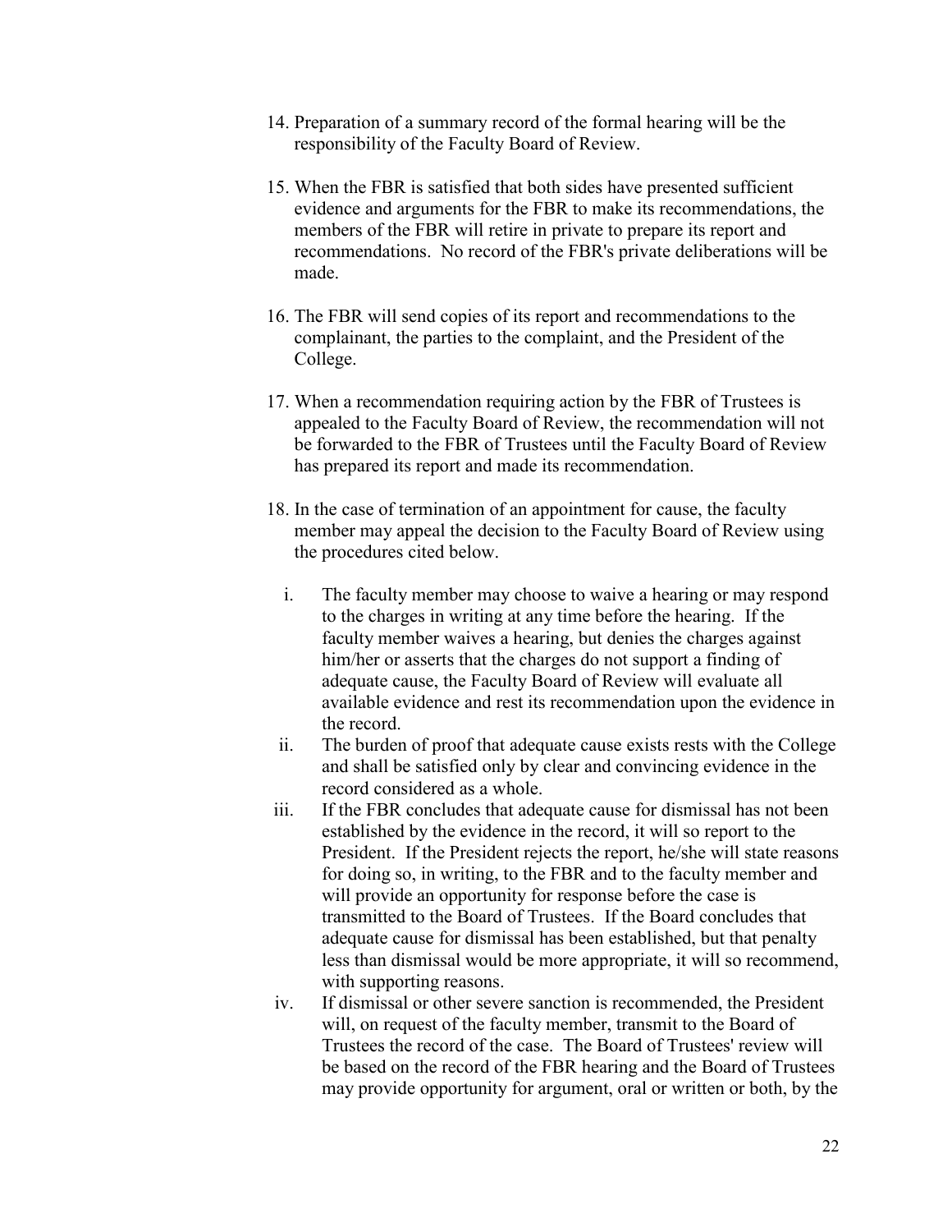14. Preparation of a summary record of the formal hearing will be the responsibility of the Faculty Board of Review.

15. When the FBR is satisfied that both sides have presented sufficient evidence and arguments for the FBR to make its recommendations, the members of the FBR will retire in private to prepare its report and recommendations. No record of the FBR's private deliberations will be made.

16. The FBR will send copies of its report and recommendations to the complainant, the parties to the complaint, and the President of the College.

17. When a recommendation requiring action by the FBR of Trustees is appealed to the Faculty Board of Review, the recommendation will not be forwarded to the FBR of Trustees until the Faculty Board of Review has prepared its report and made its recommendation.

18. In the case of termination of an appointment for cause, the faculty member may appeal the decision to the Faculty Board of Review using the procedures cited below.

    i. The faculty member may choose to waive a hearing or may respond to the charges in writing at any time before the hearing. If the faculty member waives a hearing, but denies the charges against him/her or asserts that the charges do not support a finding of adequate cause, the Faculty Board of Review will evaluate all available evidence and rest its recommendation upon the evidence in the record.
    ii. The burden of proof that adequate cause exists rests with the College and shall be satisfied only by clear and convincing evidence in the record considered as a whole.
    iii. If the FBR concludes that adequate cause for dismissal has not been established by the evidence in the record, it will so report to the President. If the President rejects the report, he/she will state reasons for doing so, in writing, to the FBR and to the faculty member and will provide an opportunity for response before the case is transmitted to the Board of Trustees. If the Board concludes that adequate cause for dismissal has been established, but that penalty less than dismissal would be more appropriate, it will so recommend, with supporting reasons.
    iv. If dismissal or other severe sanction is recommended, the President will, on request of the faculty member, transmit to the Board of Trustees the record of the case. The Board of Trustees' review will be based on the record of the FBR hearing and the Board of Trustees may provide opportunity for argument, oral or written or both, by the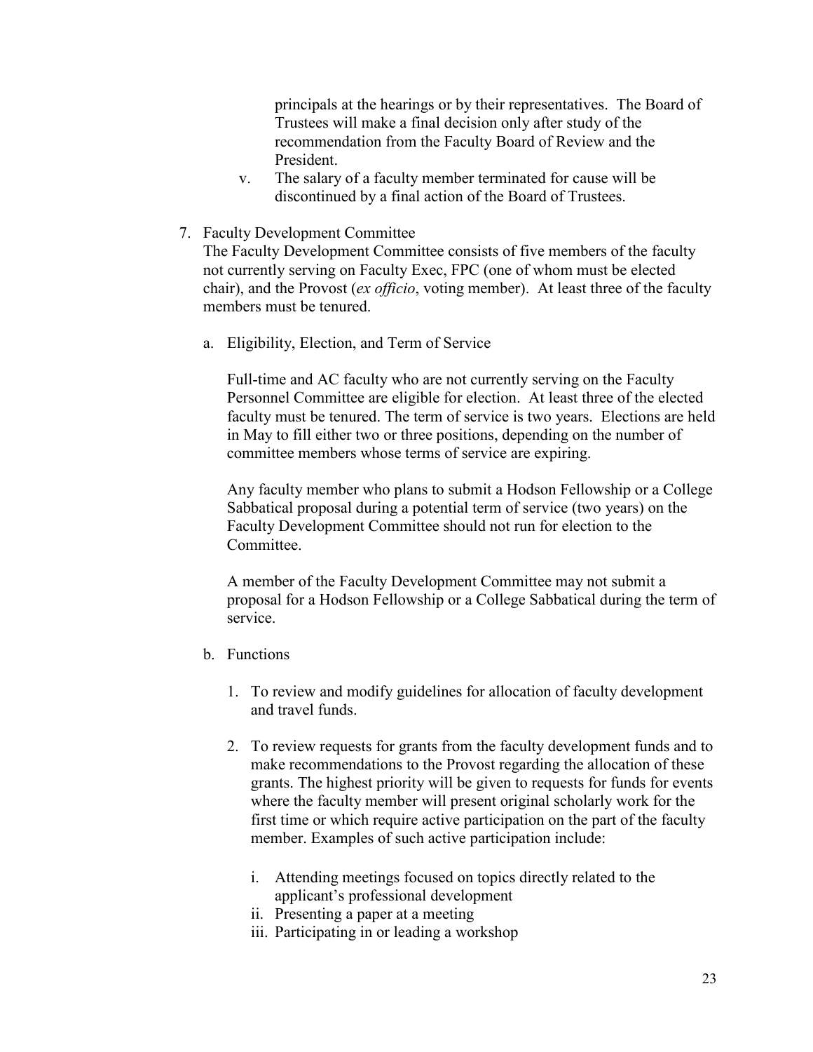principals at the hearings or by their representatives. The Board of Trustees will make a final decision only after study of the recommendation from the Faculty Board of Review and the President.

v. The salary of a faculty member terminated for cause will be discontinued by a final action of the Board of Trustees.

7. Faculty Development Committee

The Faculty Development Committee consists of five members of the faculty not currently serving on Faculty Exec, FPC (one of whom must be elected chair), and the Provost (*ex officio*, voting member). At least three of the faculty members must be tenured.

a. Eligibility, Election, and Term of Service

Full-time and AC faculty who are not currently serving on the Faculty Personnel Committee are eligible for election. At least three of the elected faculty must be tenured. The term of service is two years. Elections are held in May to fill either two or three positions, depending on the number of committee members whose terms of service are expiring.

Any faculty member who plans to submit a Hodson Fellowship or a College Sabbatical proposal during a potential term of service (two years) on the Faculty Development Committee should not run for election to the Committee.

A member of the Faculty Development Committee may not submit a proposal for a Hodson Fellowship or a College Sabbatical during the term of service.

b. Functions

1. To review and modify guidelines for allocation of faculty development and travel funds.

2. To review requests for grants from the faculty development funds and to make recommendations to the Provost regarding the allocation of these grants. The highest priority will be given to requests for funds for events where the faculty member will present original scholarly work for the first time or which require active participation on the part of the faculty member. Examples of such active participation include:

   i. Attending meetings focused on topics directly related to the applicant's professional development
   ii. Presenting a paper at a meeting
   iii. Participating in or leading a workshop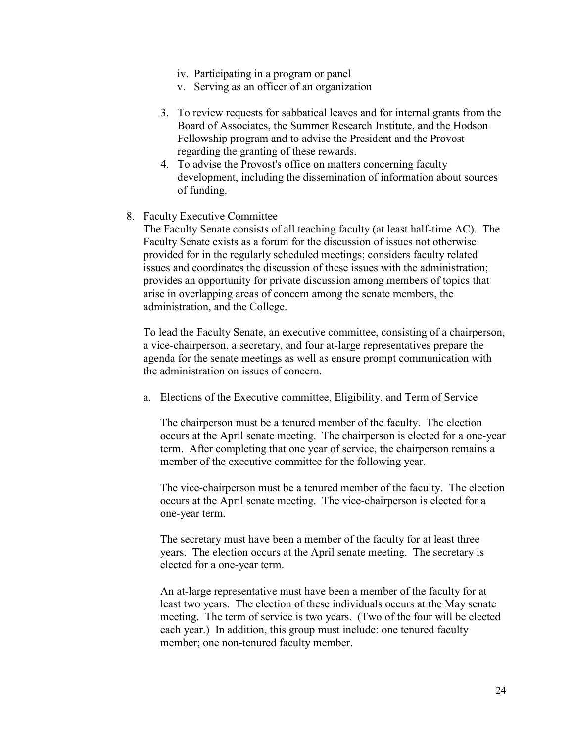iv. Participating in a program or panel
    v. Serving as an officer of an organization

3. To review requests for sabbatical leaves and for internal grants from the Board of Associates, the Summer Research Institute, and the Hodson Fellowship program and to advise the President and the Provost regarding the granting of these rewards.
4. To advise the Provost's office on matters concerning faculty development, including the dissemination of information about sources of funding.

8. Faculty Executive Committee

   The Faculty Senate consists of all teaching faculty (at least half-time AC). The Faculty Senate exists as a forum for the discussion of issues not otherwise provided for in the regularly scheduled meetings; considers faculty related issues and coordinates the discussion of these issues with the administration; provides an opportunity for private discussion among members of topics that arise in overlapping areas of concern among the senate members, the administration, and the College.

   To lead the Faculty Senate, an executive committee, consisting of a chairperson, a vice-chairperson, a secretary, and four at-large representatives prepare the agenda for the senate meetings as well as ensure prompt communication with the administration on issues of concern.

   a. Elections of the Executive committee, Eligibility, and Term of Service

      The chairperson must be a tenured member of the faculty. The election occurs at the April senate meeting. The chairperson is elected for a one-year term. After completing that one year of service, the chairperson remains a member of the executive committee for the following year.

      The vice-chairperson must be a tenured member of the faculty. The election occurs at the April senate meeting. The vice-chairperson is elected for a one-year term.

      The secretary must have been a member of the faculty for at least three years. The election occurs at the April senate meeting. The secretary is elected for a one-year term.

      An at-large representative must have been a member of the faculty for at least two years. The election of these individuals occurs at the May senate meeting. The term of service is two years. (Two of the four will be elected each year.) In addition, this group must include: one tenured faculty member; one non-tenured faculty member.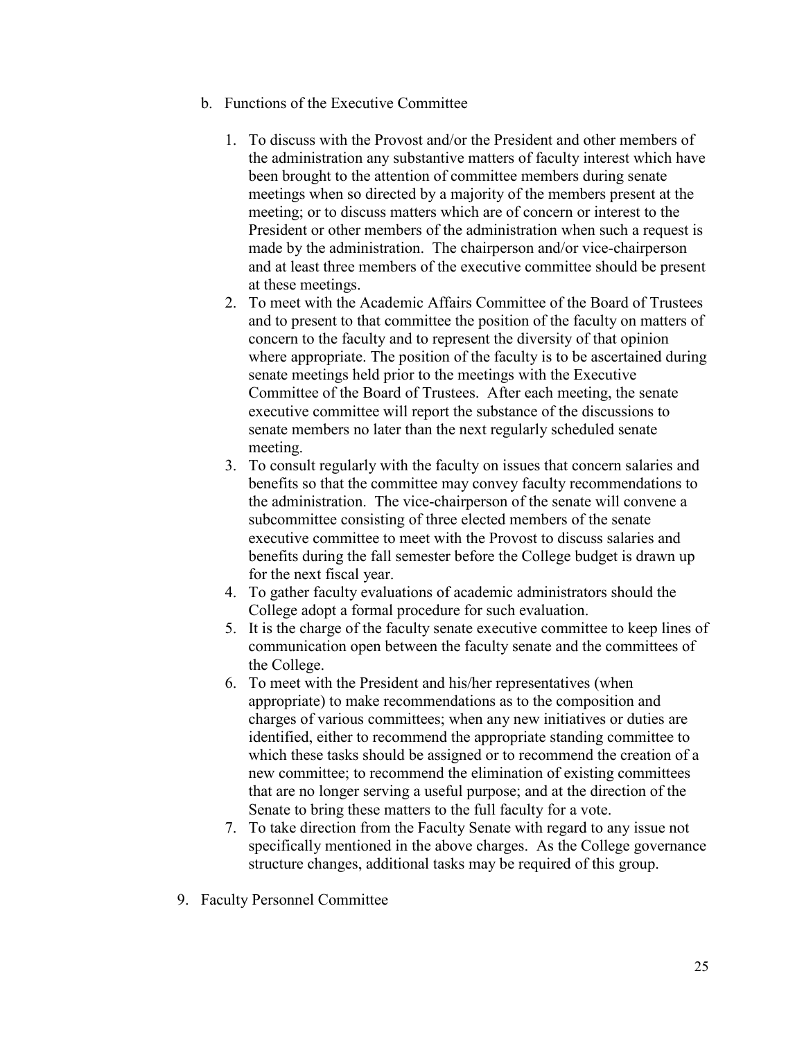b. Functions of the Executive Committee

1. To discuss with the Provost and/or the President and other members of the administration any substantive matters of faculty interest which have been brought to the attention of committee members during senate meetings when so directed by a majority of the members present at the meeting; or to discuss matters which are of concern or interest to the President or other members of the administration when such a request is made by the administration. The chairperson and/or vice-chairperson and at least three members of the executive committee should be present at these meetings.
2. To meet with the Academic Affairs Committee of the Board of Trustees and to present to that committee the position of the faculty on matters of concern to the faculty and to represent the diversity of that opinion where appropriate. The position of the faculty is to be ascertained during senate meetings held prior to the meetings with the Executive Committee of the Board of Trustees. After each meeting, the senate executive committee will report the substance of the discussions to senate members no later than the next regularly scheduled senate meeting.
3. To consult regularly with the faculty on issues that concern salaries and benefits so that the committee may convey faculty recommendations to the administration. The vice-chairperson of the senate will convene a subcommittee consisting of three elected members of the senate executive committee to meet with the Provost to discuss salaries and benefits during the fall semester before the College budget is drawn up for the next fiscal year.
4. To gather faculty evaluations of academic administrators should the College adopt a formal procedure for such evaluation.
5. It is the charge of the faculty senate executive committee to keep lines of communication open between the faculty senate and the committees of the College.
6. To meet with the President and his/her representatives (when appropriate) to make recommendations as to the composition and charges of various committees; when any new initiatives or duties are identified, either to recommend the appropriate standing committee to which these tasks should be assigned or to recommend the creation of a new committee; to recommend the elimination of existing committees that are no longer serving a useful purpose; and at the direction of the Senate to bring these matters to the full faculty for a vote.
7. To take direction from the Faculty Senate with regard to any issue not specifically mentioned in the above charges. As the College governance structure changes, additional tasks may be required of this group.

9. Faculty Personnel Committee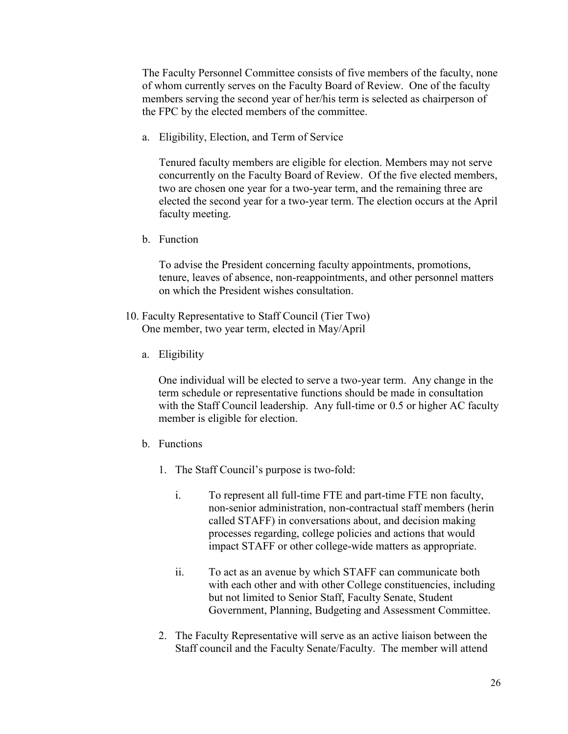The Faculty Personnel Committee consists of five members of the faculty, none of whom currently serves on the Faculty Board of Review. One of the faculty members serving the second year of her/his term is selected as chairperson of the FPC by the elected members of the committee.

a. Eligibility, Election, and Term of Service

   Tenured faculty members are eligible for election. Members may not serve concurrently on the Faculty Board of Review. Of the five elected members, two are chosen one year for a two-year term, and the remaining three are elected the second year for a two-year term. The election occurs at the April faculty meeting.

b. Function

   To advise the President concerning faculty appointments, promotions, tenure, leaves of absence, non-reappointments, and other personnel matters on which the President wishes consultation.

10. Faculty Representative to Staff Council (Tier Two)
    One member, two year term, elected in May/April

    a. Eligibility

       One individual will be elected to serve a two-year term. Any change in the term schedule or representative functions should be made in consultation with the Staff Council leadership. Any full-time or 0.5 or higher AC faculty member is eligible for election.

    b. Functions

       1. The Staff Council's purpose is two-fold:

          i. To represent all full-time FTE and part-time FTE non faculty, non-senior administration, non-contractual staff members (herin called STAFF) in conversations about, and decision making processes regarding, college policies and actions that would impact STAFF or other college-wide matters as appropriate.

          ii. To act as an avenue by which STAFF can communicate both with each other and with other College constituencies, including but not limited to Senior Staff, Faculty Senate, Student Government, Planning, Budgeting and Assessment Committee.

       2. The Faculty Representative will serve as an active liaison between the Staff council and the Faculty Senate/Faculty. The member will attend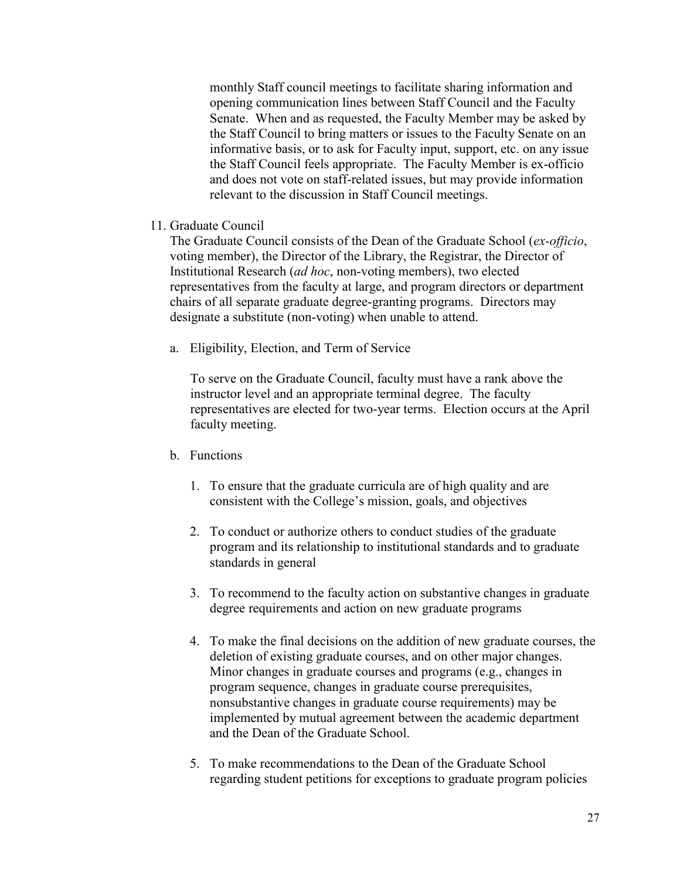monthly Staff council meetings to facilitate sharing information and opening communication lines between Staff Council and the Faculty Senate. When and as requested, the Faculty Member may be asked by the Staff Council to bring matters or issues to the Faculty Senate on an informative basis, or to ask for Faculty input, support, etc. on any issue the Staff Council feels appropriate. The Faculty Member is ex-officio and does not vote on staff-related issues, but may provide information relevant to the discussion in Staff Council meetings.

11. Graduate Council

    The Graduate Council consists of the Dean of the Graduate School (*ex-officio*, voting member), the Director of the Library, the Registrar, the Director of Institutional Research (*ad hoc*, non-voting members), two elected representatives from the faculty at large, and program directors or department chairs of all separate graduate degree-granting programs. Directors may designate a substitute (non-voting) when unable to attend.

    a. Eligibility, Election, and Term of Service

       To serve on the Graduate Council, faculty must have a rank above the instructor level and an appropriate terminal degree. The faculty representatives are elected for two-year terms. Election occurs at the April faculty meeting.

    b. Functions

       1. To ensure that the graduate curricula are of high quality and are consistent with the College's mission, goals, and objectives

       2. To conduct or authorize others to conduct studies of the graduate program and its relationship to institutional standards and to graduate standards in general

       3. To recommend to the faculty action on substantive changes in graduate degree requirements and action on new graduate programs

       4. To make the final decisions on the addition of new graduate courses, the deletion of existing graduate courses, and on other major changes. Minor changes in graduate courses and programs (e.g., changes in program sequence, changes in graduate course prerequisites, nonsubstantive changes in graduate course requirements) may be implemented by mutual agreement between the academic department and the Dean of the Graduate School.

       5. To make recommendations to the Dean of the Graduate School regarding student petitions for exceptions to graduate program policies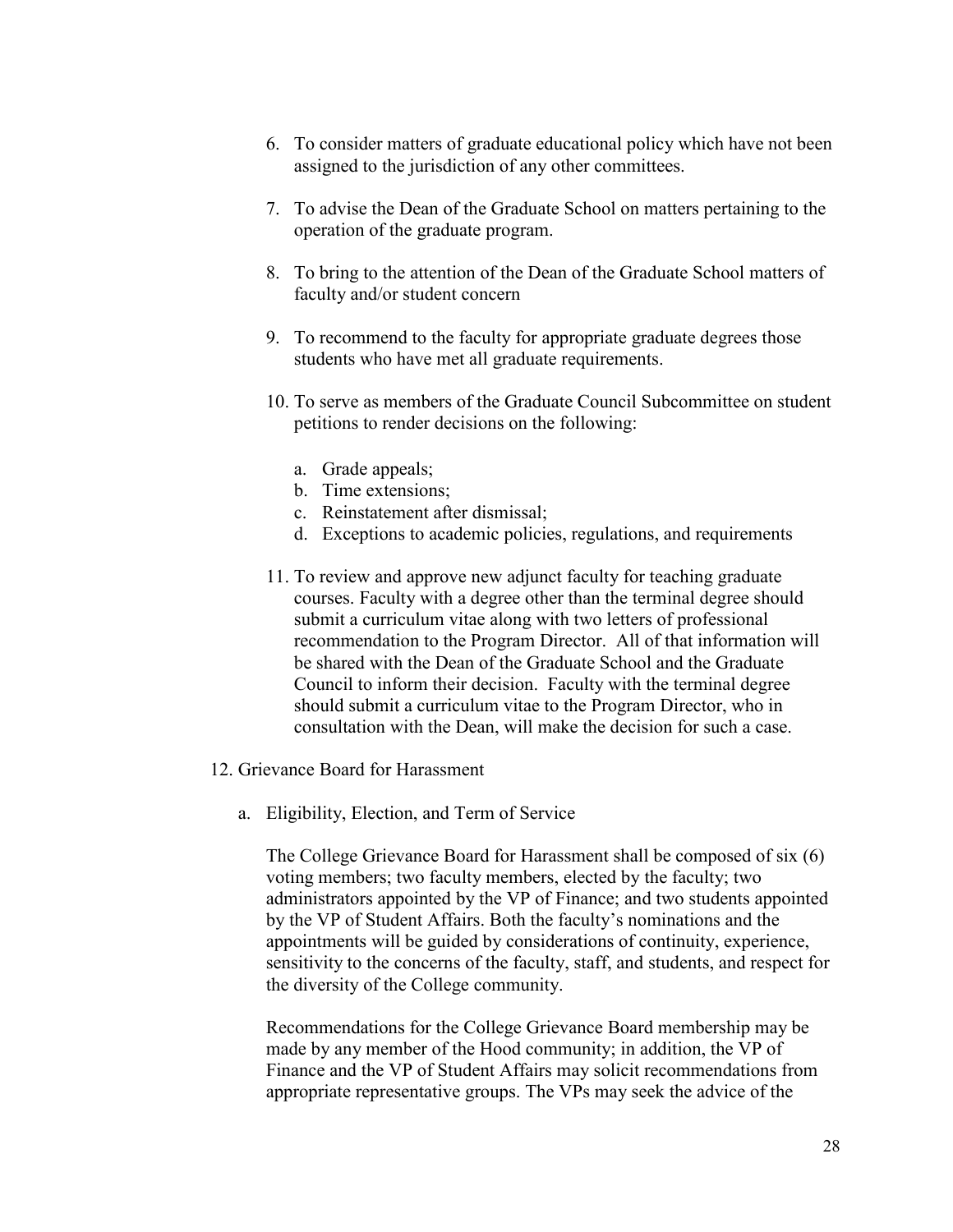6. To consider matters of graduate educational policy which have not been assigned to the jurisdiction of any other committees.

7. To advise the Dean of the Graduate School on matters pertaining to the operation of the graduate program.

8. To bring to the attention of the Dean of the Graduate School matters of faculty and/or student concern

9. To recommend to the faculty for appropriate graduate degrees those students who have met all graduate requirements.

10. To serve as members of the Graduate Council Subcommittee on student petitions to render decisions on the following:

    a. Grade appeals;
    b. Time extensions;
    c. Reinstatement after dismissal;
    d. Exceptions to academic policies, regulations, and requirements

11. To review and approve new adjunct faculty for teaching graduate courses. Faculty with a degree other than the terminal degree should submit a curriculum vitae along with two letters of professional recommendation to the Program Director. All of that information will be shared with the Dean of the Graduate School and the Graduate Council to inform their decision. Faculty with the terminal degree should submit a curriculum vitae to the Program Director, who in consultation with the Dean, will make the decision for such a case.

12. Grievance Board for Harassment

    a. Eligibility, Election, and Term of Service

       The College Grievance Board for Harassment shall be composed of six (6) voting members; two faculty members, elected by the faculty; two administrators appointed by the VP of Finance; and two students appointed by the VP of Student Affairs. Both the faculty's nominations and the appointments will be guided by considerations of continuity, experience, sensitivity to the concerns of the faculty, staff, and students, and respect for the diversity of the College community.

       Recommendations for the College Grievance Board membership may be made by any member of the Hood community; in addition, the VP of Finance and the VP of Student Affairs may solicit recommendations from appropriate representative groups. The VPs may seek the advice of the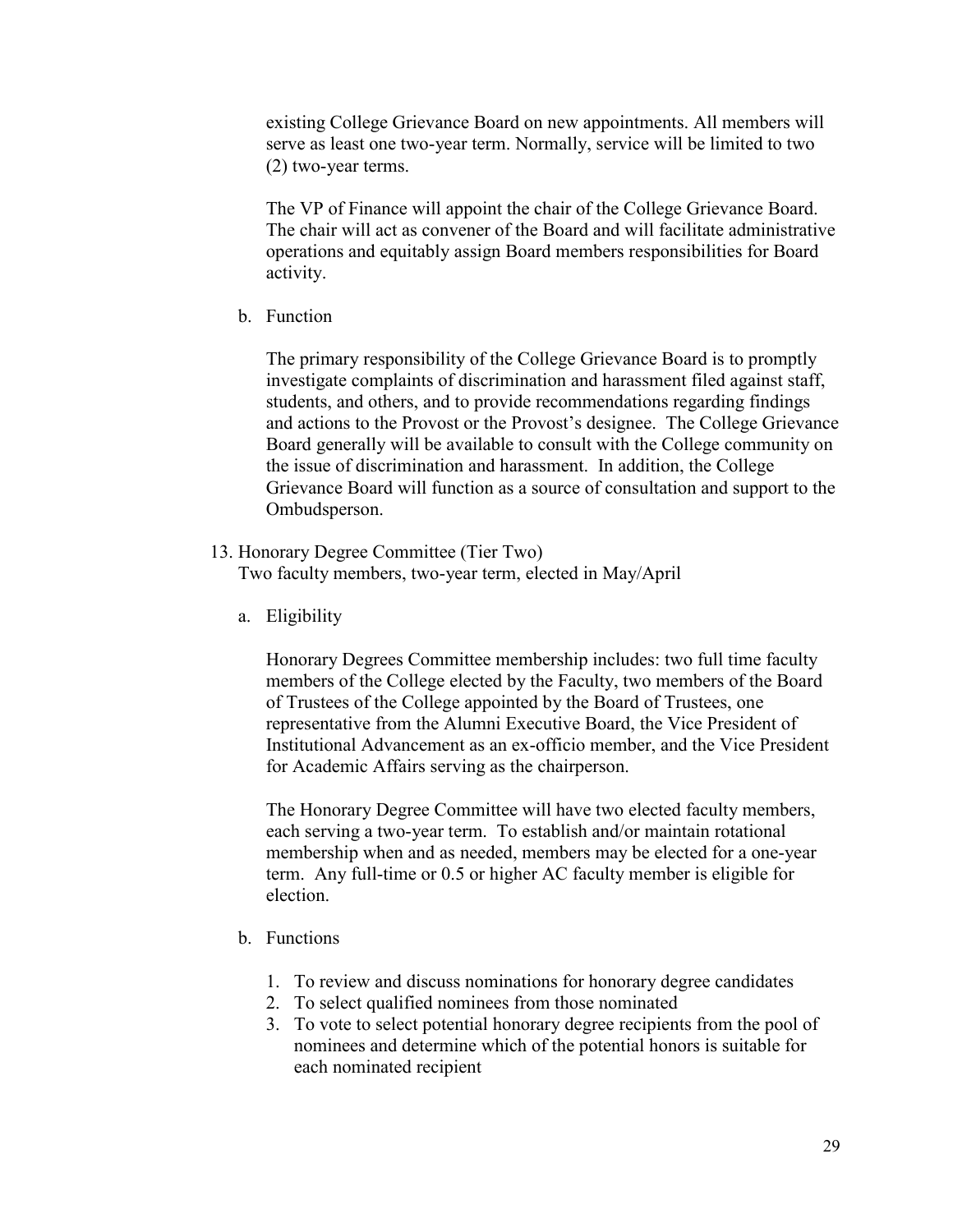existing College Grievance Board on new appointments. All members will serve as least one two-year term. Normally, service will be limited to two (2) two-year terms.

The VP of Finance will appoint the chair of the College Grievance Board. The chair will act as convener of the Board and will facilitate administrative operations and equitably assign Board members responsibilities for Board activity.

b. Function

The primary responsibility of the College Grievance Board is to promptly investigate complaints of discrimination and harassment filed against staff, students, and others, and to provide recommendations regarding findings and actions to the Provost or the Provost's designee. The College Grievance Board generally will be available to consult with the College community on the issue of discrimination and harassment. In addition, the College Grievance Board will function as a source of consultation and support to the Ombudsperson.

13. Honorary Degree Committee (Tier Two)
Two faculty members, two-year term, elected in May/April

a. Eligibility

Honorary Degrees Committee membership includes: two full time faculty members of the College elected by the Faculty, two members of the Board of Trustees of the College appointed by the Board of Trustees, one representative from the Alumni Executive Board, the Vice President of Institutional Advancement as an ex-officio member, and the Vice President for Academic Affairs serving as the chairperson.

The Honorary Degree Committee will have two elected faculty members, each serving a two-year term. To establish and/or maintain rotational membership when and as needed, members may be elected for a one-year term. Any full-time or 0.5 or higher AC faculty member is eligible for election.

b. Functions

1. To review and discuss nominations for honorary degree candidates
2. To select qualified nominees from those nominated
3. To vote to select potential honorary degree recipients from the pool of nominees and determine which of the potential honors is suitable for each nominated recipient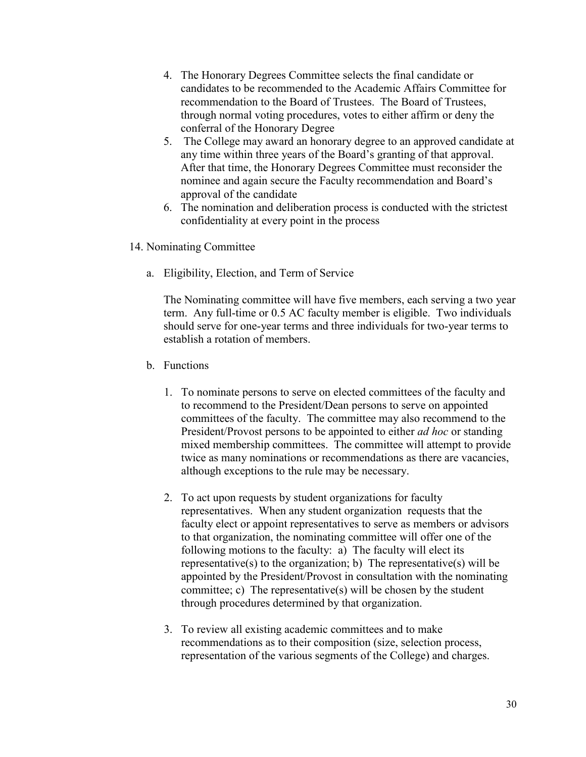4. The Honorary Degrees Committee selects the final candidate or candidates to be recommended to the Academic Affairs Committee for recommendation to the Board of Trustees. The Board of Trustees, through normal voting procedures, votes to either affirm or deny the conferral of the Honorary Degree
5. The College may award an honorary degree to an approved candidate at any time within three years of the Board's granting of that approval. After that time, the Honorary Degrees Committee must reconsider the nominee and again secure the Faculty recommendation and Board's approval of the candidate
6. The nomination and deliberation process is conducted with the strictest confidentiality at every point in the process

14. Nominating Committee

a. Eligibility, Election, and Term of Service

The Nominating committee will have five members, each serving a two year term. Any full-time or 0.5 AC faculty member is eligible. Two individuals should serve for one-year terms and three individuals for two-year terms to establish a rotation of members.

b. Functions

1. To nominate persons to serve on elected committees of the faculty and to recommend to the President/Dean persons to serve on appointed committees of the faculty. The committee may also recommend to the President/Provost persons to be appointed to either *ad hoc* or standing mixed membership committees. The committee will attempt to provide twice as many nominations or recommendations as there are vacancies, although exceptions to the rule may be necessary.

2. To act upon requests by student organizations for faculty representatives. When any student organization requests that the faculty elect or appoint representatives to serve as members or advisors to that organization, the nominating committee will offer one of the following motions to the faculty: a) The faculty will elect its representative(s) to the organization; b) The representative(s) will be appointed by the President/Provost in consultation with the nominating committee; c) The representative(s) will be chosen by the student through procedures determined by that organization.

3. To review all existing academic committees and to make recommendations as to their composition (size, selection process, representation of the various segments of the College) and charges.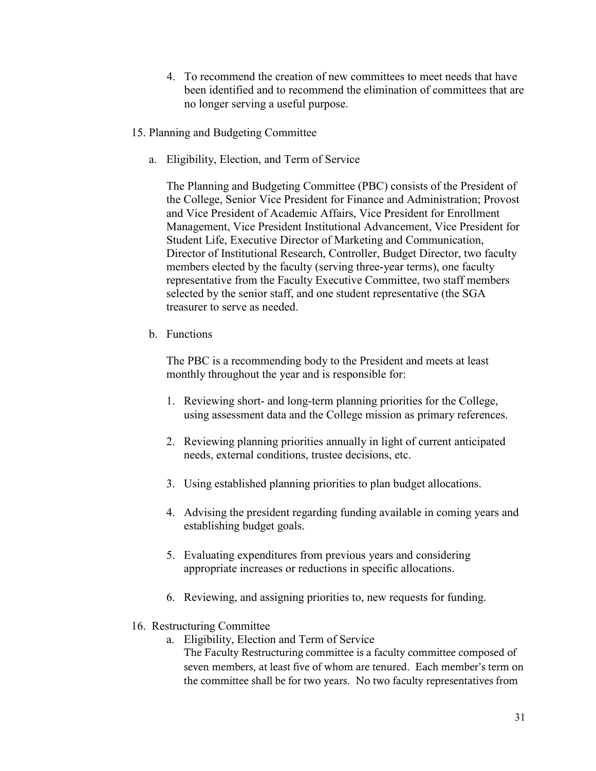4. To recommend the creation of new committees to meet needs that have been identified and to recommend the elimination of committees that are no longer serving a useful purpose.

15. Planning and Budgeting Committee

    a. Eligibility, Election, and Term of Service

       The Planning and Budgeting Committee (PBC) consists of the President of the College, Senior Vice President for Finance and Administration; Provost and Vice President of Academic Affairs, Vice President for Enrollment Management, Vice President Institutional Advancement, Vice President for Student Life, Executive Director of Marketing and Communication, Director of Institutional Research, Controller, Budget Director, two faculty members elected by the faculty (serving three-year terms), one faculty representative from the Faculty Executive Committee, two staff members selected by the senior staff, and one student representative (the SGA treasurer to serve as needed.

    b. Functions

       The PBC is a recommending body to the President and meets at least monthly throughout the year and is responsible for:

       1. Reviewing short- and long-term planning priorities for the College, using assessment data and the College mission as primary references.

       2. Reviewing planning priorities annually in light of current anticipated needs, external conditions, trustee decisions, etc.

       3. Using established planning priorities to plan budget allocations.

       4. Advising the president regarding funding available in coming years and establishing budget goals.

       5. Evaluating expenditures from previous years and considering appropriate increases or reductions in specific allocations.

       6. Reviewing, and assigning priorities to, new requests for funding.

16. Restructuring Committee

    a. Eligibility, Election and Term of Service

       The Faculty Restructuring committee is a faculty committee composed of seven members, at least five of whom are tenured. Each member's term on the committee shall be for two years. No two faculty representatives from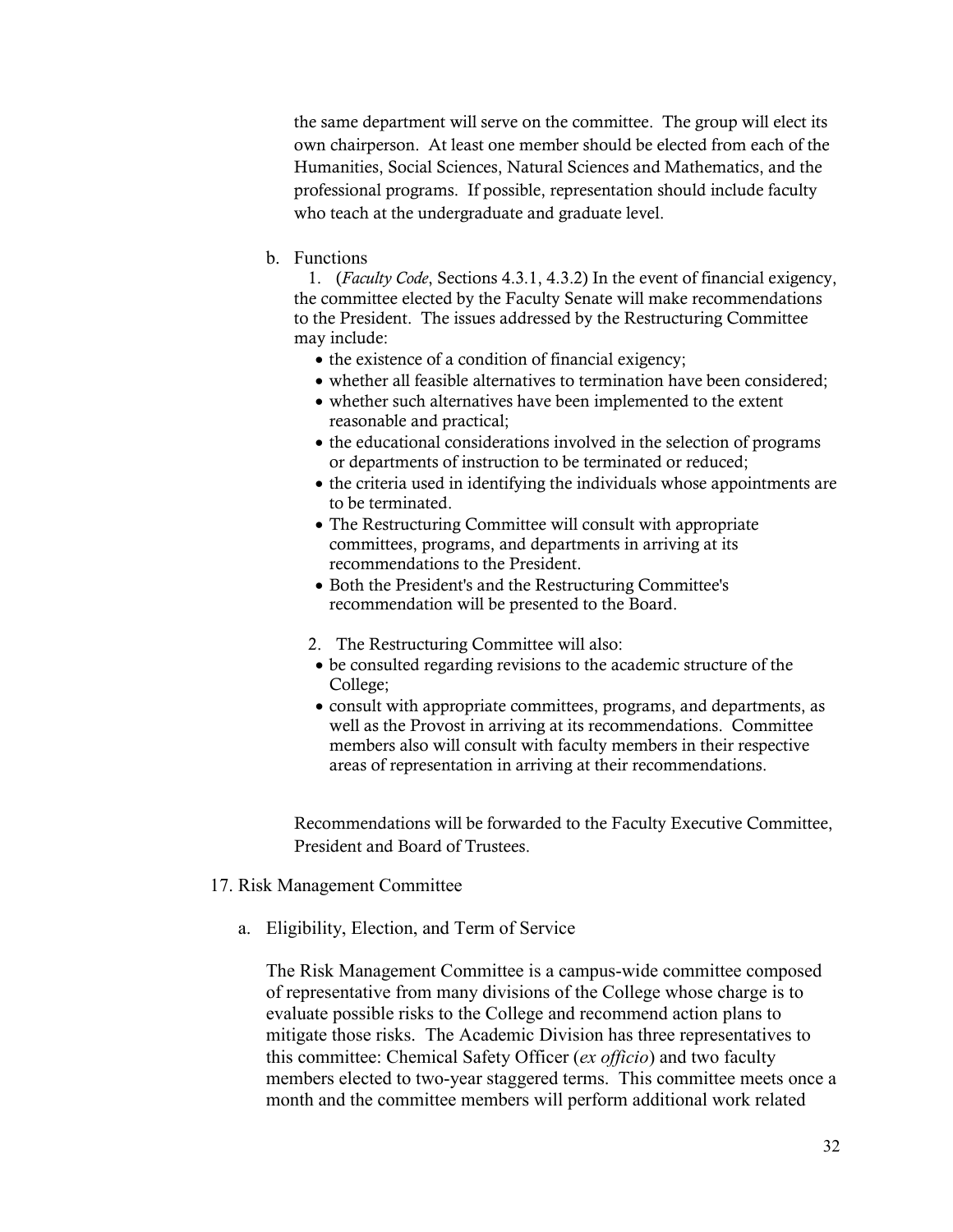the same department will serve on the committee. The group will elect its own chairperson. At least one member should be elected from each of the Humanities, Social Sciences, Natural Sciences and Mathematics, and the professional programs. If possible, representation should include faculty who teach at the undergraduate and graduate level.

b. Functions

1. (*Faculty Code*, Sections 4.3.1, 4.3.2) In the event of financial exigency, the committee elected by the Faculty Senate will make recommendations to the President. The issues addressed by the Restructuring Committee may include:
    - the existence of a condition of financial exigency;
    - whether all feasible alternatives to termination have been considered;
    - whether such alternatives have been implemented to the extent reasonable and practical;
    - the educational considerations involved in the selection of programs or departments of instruction to be terminated or reduced;
    - the criteria used in identifying the individuals whose appointments are to be terminated.
    - The Restructuring Committee will consult with appropriate committees, programs, and departments in arriving at its recommendations to the President.
    - Both the President's and the Restructuring Committee's recommendation will be presented to the Board.

2. The Restructuring Committee will also:
    - be consulted regarding revisions to the academic structure of the College;
    - consult with appropriate committees, programs, and departments, as well as the Provost in arriving at its recommendations. Committee members also will consult with faculty members in their respective areas of representation in arriving at their recommendations.

Recommendations will be forwarded to the Faculty Executive Committee, President and Board of Trustees.

17. Risk Management Committee

a. Eligibility, Election, and Term of Service

The Risk Management Committee is a campus-wide committee composed of representative from many divisions of the College whose charge is to evaluate possible risks to the College and recommend action plans to mitigate those risks. The Academic Division has three representatives to this committee: Chemical Safety Officer (*ex officio*) and two faculty members elected to two-year staggered terms. This committee meets once a month and the committee members will perform additional work related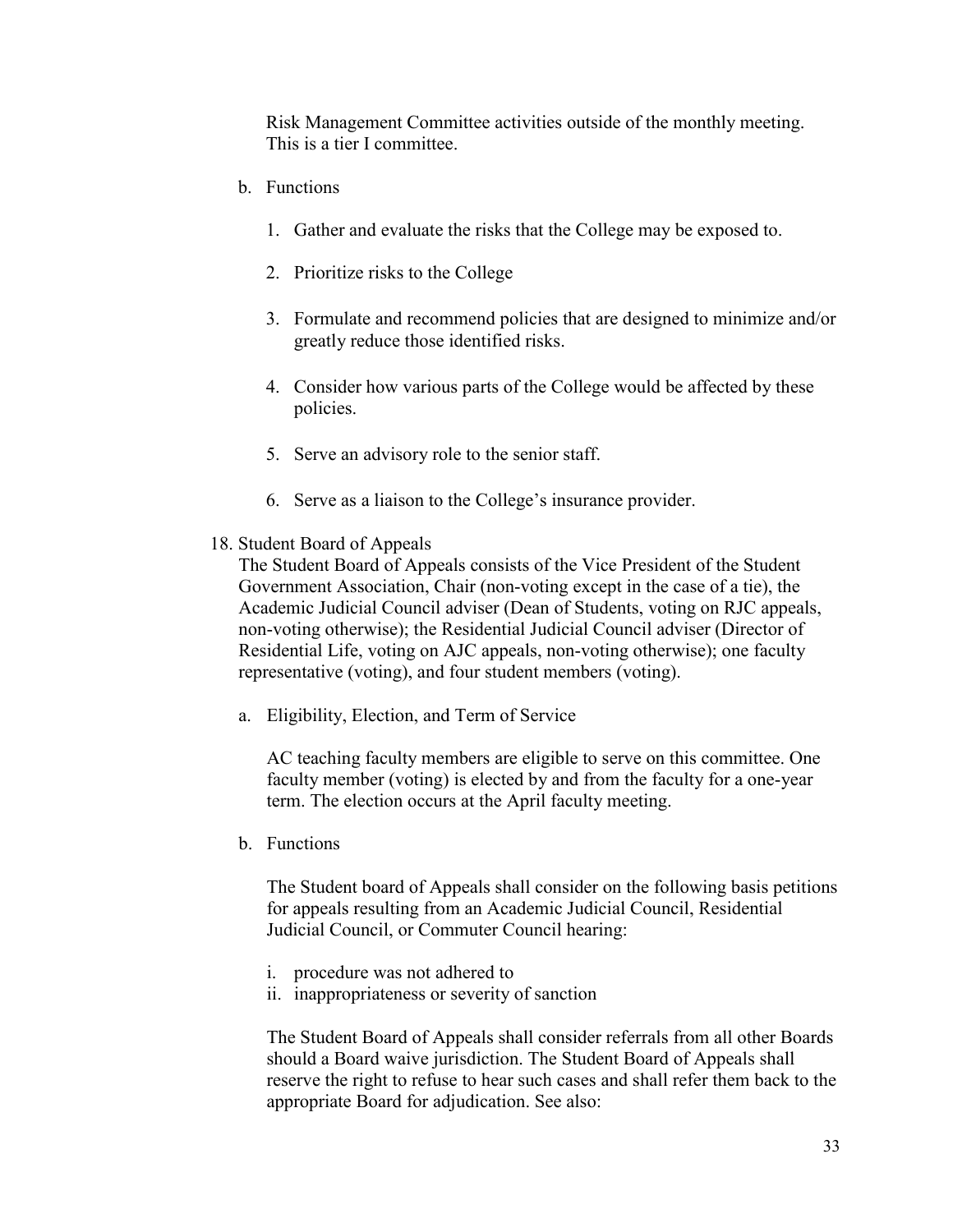Risk Management Committee activities outside of the monthly meeting. This is a tier I committee.

b. Functions

   1. Gather and evaluate the risks that the College may be exposed to.

   2. Prioritize risks to the College

   3. Formulate and recommend policies that are designed to minimize and/or greatly reduce those identified risks.

   4. Consider how various parts of the College would be affected by these policies.

   5. Serve an advisory role to the senior staff.

   6. Serve as a liaison to the College's insurance provider.

18. Student Board of Appeals

The Student Board of Appeals consists of the Vice President of the Student Government Association, Chair (non-voting except in the case of a tie), the Academic Judicial Council adviser (Dean of Students, voting on RJC appeals, non-voting otherwise); the Residential Judicial Council adviser (Director of Residential Life, voting on AJC appeals, non-voting otherwise); one faculty representative (voting), and four student members (voting).

a. Eligibility, Election, and Term of Service

   AC teaching faculty members are eligible to serve on this committee. One faculty member (voting) is elected by and from the faculty for a one-year term. The election occurs at the April faculty meeting.

b. Functions

   The Student board of Appeals shall consider on the following basis petitions for appeals resulting from an Academic Judicial Council, Residential Judicial Council, or Commuter Council hearing:

   i. procedure was not adhered to
   ii. inappropriateness or severity of sanction

   The Student Board of Appeals shall consider referrals from all other Boards should a Board waive jurisdiction. The Student Board of Appeals shall reserve the right to refuse to hear such cases and shall refer them back to the appropriate Board for adjudication. See also: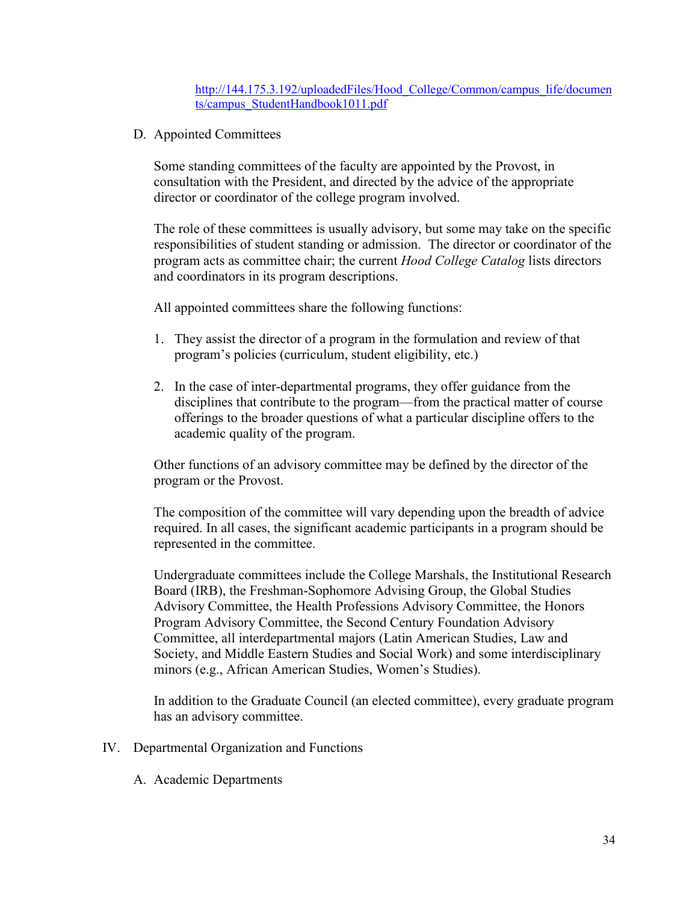http://144.175.3.192/uploadedFiles/Hood_College/Common/campus_life/documents/campus_StudentHandbook1011.pdf

D. Appointed Committees

Some standing committees of the faculty are appointed by the Provost, in consultation with the President, and directed by the advice of the appropriate director or coordinator of the college program involved.

The role of these committees is usually advisory, but some may take on the specific responsibilities of student standing or admission. The director or coordinator of the program acts as committee chair; the current *Hood College Catalog* lists directors and coordinators in its program descriptions.

All appointed committees share the following functions:

1. They assist the director of a program in the formulation and review of that program's policies (curriculum, student eligibility, etc.)

2. In the case of inter-departmental programs, they offer guidance from the disciplines that contribute to the program—from the practical matter of course offerings to the broader questions of what a particular discipline offers to the academic quality of the program.

Other functions of an advisory committee may be defined by the director of the program or the Provost.

The composition of the committee will vary depending upon the breadth of advice required. In all cases, the significant academic participants in a program should be represented in the committee.

Undergraduate committees include the College Marshals, the Institutional Research Board (IRB), the Freshman-Sophomore Advising Group, the Global Studies Advisory Committee, the Health Professions Advisory Committee, the Honors Program Advisory Committee, the Second Century Foundation Advisory Committee, all interdepartmental majors (Latin American Studies, Law and Society, and Middle Eastern Studies and Social Work) and some interdisciplinary minors (e.g., African American Studies, Women's Studies).

In addition to the Graduate Council (an elected committee), every graduate program has an advisory committee.

IV. Departmental Organization and Functions

A. Academic Departments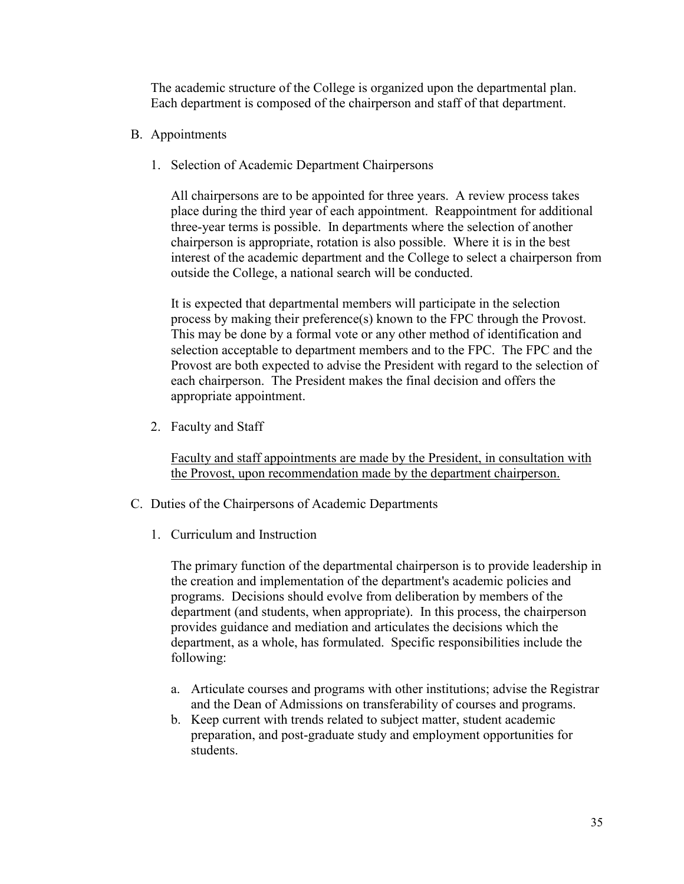The academic structure of the College is organized upon the departmental plan. Each department is composed of the chairperson and staff of that department.

B. Appointments

1. Selection of Academic Department Chairpersons

   All chairpersons are to be appointed for three years. A review process takes place during the third year of each appointment. Reappointment for additional three-year terms is possible. In departments where the selection of another chairperson is appropriate, rotation is also possible. Where it is in the best interest of the academic department and the College to select a chairperson from outside the College, a national search will be conducted.

   It is expected that departmental members will participate in the selection process by making their preference(s) known to the FPC through the Provost. This may be done by a formal vote or any other method of identification and selection acceptable to department members and to the FPC. The FPC and the Provost are both expected to advise the President with regard to the selection of each chairperson. The President makes the final decision and offers the appropriate appointment.

2. Faculty and Staff

   <u>Faculty and staff appointments are made by the President, in consultation with the Provost, upon recommendation made by the department chairperson.</u>

C. Duties of the Chairpersons of Academic Departments

1. Curriculum and Instruction

   The primary function of the departmental chairperson is to provide leadership in the creation and implementation of the department's academic policies and programs. Decisions should evolve from deliberation by members of the department (and students, when appropriate). In this process, the chairperson provides guidance and mediation and articulates the decisions which the department, as a whole, has formulated. Specific responsibilities include the following:

   a. Articulate courses and programs with other institutions; advise the Registrar and the Dean of Admissions on transferability of courses and programs.
   b. Keep current with trends related to subject matter, student academic preparation, and post-graduate study and employment opportunities for students.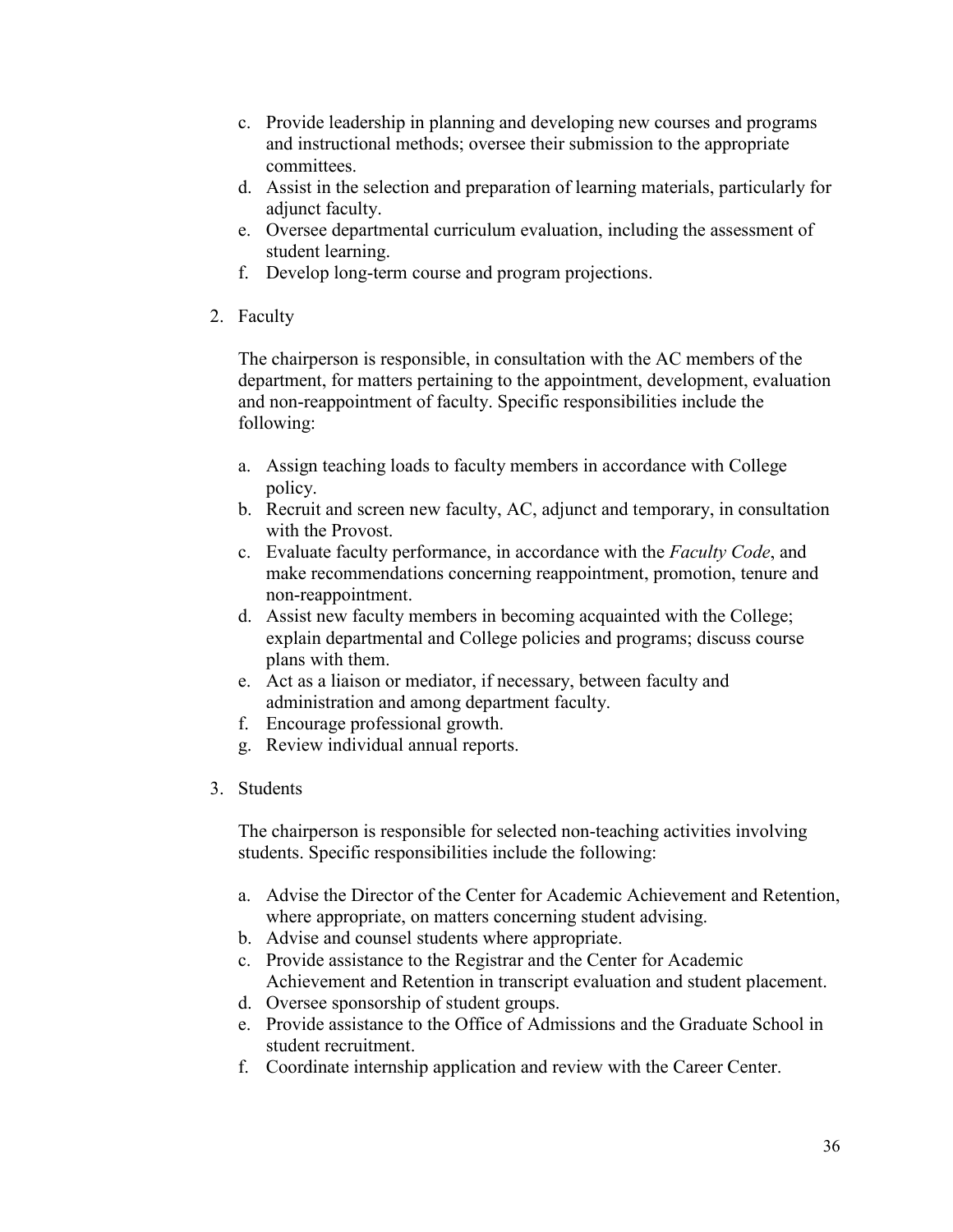c. Provide leadership in planning and developing new courses and programs and instructional methods; oversee their submission to the appropriate committees.
d. Assist in the selection and preparation of learning materials, particularly for adjunct faculty.
e. Oversee departmental curriculum evaluation, including the assessment of student learning.
f. Develop long-term course and program projections.

2. Faculty

   The chairperson is responsible, in consultation with the AC members of the department, for matters pertaining to the appointment, development, evaluation and non-reappointment of faculty. Specific responsibilities include the following:

   a. Assign teaching loads to faculty members in accordance with College policy.
   b. Recruit and screen new faculty, AC, adjunct and temporary, in consultation with the Provost.
   c. Evaluate faculty performance, in accordance with the *Faculty Code*, and make recommendations concerning reappointment, promotion, tenure and non-reappointment.
   d. Assist new faculty members in becoming acquainted with the College; explain departmental and College policies and programs; discuss course plans with them.
   e. Act as a liaison or mediator, if necessary, between faculty and administration and among department faculty.
   f. Encourage professional growth.
   g. Review individual annual reports.

3. Students

   The chairperson is responsible for selected non-teaching activities involving students. Specific responsibilities include the following:

   a. Advise the Director of the Center for Academic Achievement and Retention, where appropriate, on matters concerning student advising.
   b. Advise and counsel students where appropriate.
   c. Provide assistance to the Registrar and the Center for Academic Achievement and Retention in transcript evaluation and student placement.
   d. Oversee sponsorship of student groups.
   e. Provide assistance to the Office of Admissions and the Graduate School in student recruitment.
   f. Coordinate internship application and review with the Career Center.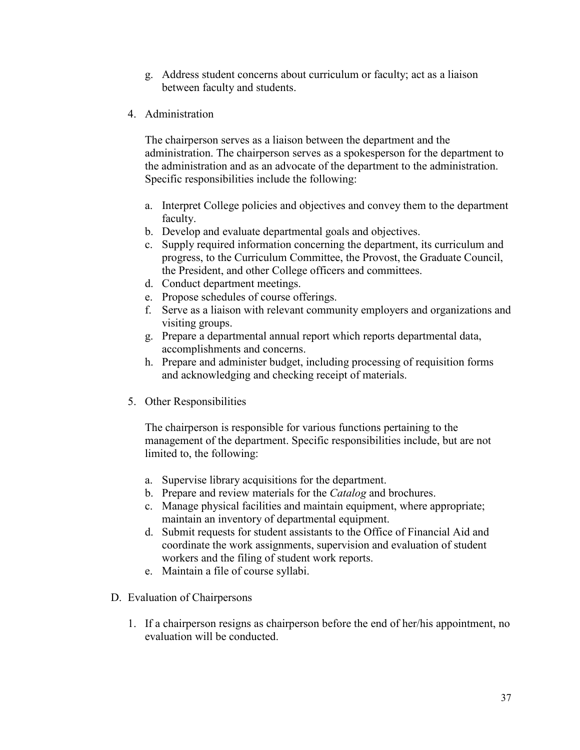g. Address student concerns about curriculum or faculty; act as a liaison between faculty and students.

4. Administration

   The chairperson serves as a liaison between the department and the administration. The chairperson serves as a spokesperson for the department to the administration and as an advocate of the department to the administration. Specific responsibilities include the following:

   a. Interpret College policies and objectives and convey them to the department faculty.
   b. Develop and evaluate departmental goals and objectives.
   c. Supply required information concerning the department, its curriculum and progress, to the Curriculum Committee, the Provost, the Graduate Council, the President, and other College officers and committees.
   d. Conduct department meetings.
   e. Propose schedules of course offerings.
   f. Serve as a liaison with relevant community employers and organizations and visiting groups.
   g. Prepare a departmental annual report which reports departmental data, accomplishments and concerns.
   h. Prepare and administer budget, including processing of requisition forms and acknowledging and checking receipt of materials.

5. Other Responsibilities

   The chairperson is responsible for various functions pertaining to the management of the department. Specific responsibilities include, but are not limited to, the following:

   a. Supervise library acquisitions for the department.
   b. Prepare and review materials for the *Catalog* and brochures.
   c. Manage physical facilities and maintain equipment, where appropriate; maintain an inventory of departmental equipment.
   d. Submit requests for student assistants to the Office of Financial Aid and coordinate the work assignments, supervision and evaluation of student workers and the filing of student work reports.
   e. Maintain a file of course syllabi.

D. Evaluation of Chairpersons

1. If a chairperson resigns as chairperson before the end of her/his appointment, no evaluation will be conducted.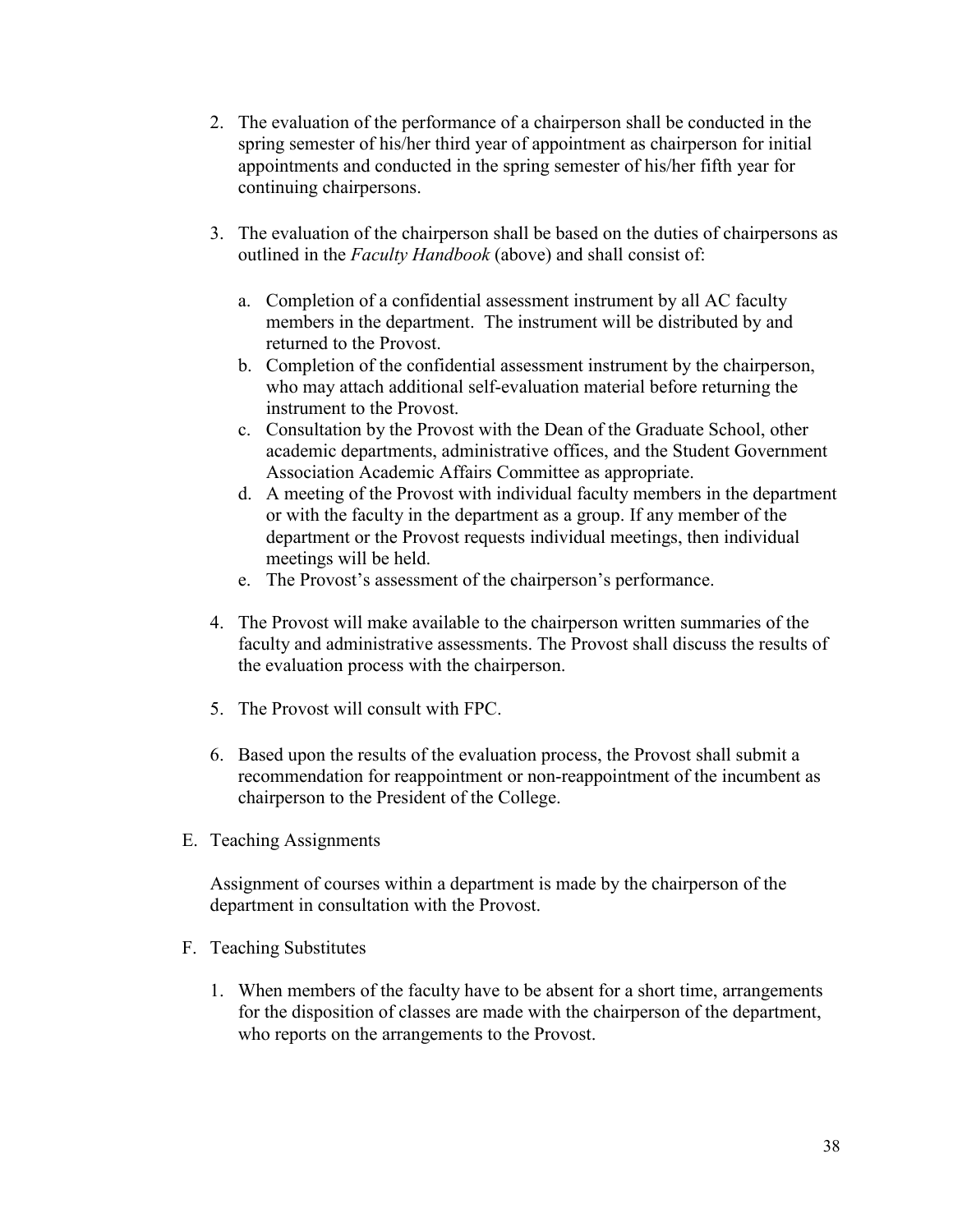2. The evaluation of the performance of a chairperson shall be conducted in the spring semester of his/her third year of appointment as chairperson for initial appointments and conducted in the spring semester of his/her fifth year for continuing chairpersons.

3. The evaluation of the chairperson shall be based on the duties of chairpersons as outlined in the *Faculty Handbook* (above) and shall consist of:

   a. Completion of a confidential assessment instrument by all AC faculty members in the department. The instrument will be distributed by and returned to the Provost.
   b. Completion of the confidential assessment instrument by the chairperson, who may attach additional self-evaluation material before returning the instrument to the Provost.
   c. Consultation by the Provost with the Dean of the Graduate School, other academic departments, administrative offices, and the Student Government Association Academic Affairs Committee as appropriate.
   d. A meeting of the Provost with individual faculty members in the department or with the faculty in the department as a group. If any member of the department or the Provost requests individual meetings, then individual meetings will be held.
   e. The Provost's assessment of the chairperson's performance.

4. The Provost will make available to the chairperson written summaries of the faculty and administrative assessments. The Provost shall discuss the results of the evaluation process with the chairperson.

5. The Provost will consult with FPC.

6. Based upon the results of the evaluation process, the Provost shall submit a recommendation for reappointment or non-reappointment of the incumbent as chairperson to the President of the College.

E. Teaching Assignments

Assignment of courses within a department is made by the chairperson of the department in consultation with the Provost.

F. Teaching Substitutes

1. When members of the faculty have to be absent for a short time, arrangements for the disposition of classes are made with the chairperson of the department, who reports on the arrangements to the Provost.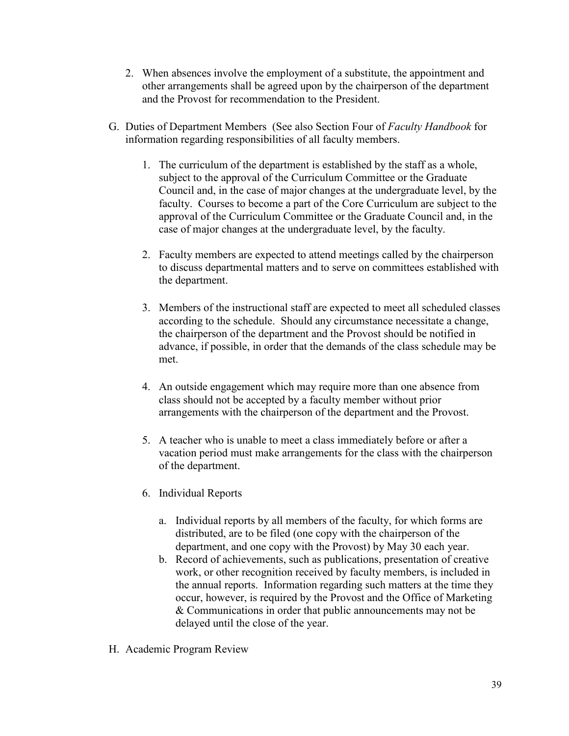2. When absences involve the employment of a substitute, the appointment and other arrangements shall be agreed upon by the chairperson of the department and the Provost for recommendation to the President.

G. Duties of Department Members (See also Section Four of *Faculty Handbook* for information regarding responsibilities of all faculty members.

   1. The curriculum of the department is established by the staff as a whole, subject to the approval of the Curriculum Committee or the Graduate Council and, in the case of major changes at the undergraduate level, by the faculty. Courses to become a part of the Core Curriculum are subject to the approval of the Curriculum Committee or the Graduate Council and, in the case of major changes at the undergraduate level, by the faculty.

   2. Faculty members are expected to attend meetings called by the chairperson to discuss departmental matters and to serve on committees established with the department.

   3. Members of the instructional staff are expected to meet all scheduled classes according to the schedule. Should any circumstance necessitate a change, the chairperson of the department and the Provost should be notified in advance, if possible, in order that the demands of the class schedule may be met.

   4. An outside engagement which may require more than one absence from class should not be accepted by a faculty member without prior arrangements with the chairperson of the department and the Provost.

   5. A teacher who is unable to meet a class immediately before or after a vacation period must make arrangements for the class with the chairperson of the department.

   6. Individual Reports

      a. Individual reports by all members of the faculty, for which forms are distributed, are to be filed (one copy with the chairperson of the department, and one copy with the Provost) by May 30 each year.
      b. Record of achievements, such as publications, presentation of creative work, or other recognition received by faculty members, is included in the annual reports. Information regarding such matters at the time they occur, however, is required by the Provost and the Office of Marketing & Communications in order that public announcements may not be delayed until the close of the year.

H. Academic Program Review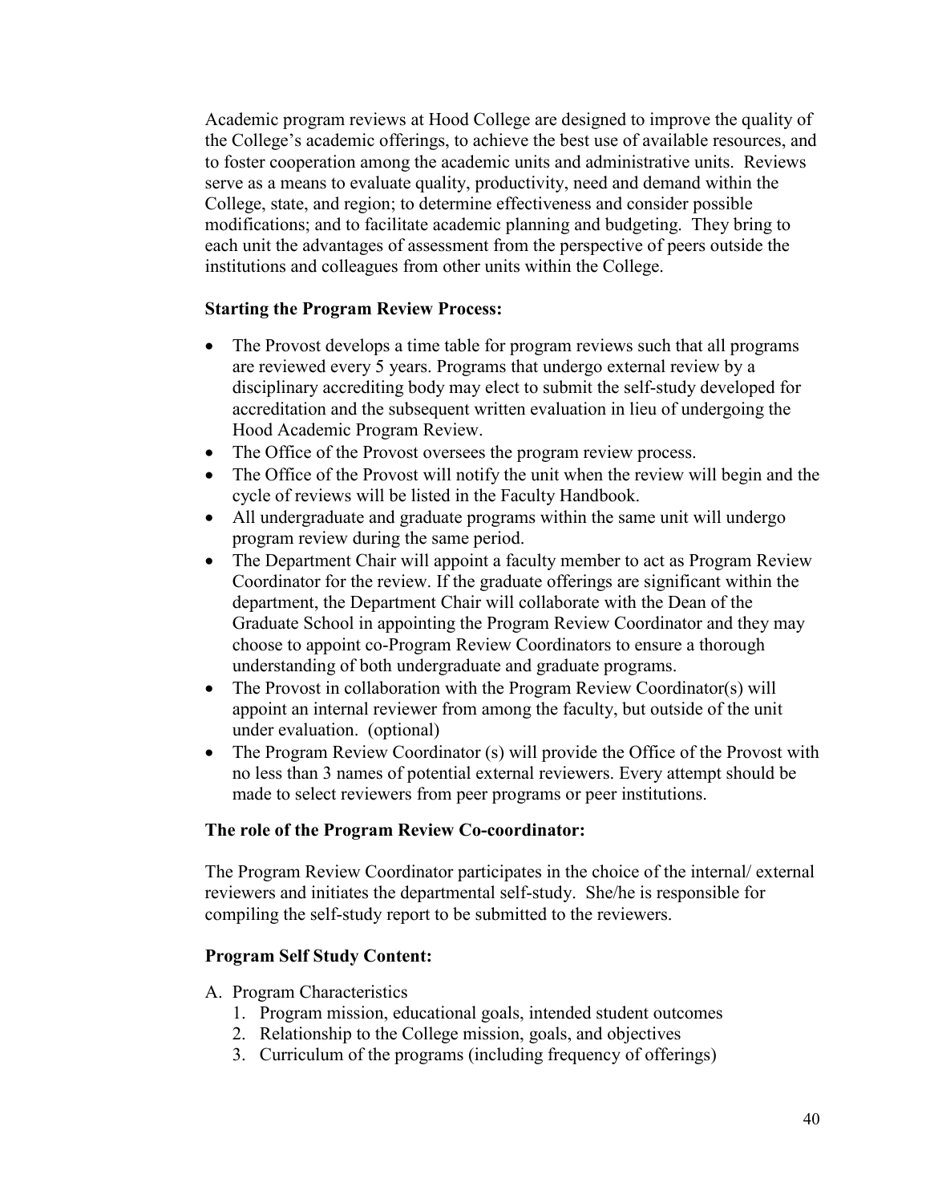Academic program reviews at Hood College are designed to improve the quality of the College's academic offerings, to achieve the best use of available resources, and to foster cooperation among the academic units and administrative units. Reviews serve as a means to evaluate quality, productivity, need and demand within the College, state, and region; to determine effectiveness and consider possible modifications; and to facilitate academic planning and budgeting. They bring to each unit the advantages of assessment from the perspective of peers outside the institutions and colleagues from other units within the College.

**Starting the Program Review Process:**

- The Provost develops a time table for program reviews such that all programs are reviewed every 5 years. Programs that undergo external review by a disciplinary accrediting body may elect to submit the self-study developed for accreditation and the subsequent written evaluation in lieu of undergoing the Hood Academic Program Review.
- The Office of the Provost oversees the program review process.
- The Office of the Provost will notify the unit when the review will begin and the cycle of reviews will be listed in the Faculty Handbook.
- All undergraduate and graduate programs within the same unit will undergo program review during the same period.
- The Department Chair will appoint a faculty member to act as Program Review Coordinator for the review. If the graduate offerings are significant within the department, the Department Chair will collaborate with the Dean of the Graduate School in appointing the Program Review Coordinator and they may choose to appoint co-Program Review Coordinators to ensure a thorough understanding of both undergraduate and graduate programs.
- The Provost in collaboration with the Program Review Coordinator(s) will appoint an internal reviewer from among the faculty, but outside of the unit under evaluation. (optional)
- The Program Review Coordinator (s) will provide the Office of the Provost with no less than 3 names of potential external reviewers. Every attempt should be made to select reviewers from peer programs or peer institutions.

**The role of the Program Review Co-coordinator:**

The Program Review Coordinator participates in the choice of the internal/ external reviewers and initiates the departmental self-study. She/he is responsible for compiling the self-study report to be submitted to the reviewers.

**Program Self Study Content:**

A. Program Characteristics
   1. Program mission, educational goals, intended student outcomes
   2. Relationship to the College mission, goals, and objectives
   3. Curriculum of the programs (including frequency of offerings)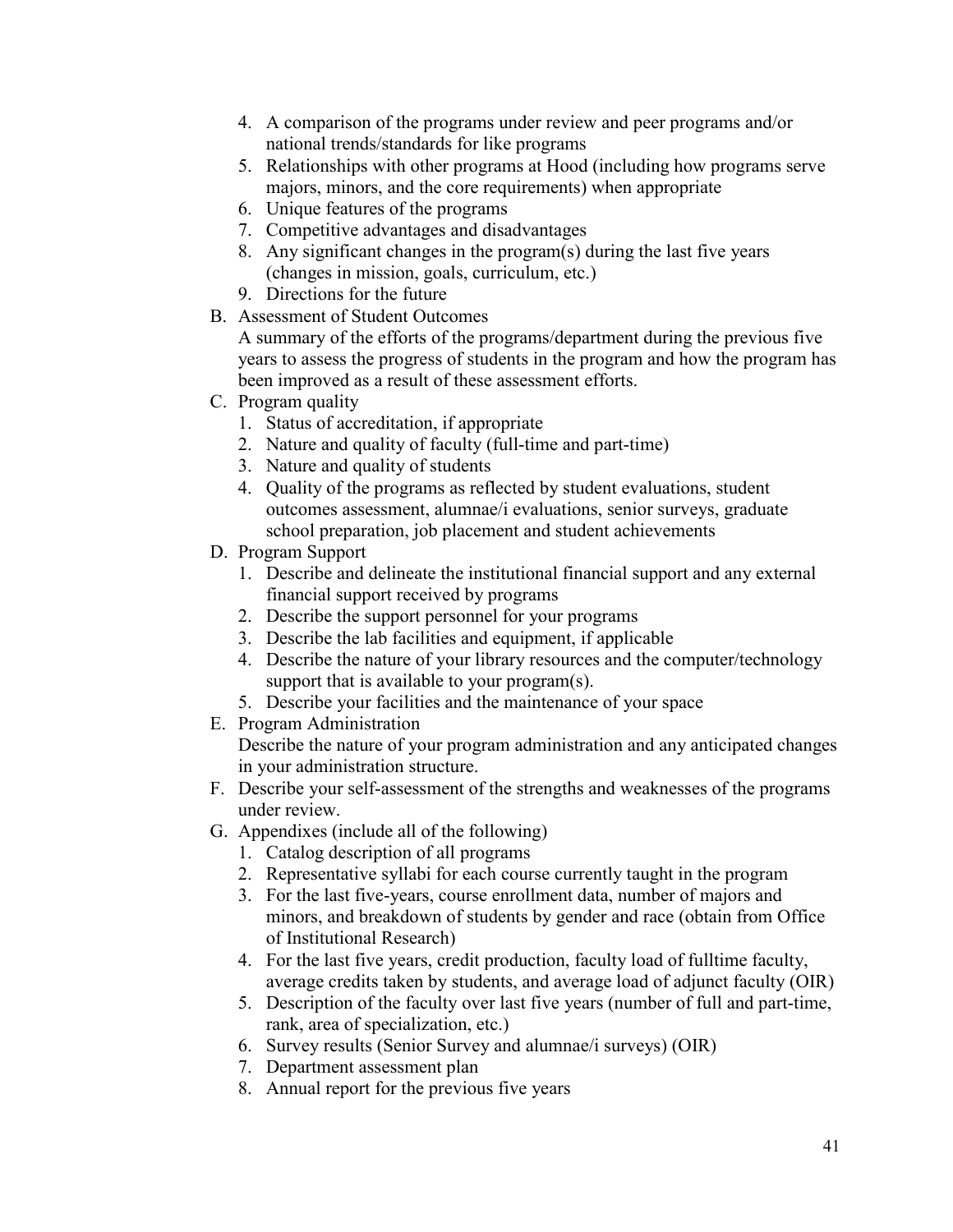4. A comparison of the programs under review and peer programs and/or national trends/standards for like programs
5. Relationships with other programs at Hood (including how programs serve majors, minors, and the core requirements) when appropriate
6. Unique features of the programs
7. Competitive advantages and disadvantages
8. Any significant changes in the program(s) during the last five years (changes in mission, goals, curriculum, etc.)
9. Directions for the future

B. Assessment of Student Outcomes

A summary of the efforts of the programs/department during the previous five years to assess the progress of students in the program and how the program has been improved as a result of these assessment efforts.

C. Program quality
1. Status of accreditation, if appropriate
2. Nature and quality of faculty (full-time and part-time)
3. Nature and quality of students
4. Quality of the programs as reflected by student evaluations, student outcomes assessment, alumnae/i evaluations, senior surveys, graduate school preparation, job placement and student achievements

D. Program Support
1. Describe and delineate the institutional financial support and any external financial support received by programs
2. Describe the support personnel for your programs
3. Describe the lab facilities and equipment, if applicable
4. Describe the nature of your library resources and the computer/technology support that is available to your program(s).
5. Describe your facilities and the maintenance of your space

E. Program Administration

Describe the nature of your program administration and any anticipated changes in your administration structure.

F. Describe your self-assessment of the strengths and weaknesses of the programs under review.

G. Appendixes (include all of the following)
1. Catalog description of all programs
2. Representative syllabi for each course currently taught in the program
3. For the last five-years, course enrollment data, number of majors and minors, and breakdown of students by gender and race (obtain from Office of Institutional Research)
4. For the last five years, credit production, faculty load of fulltime faculty, average credits taken by students, and average load of adjunct faculty (OIR)
5. Description of the faculty over last five years (number of full and part-time, rank, area of specialization, etc.)
6. Survey results (Senior Survey and alumnae/i surveys) (OIR)
7. Department assessment plan
8. Annual report for the previous five years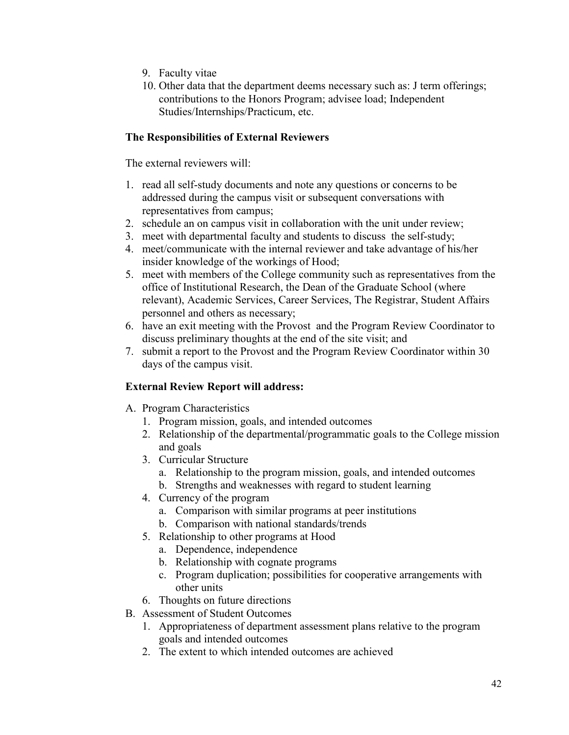9. Faculty vitae
10. Other data that the department deems necessary such as: J term offerings; contributions to the Honors Program; advisee load; Independent Studies/Internships/Practicum, etc.

**The Responsibilities of External Reviewers**

The external reviewers will:

1. read all self-study documents and note any questions or concerns to be addressed during the campus visit or subsequent conversations with representatives from campus;
2. schedule an on campus visit in collaboration with the unit under review;
3. meet with departmental faculty and students to discuss the self-study;
4. meet/communicate with the internal reviewer and take advantage of his/her insider knowledge of the workings of Hood;
5. meet with members of the College community such as representatives from the office of Institutional Research, the Dean of the Graduate School (where relevant), Academic Services, Career Services, The Registrar, Student Affairs personnel and others as necessary;
6. have an exit meeting with the Provost and the Program Review Coordinator to discuss preliminary thoughts at the end of the site visit; and
7. submit a report to the Provost and the Program Review Coordinator within 30 days of the campus visit.

**External Review Report will address:**

A. Program Characteristics
   1. Program mission, goals, and intended outcomes
   2. Relationship of the departmental/programmatic goals to the College mission and goals
   3. Curricular Structure
      a. Relationship to the program mission, goals, and intended outcomes
      b. Strengths and weaknesses with regard to student learning
   4. Currency of the program
      a. Comparison with similar programs at peer institutions
      b. Comparison with national standards/trends
   5. Relationship to other programs at Hood
      a. Dependence, independence
      b. Relationship with cognate programs
      c. Program duplication; possibilities for cooperative arrangements with other units
   6. Thoughts on future directions
B. Assessment of Student Outcomes
   1. Appropriateness of department assessment plans relative to the program goals and intended outcomes
   2. The extent to which intended outcomes are achieved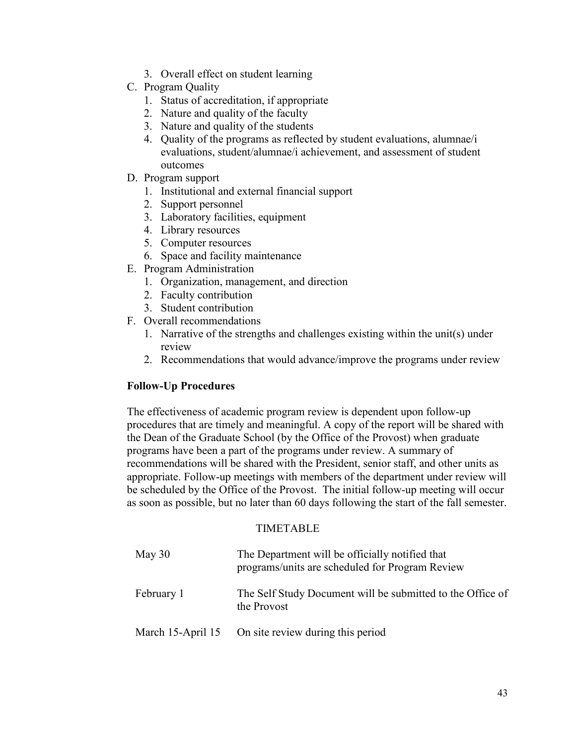3. Overall effect on student learning

C. Program Quality
   1. Status of accreditation, if appropriate
   2. Nature and quality of the faculty
   3. Nature and quality of the students
   4. Quality of the programs as reflected by student evaluations, alumnae/i evaluations, student/alumnae/i achievement, and assessment of student outcomes

D. Program support
   1. Institutional and external financial support
   2. Support personnel
   3. Laboratory facilities, equipment
   4. Library resources
   5. Computer resources
   6. Space and facility maintenance

E. Program Administration
   1. Organization, management, and direction
   2. Faculty contribution
   3. Student contribution

F. Overall recommendations
   1. Narrative of the strengths and challenges existing within the unit(s) under review
   2. Recommendations that would advance/improve the programs under review

**Follow-Up Procedures**

The effectiveness of academic program review is dependent upon follow-up procedures that are timely and meaningful. A copy of the report will be shared with the Dean of the Graduate School (by the Office of the Provost) when graduate programs have been a part of the programs under review. A summary of recommendations will be shared with the President, senior staff, and other units as appropriate. Follow-up meetings with members of the department under review will be scheduled by the Office of the Provost. The initial follow-up meeting will occur as soon as possible, but no later than 60 days following the start of the fall semester.

TIMETABLE

| | |
|---|---|
| May 30 | The Department will be officially notified that programs/units are scheduled for Program Review |
| February 1 | The Self Study Document will be submitted to the Office of the Provost |
| March 15-April 15 | On site review during this period |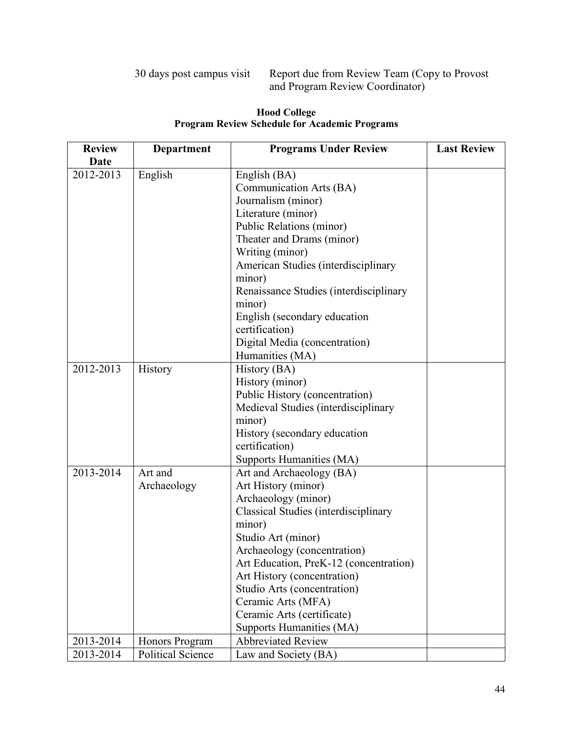| | |
|---|---|
| 30 days post campus visit | Report due from Review Team (Copy to Provost and Program Review Coordinator) |

**Hood College**
**Program Review Schedule for Academic Programs**

| Review Date | Department | Programs Under Review | Last Review |
|---|---|---|---|
| 2012-2013 | English | English (BA)<br>Communication Arts (BA)<br>Journalism (minor)<br>Literature (minor)<br>Public Relations (minor)<br>Theater and Drams (minor)<br>Writing (minor)<br>American Studies (interdisciplinary minor)<br>Renaissance Studies (interdisciplinary minor)<br>English (secondary education certification)<br>Digital Media (concentration)<br>Humanities (MA) | |
| 2012-2013 | History | History (BA)<br>History (minor)<br>Public History (concentration)<br>Medieval Studies (interdisciplinary minor)<br>History (secondary education certification)<br>Supports Humanities (MA) | |
| 2013-2014 | Art and Archaeology | Art and Archaeology (BA)<br>Art History (minor)<br>Archaeology (minor)<br>Classical Studies (interdisciplinary minor)<br>Studio Art (minor)<br>Archaeology (concentration)<br>Art Education, PreK-12 (concentration)<br>Art History (concentration)<br>Studio Arts (concentration)<br>Ceramic Arts (MFA)<br>Ceramic Arts (certificate)<br>Supports Humanities (MA) | |
| 2013-2014 | Honors Program | Abbreviated Review | |
| 2013-2014 | Political Science | Law and Society (BA) | |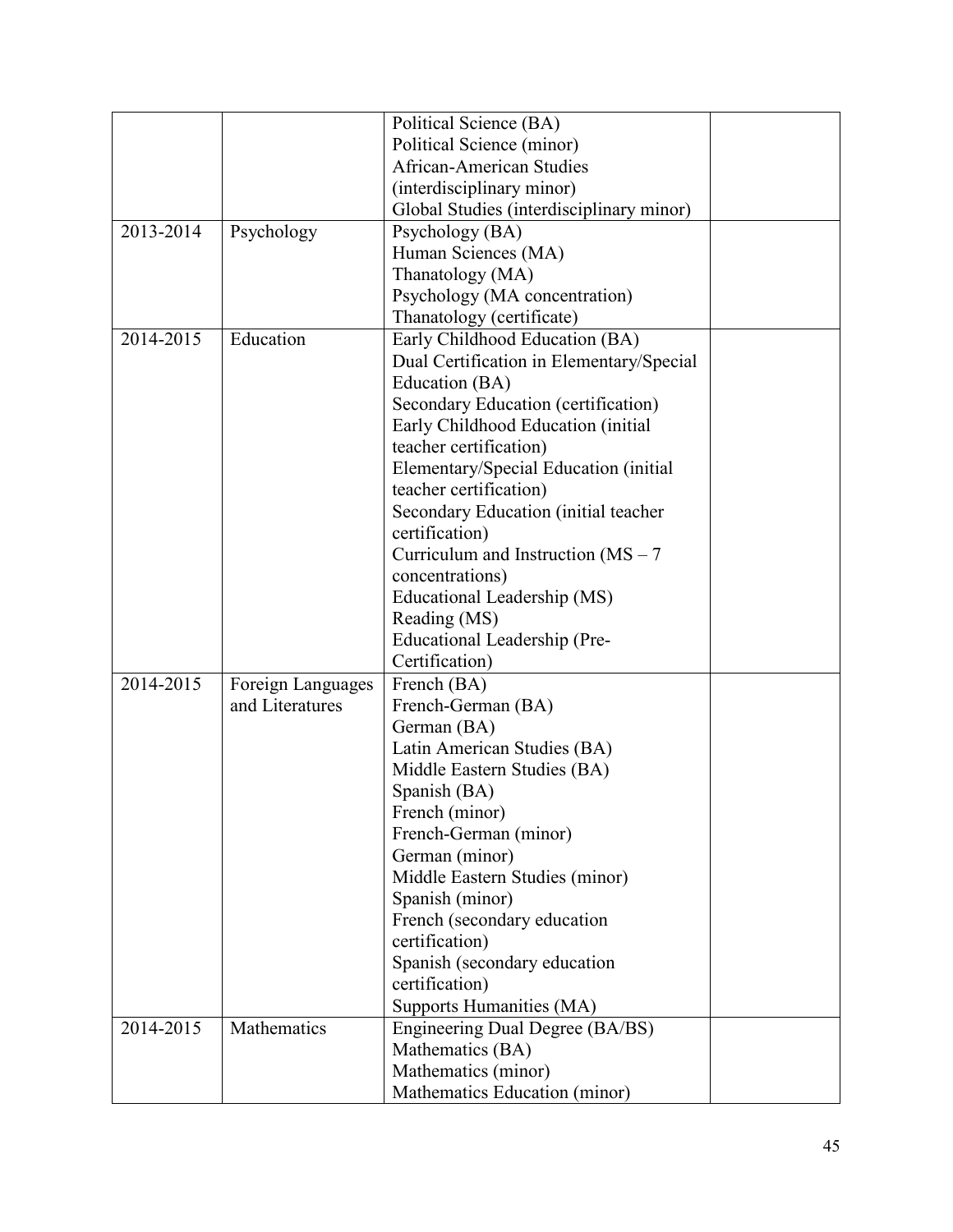| | | | |
|---|---|---|---|
| | | Political Science (BA)<br>Political Science (minor)<br>African-American Studies (interdisciplinary minor)<br>Global Studies (interdisciplinary minor) | |
| 2013-2014 | Psychology | Psychology (BA)<br>Human Sciences (MA)<br>Thanatology (MA)<br>Psychology (MA concentration)<br>Thanatology (certificate) | |
| 2014-2015 | Education | Early Childhood Education (BA)<br>Dual Certification in Elementary/Special Education (BA)<br>Secondary Education (certification)<br>Early Childhood Education (initial teacher certification)<br>Elementary/Special Education (initial teacher certification)<br>Secondary Education (initial teacher certification)<br>Curriculum and Instruction (MS – 7 concentrations)<br>Educational Leadership (MS)<br>Reading (MS)<br>Educational Leadership (Pre-Certification) | |
| 2014-2015 | Foreign Languages and Literatures | French (BA)<br>French-German (BA)<br>German (BA)<br>Latin American Studies (BA)<br>Middle Eastern Studies (BA)<br>Spanish (BA)<br>French (minor)<br>French-German (minor)<br>German (minor)<br>Middle Eastern Studies (minor)<br>Spanish (minor)<br>French (secondary education certification)<br>Spanish (secondary education certification)<br>Supports Humanities (MA) | |
| 2014-2015 | Mathematics | Engineering Dual Degree (BA/BS)<br>Mathematics (BA)<br>Mathematics (minor)<br>Mathematics Education (minor) | |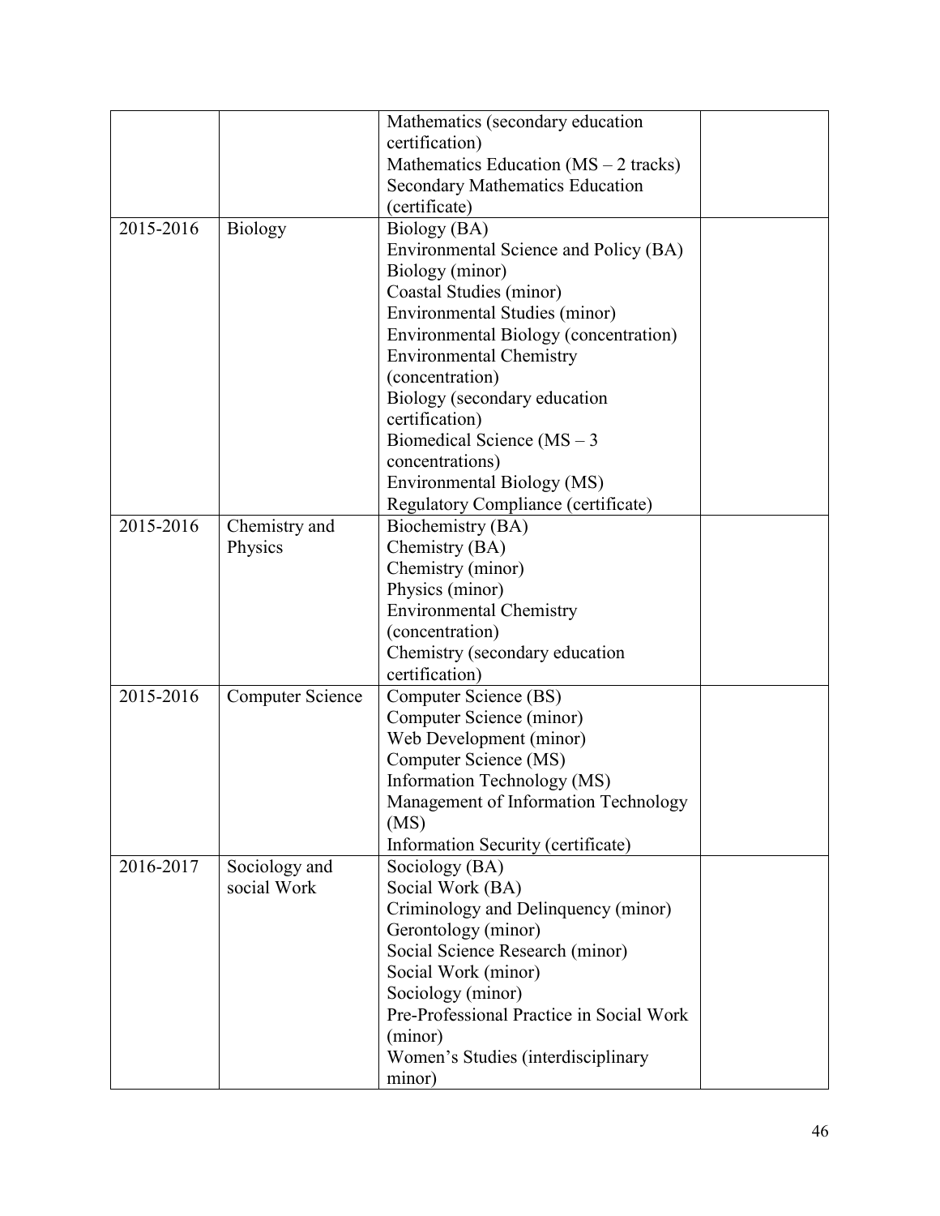| | | | |
|---|---|---|---|
| | | Mathematics (secondary education certification)<br>Mathematics Education (MS – 2 tracks)<br>Secondary Mathematics Education (certificate) | |
| 2015-2016 | Biology | Biology (BA)<br>Environmental Science and Policy (BA)<br>Biology (minor)<br>Coastal Studies (minor)<br>Environmental Studies (minor)<br>Environmental Biology (concentration)<br>Environmental Chemistry (concentration)<br>Biology (secondary education certification)<br>Biomedical Science (MS – 3 concentrations)<br>Environmental Biology (MS)<br>Regulatory Compliance (certificate) | |
| 2015-2016 | Chemistry and Physics | Biochemistry (BA)<br>Chemistry (BA)<br>Chemistry (minor)<br>Physics (minor)<br>Environmental Chemistry (concentration)<br>Chemistry (secondary education certification) | |
| 2015-2016 | Computer Science | Computer Science (BS)<br>Computer Science (minor)<br>Web Development (minor)<br>Computer Science (MS)<br>Information Technology (MS)<br>Management of Information Technology (MS)<br>Information Security (certificate) | |
| 2016-2017 | Sociology and social Work | Sociology (BA)<br>Social Work (BA)<br>Criminology and Delinquency (minor)<br>Gerontology (minor)<br>Social Science Research (minor)<br>Social Work (minor)<br>Sociology (minor)<br>Pre-Professional Practice in Social Work (minor)<br>Women's Studies (interdisciplinary minor) | |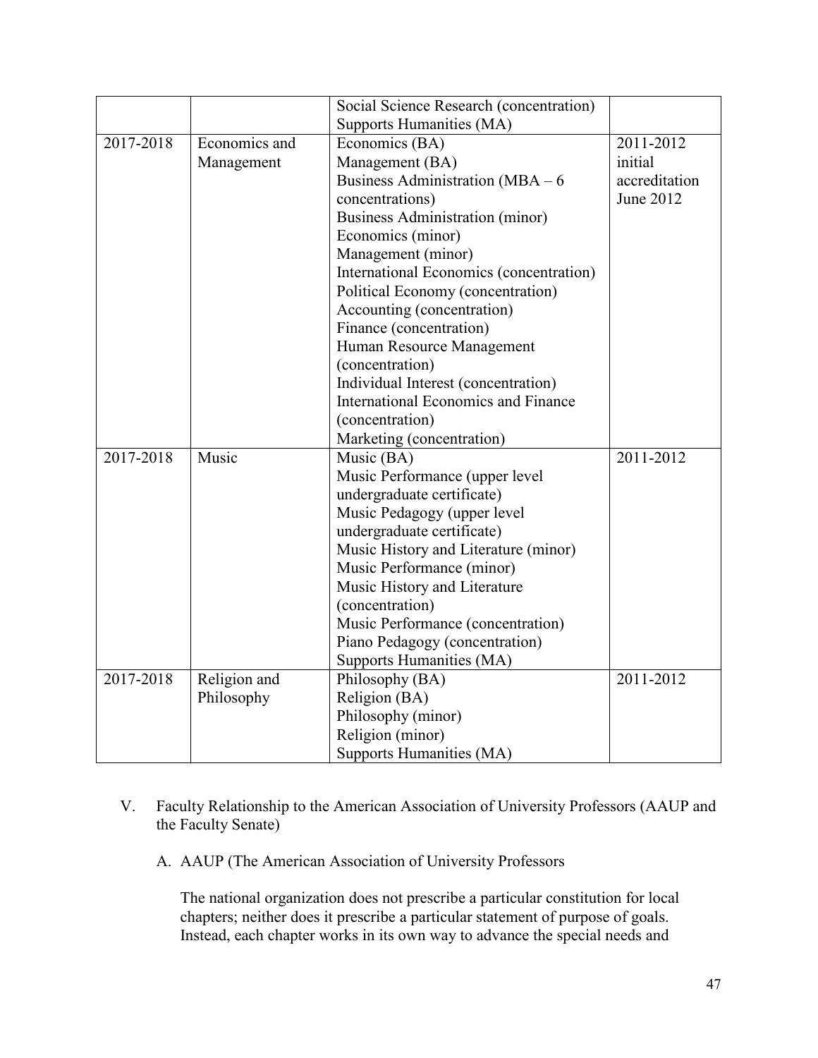| | | | |
|---|---|---|---|
| | | Social Science Research (concentration)<br>Supports Humanities (MA) | |
| 2017-2018 | Economics and Management | Economics (BA)<br>Management (BA)<br>Business Administration (MBA – 6 concentrations)<br>Business Administration (minor)<br>Economics (minor)<br>Management (minor)<br>International Economics (concentration)<br>Political Economy (concentration)<br>Accounting (concentration)<br>Finance (concentration)<br>Human Resource Management (concentration)<br>Individual Interest (concentration)<br>International Economics and Finance (concentration)<br>Marketing (concentration) | 2011-2012 initial accreditation June 2012 |
| 2017-2018 | Music | Music (BA)<br>Music Performance (upper level undergraduate certificate)<br>Music Pedagogy (upper level undergraduate certificate)<br>Music History and Literature (minor)<br>Music Performance (minor)<br>Music History and Literature (concentration)<br>Music Performance (concentration)<br>Piano Pedagogy (concentration)<br>Supports Humanities (MA) | 2011-2012 |
| 2017-2018 | Religion and Philosophy | Philosophy (BA)<br>Religion (BA)<br>Philosophy (minor)<br>Religion (minor)<br>Supports Humanities (MA) | 2011-2012 |

V. Faculty Relationship to the American Association of University Professors (AAUP and the Faculty Senate)

A. AAUP (The American Association of University Professors

The national organization does not prescribe a particular constitution for local chapters; neither does it prescribe a particular statement of purpose of goals. Instead, each chapter works in its own way to advance the special needs and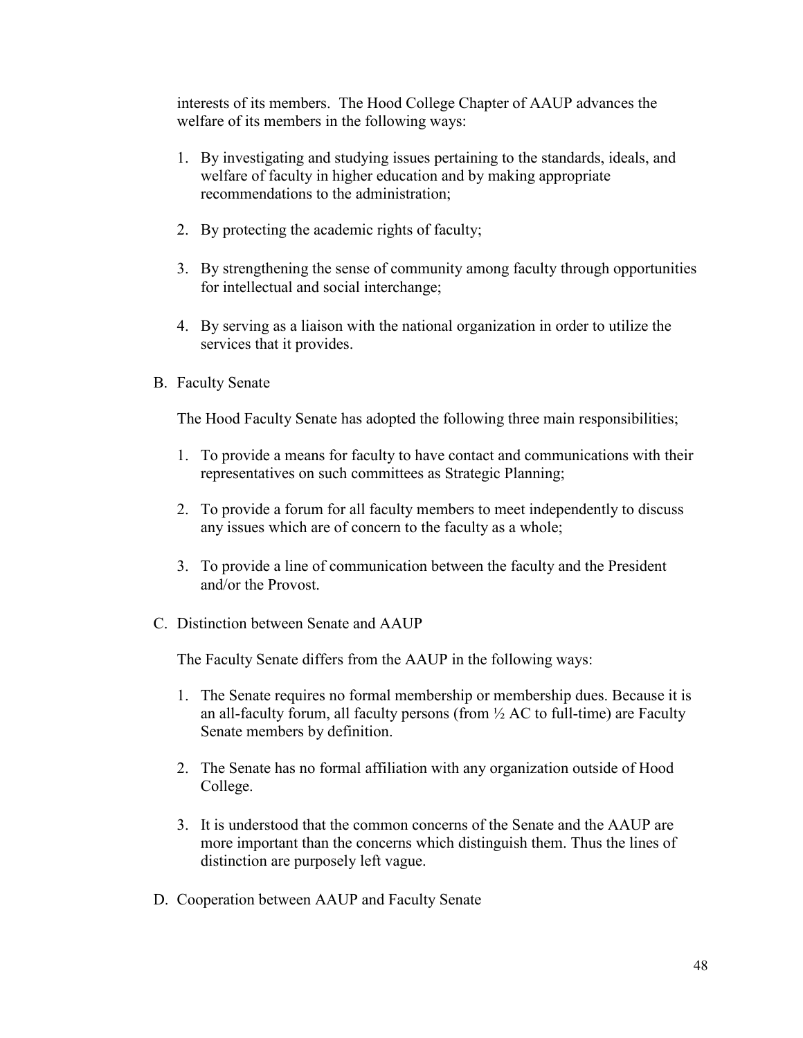interests of its members. The Hood College Chapter of AAUP advances the welfare of its members in the following ways:

1. By investigating and studying issues pertaining to the standards, ideals, and welfare of faculty in higher education and by making appropriate recommendations to the administration;

2. By protecting the academic rights of faculty;

3. By strengthening the sense of community among faculty through opportunities for intellectual and social interchange;

4. By serving as a liaison with the national organization in order to utilize the services that it provides.

B. Faculty Senate

The Hood Faculty Senate has adopted the following three main responsibilities;

1. To provide a means for faculty to have contact and communications with their representatives on such committees as Strategic Planning;

2. To provide a forum for all faculty members to meet independently to discuss any issues which are of concern to the faculty as a whole;

3. To provide a line of communication between the faculty and the President and/or the Provost.

C. Distinction between Senate and AAUP

The Faculty Senate differs from the AAUP in the following ways:

1. The Senate requires no formal membership or membership dues. Because it is an all-faculty forum, all faculty persons (from ½ AC to full-time) are Faculty Senate members by definition.

2. The Senate has no formal affiliation with any organization outside of Hood College.

3. It is understood that the common concerns of the Senate and the AAUP are more important than the concerns which distinguish them. Thus the lines of distinction are purposely left vague.

D. Cooperation between AAUP and Faculty Senate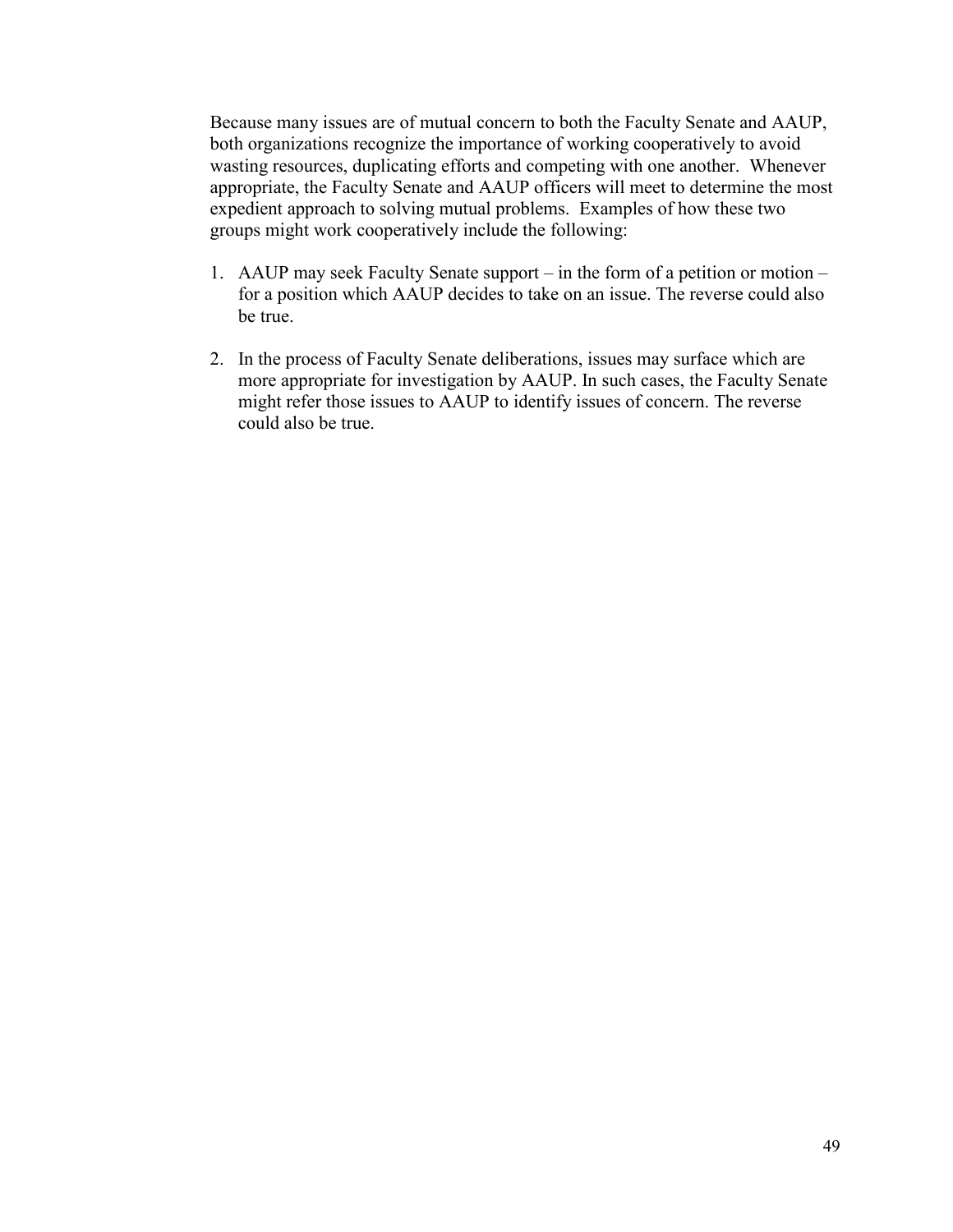Because many issues are of mutual concern to both the Faculty Senate and AAUP, both organizations recognize the importance of working cooperatively to avoid wasting resources, duplicating efforts and competing with one another.  Whenever appropriate, the Faculty Senate and AAUP officers will meet to determine the most expedient approach to solving mutual problems.  Examples of how these two groups might work cooperatively include the following:

1. AAUP may seek Faculty Senate support – in the form of a petition or motion – for a position which AAUP decides to take on an issue. The reverse could also be true.

2. In the process of Faculty Senate deliberations, issues may surface which are more appropriate for investigation by AAUP. In such cases, the Faculty Senate might refer those issues to AAUP to identify issues of concern. The reverse could also be true.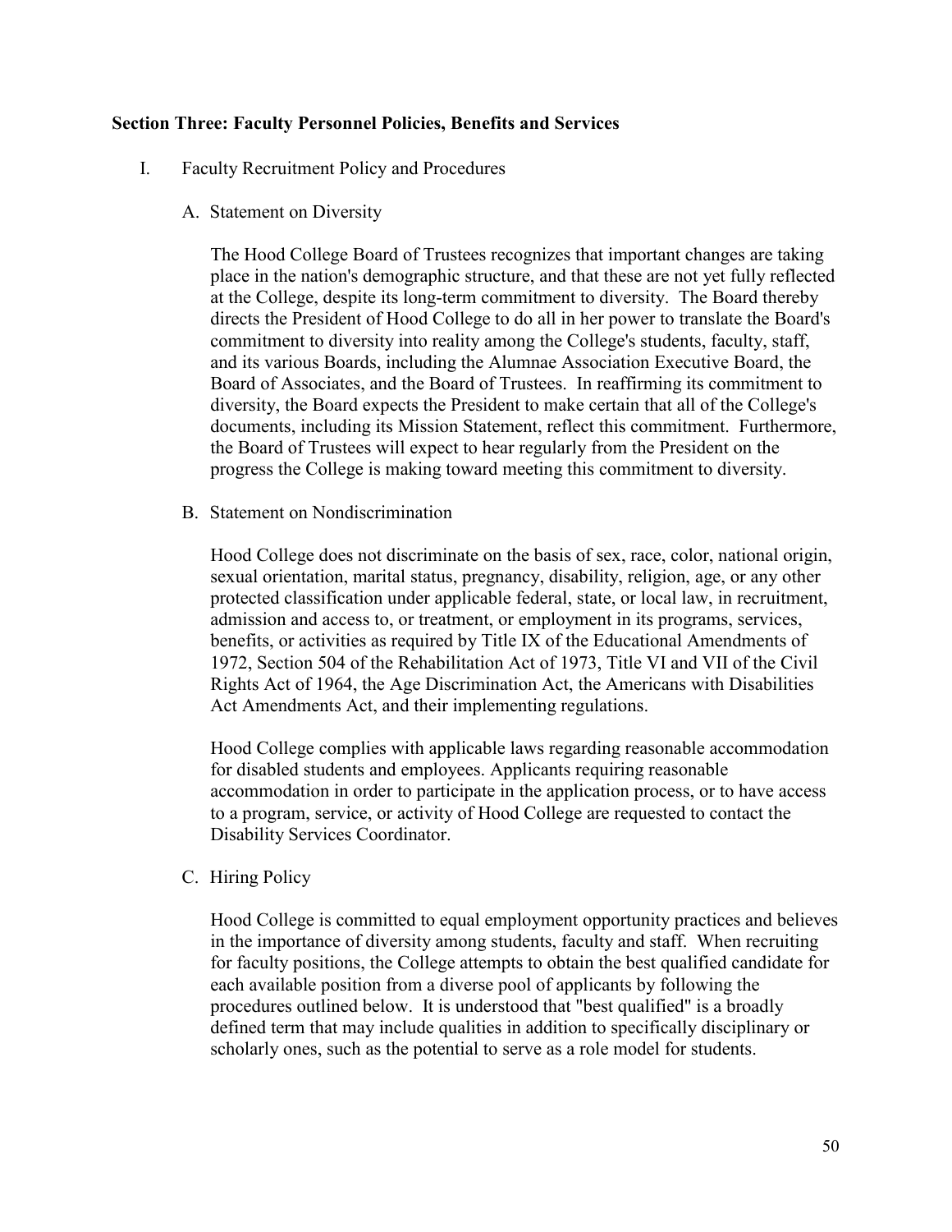## Section Three: Faculty Personnel Policies, Benefits and Services

I. Faculty Recruitment Policy and Procedures

A. Statement on Diversity

The Hood College Board of Trustees recognizes that important changes are taking place in the nation's demographic structure, and that these are not yet fully reflected at the College, despite its long-term commitment to diversity. The Board thereby directs the President of Hood College to do all in her power to translate the Board's commitment to diversity into reality among the College's students, faculty, staff, and its various Boards, including the Alumnae Association Executive Board, the Board of Associates, and the Board of Trustees. In reaffirming its commitment to diversity, the Board expects the President to make certain that all of the College's documents, including its Mission Statement, reflect this commitment. Furthermore, the Board of Trustees will expect to hear regularly from the President on the progress the College is making toward meeting this commitment to diversity.

B. Statement on Nondiscrimination

Hood College does not discriminate on the basis of sex, race, color, national origin, sexual orientation, marital status, pregnancy, disability, religion, age, or any other protected classification under applicable federal, state, or local law, in recruitment, admission and access to, or treatment, or employment in its programs, services, benefits, or activities as required by Title IX of the Educational Amendments of 1972, Section 504 of the Rehabilitation Act of 1973, Title VI and VII of the Civil Rights Act of 1964, the Age Discrimination Act, the Americans with Disabilities Act Amendments Act, and their implementing regulations.

Hood College complies with applicable laws regarding reasonable accommodation for disabled students and employees. Applicants requiring reasonable accommodation in order to participate in the application process, or to have access to a program, service, or activity of Hood College are requested to contact the Disability Services Coordinator.

C. Hiring Policy

Hood College is committed to equal employment opportunity practices and believes in the importance of diversity among students, faculty and staff. When recruiting for faculty positions, the College attempts to obtain the best qualified candidate for each available position from a diverse pool of applicants by following the procedures outlined below. It is understood that "best qualified" is a broadly defined term that may include qualities in addition to specifically disciplinary or scholarly ones, such as the potential to serve as a role model for students.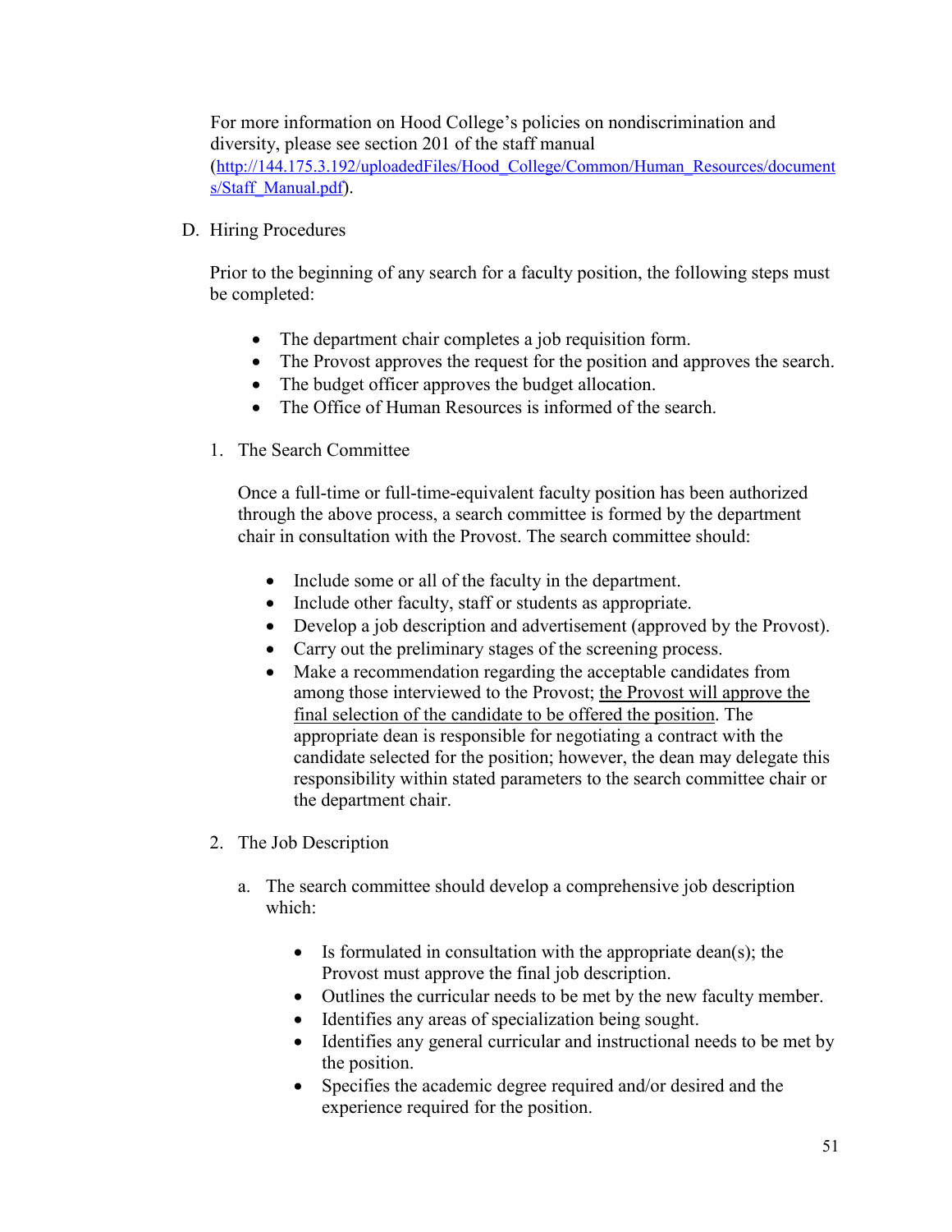For more information on Hood College's policies on nondiscrimination and diversity, please see section 201 of the staff manual (http://144.175.3.192/uploadedFiles/Hood_College/Common/Human_Resources/documents/Staff_Manual.pdf).

D. Hiring Procedures

Prior to the beginning of any search for a faculty position, the following steps must be completed:

- The department chair completes a job requisition form.
- The Provost approves the request for the position and approves the search.
- The budget officer approves the budget allocation.
- The Office of Human Resources is informed of the search.

1. The Search Committee

   Once a full-time or full-time-equivalent faculty position has been authorized through the above process, a search committee is formed by the department chair in consultation with the Provost. The search committee should:

   - Include some or all of the faculty in the department.
   - Include other faculty, staff or students as appropriate.
   - Develop a job description and advertisement (approved by the Provost).
   - Carry out the preliminary stages of the screening process.
   - Make a recommendation regarding the acceptable candidates from among those interviewed to the Provost; <u>the Provost will approve the final selection of the candidate to be offered the position</u>. The appropriate dean is responsible for negotiating a contract with the candidate selected for the position; however, the dean may delegate this responsibility within stated parameters to the search committee chair or the department chair.

2. The Job Description

   a. The search committee should develop a comprehensive job description which:

      - Is formulated in consultation with the appropriate dean(s); the Provost must approve the final job description.
      - Outlines the curricular needs to be met by the new faculty member.
      - Identifies any areas of specialization being sought.
      - Identifies any general curricular and instructional needs to be met by the position.
      - Specifies the academic degree required and/or desired and the experience required for the position.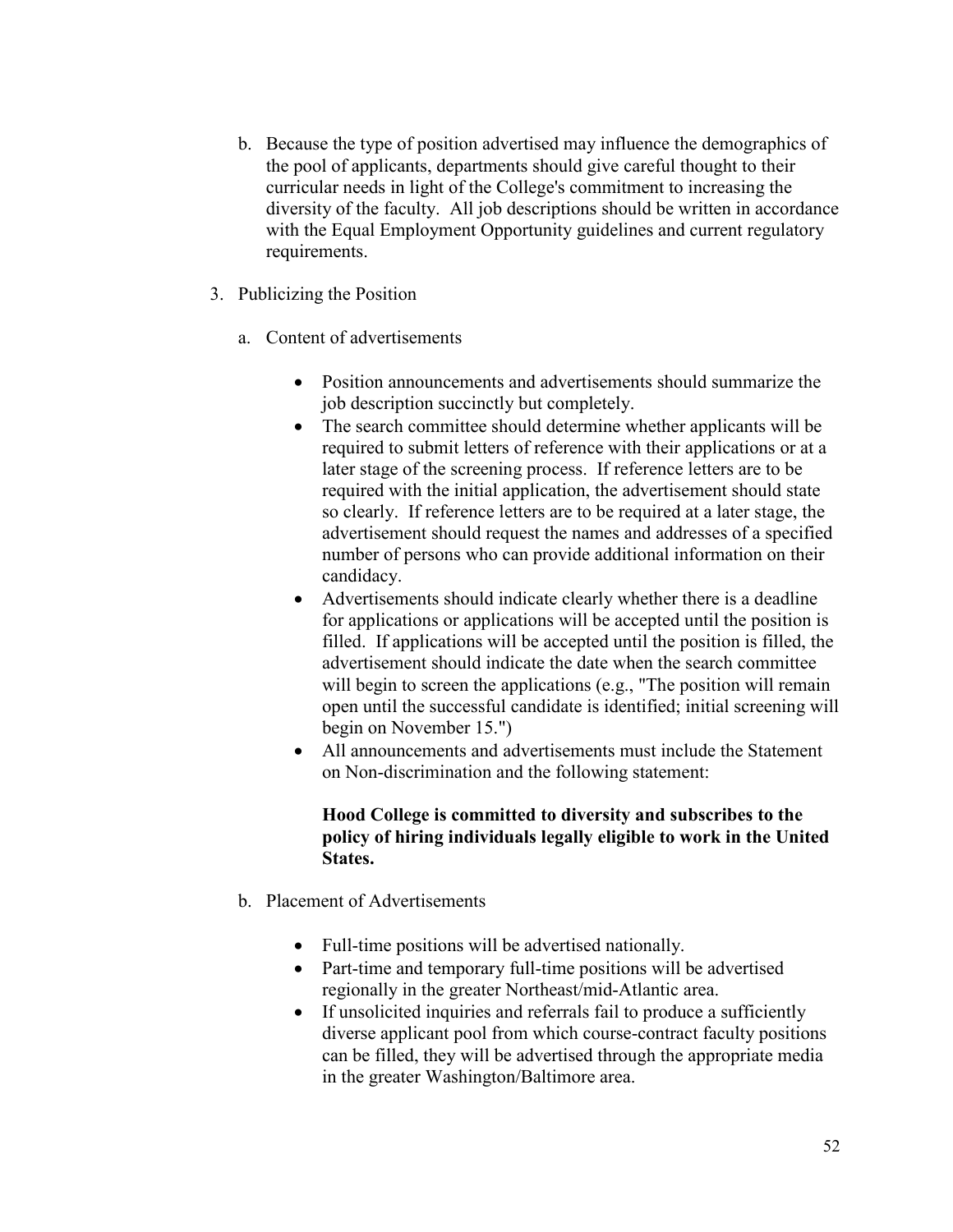b. Because the type of position advertised may influence the demographics of the pool of applicants, departments should give careful thought to their curricular needs in light of the College's commitment to increasing the diversity of the faculty. All job descriptions should be written in accordance with the Equal Employment Opportunity guidelines and current regulatory requirements.

3. Publicizing the Position

   a. Content of advertisements

      - Position announcements and advertisements should summarize the job description succinctly but completely.
      - The search committee should determine whether applicants will be required to submit letters of reference with their applications or at a later stage of the screening process. If reference letters are to be required with the initial application, the advertisement should state so clearly. If reference letters are to be required at a later stage, the advertisement should request the names and addresses of a specified number of persons who can provide additional information on their candidacy.
      - Advertisements should indicate clearly whether there is a deadline for applications or applications will be accepted until the position is filled. If applications will be accepted until the position is filled, the advertisement should indicate the date when the search committee will begin to screen the applications (e.g., "The position will remain open until the successful candidate is identified; initial screening will begin on November 15.")
      - All announcements and advertisements must include the Statement on Non-discrimination and the following statement:

        **Hood College is committed to diversity and subscribes to the policy of hiring individuals legally eligible to work in the United States.**

   b. Placement of Advertisements

      - Full-time positions will be advertised nationally.
      - Part-time and temporary full-time positions will be advertised regionally in the greater Northeast/mid-Atlantic area.
      - If unsolicited inquiries and referrals fail to produce a sufficiently diverse applicant pool from which course-contract faculty positions can be filled, they will be advertised through the appropriate media in the greater Washington/Baltimore area.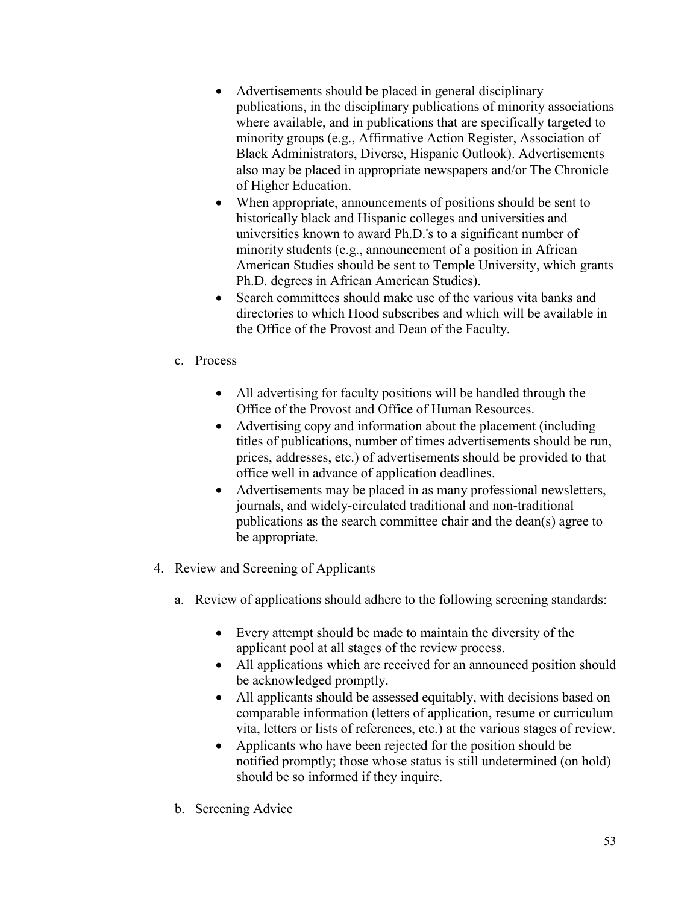- Advertisements should be placed in general disciplinary publications, in the disciplinary publications of minority associations where available, and in publications that are specifically targeted to minority groups (e.g., Affirmative Action Register, Association of Black Administrators, Diverse, Hispanic Outlook). Advertisements also may be placed in appropriate newspapers and/or The Chronicle of Higher Education.
- When appropriate, announcements of positions should be sent to historically black and Hispanic colleges and universities and universities known to award Ph.D.'s to a significant number of minority students (e.g., announcement of a position in African American Studies should be sent to Temple University, which grants Ph.D. degrees in African American Studies).
- Search committees should make use of the various vita banks and directories to which Hood subscribes and which will be available in the Office of the Provost and Dean of the Faculty.

c. Process

- All advertising for faculty positions will be handled through the Office of the Provost and Office of Human Resources.
- Advertising copy and information about the placement (including titles of publications, number of times advertisements should be run, prices, addresses, etc.) of advertisements should be provided to that office well in advance of application deadlines.
- Advertisements may be placed in as many professional newsletters, journals, and widely-circulated traditional and non-traditional publications as the search committee chair and the dean(s) agree to be appropriate.

4. Review and Screening of Applicants

a. Review of applications should adhere to the following screening standards:

- Every attempt should be made to maintain the diversity of the applicant pool at all stages of the review process.
- All applications which are received for an announced position should be acknowledged promptly.
- All applicants should be assessed equitably, with decisions based on comparable information (letters of application, resume or curriculum vita, letters or lists of references, etc.) at the various stages of review.
- Applicants who have been rejected for the position should be notified promptly; those whose status is still undetermined (on hold) should be so informed if they inquire.

b. Screening Advice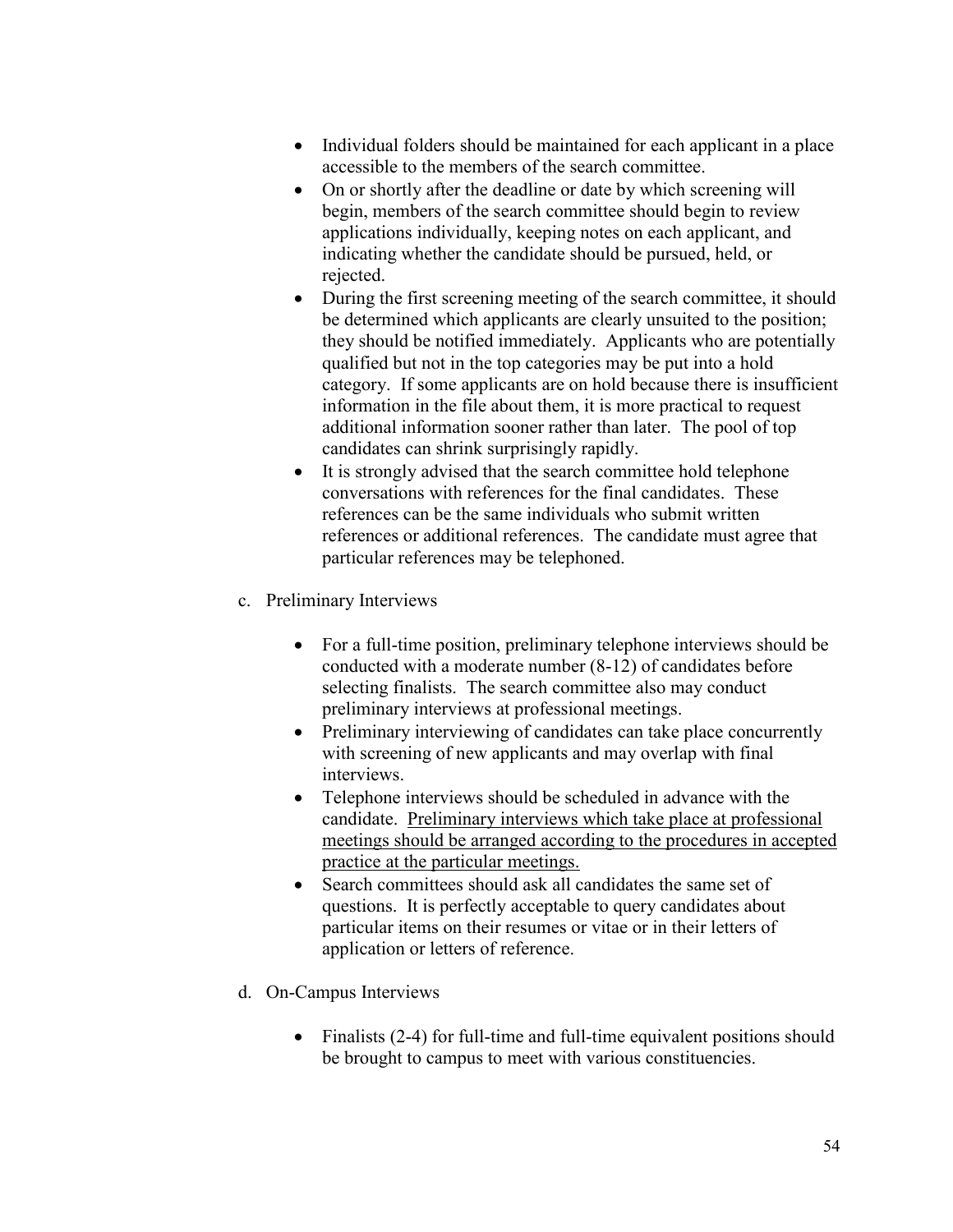- Individual folders should be maintained for each applicant in a place accessible to the members of the search committee.
- On or shortly after the deadline or date by which screening will begin, members of the search committee should begin to review applications individually, keeping notes on each applicant, and indicating whether the candidate should be pursued, held, or rejected.
- During the first screening meeting of the search committee, it should be determined which applicants are clearly unsuited to the position; they should be notified immediately. Applicants who are potentially qualified but not in the top categories may be put into a hold category. If some applicants are on hold because there is insufficient information in the file about them, it is more practical to request additional information sooner rather than later. The pool of top candidates can shrink surprisingly rapidly.
- It is strongly advised that the search committee hold telephone conversations with references for the final candidates. These references can be the same individuals who submit written references or additional references. The candidate must agree that particular references may be telephoned.

c. Preliminary Interviews

- For a full-time position, preliminary telephone interviews should be conducted with a moderate number (8-12) of candidates before selecting finalists. The search committee also may conduct preliminary interviews at professional meetings.
- Preliminary interviewing of candidates can take place concurrently with screening of new applicants and may overlap with final interviews.
- Telephone interviews should be scheduled in advance with the candidate. <u>Preliminary interviews which take place at professional meetings should be arranged according to the procedures in accepted practice at the particular meetings.</u>
- Search committees should ask all candidates the same set of questions. It is perfectly acceptable to query candidates about particular items on their resumes or vitae or in their letters of application or letters of reference.

d. On-Campus Interviews

- Finalists (2-4) for full-time and full-time equivalent positions should be brought to campus to meet with various constituencies.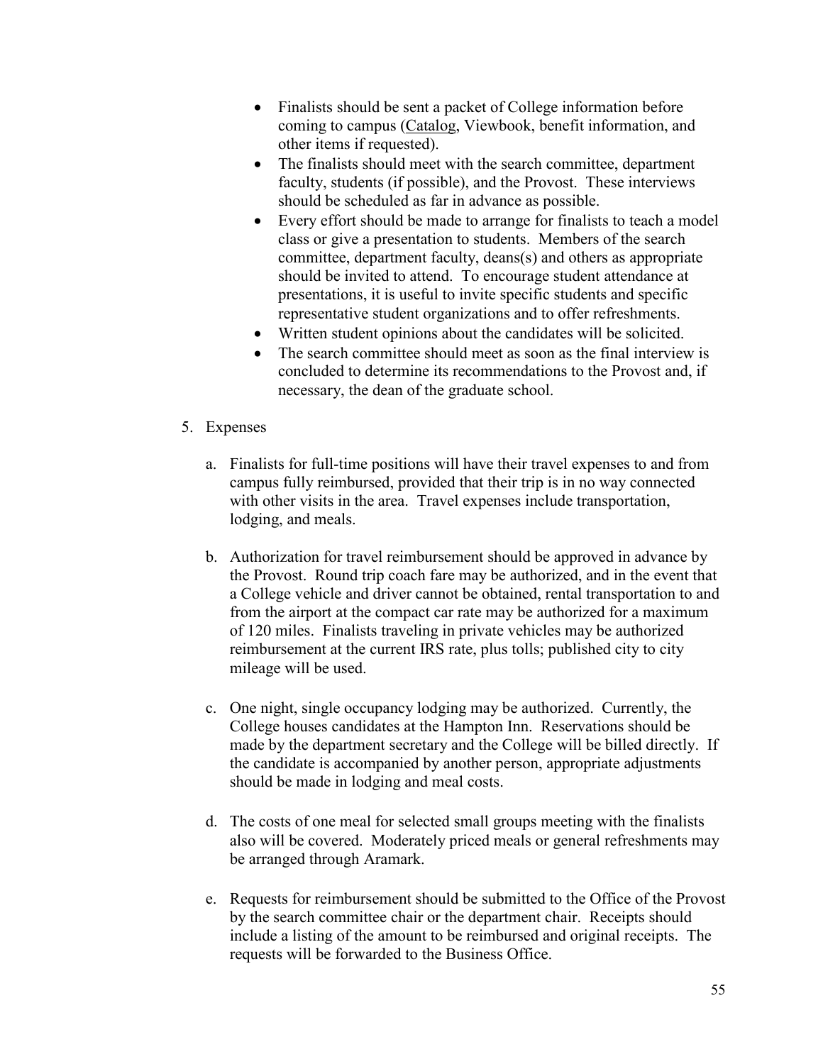- Finalists should be sent a packet of College information before coming to campus (Catalog, Viewbook, benefit information, and other items if requested).
- The finalists should meet with the search committee, department faculty, students (if possible), and the Provost. These interviews should be scheduled as far in advance as possible.
- Every effort should be made to arrange for finalists to teach a model class or give a presentation to students. Members of the search committee, department faculty, deans(s) and others as appropriate should be invited to attend. To encourage student attendance at presentations, it is useful to invite specific students and specific representative student organizations and to offer refreshments.
- Written student opinions about the candidates will be solicited.
- The search committee should meet as soon as the final interview is concluded to determine its recommendations to the Provost and, if necessary, the dean of the graduate school.

5. Expenses

   a. Finalists for full-time positions will have their travel expenses to and from campus fully reimbursed, provided that their trip is in no way connected with other visits in the area. Travel expenses include transportation, lodging, and meals.

   b. Authorization for travel reimbursement should be approved in advance by the Provost. Round trip coach fare may be authorized, and in the event that a College vehicle and driver cannot be obtained, rental transportation to and from the airport at the compact car rate may be authorized for a maximum of 120 miles. Finalists traveling in private vehicles may be authorized reimbursement at the current IRS rate, plus tolls; published city to city mileage will be used.

   c. One night, single occupancy lodging may be authorized. Currently, the College houses candidates at the Hampton Inn. Reservations should be made by the department secretary and the College will be billed directly. If the candidate is accompanied by another person, appropriate adjustments should be made in lodging and meal costs.

   d. The costs of one meal for selected small groups meeting with the finalists also will be covered. Moderately priced meals or general refreshments may be arranged through Aramark.

   e. Requests for reimbursement should be submitted to the Office of the Provost by the search committee chair or the department chair. Receipts should include a listing of the amount to be reimbursed and original receipts. The requests will be forwarded to the Business Office.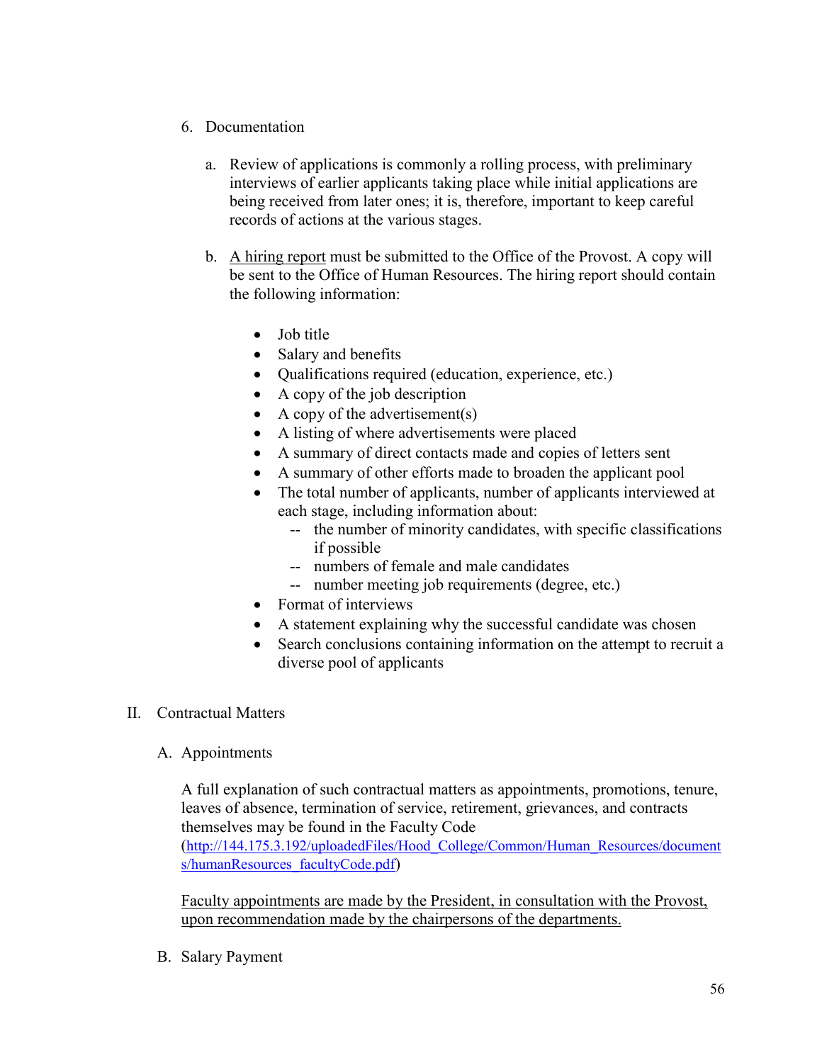6. Documentation

   a. Review of applications is commonly a rolling process, with preliminary interviews of earlier applicants taking place while initial applications are being received from later ones; it is, therefore, important to keep careful records of actions at the various stages.

   b. <u>A hiring report</u> must be submitted to the Office of the Provost. A copy will be sent to the Office of Human Resources. The hiring report should contain the following information:

      - Job title
      - Salary and benefits
      - Qualifications required (education, experience, etc.)
      - A copy of the job description
      - A copy of the advertisement(s)
      - A listing of where advertisements were placed
      - A summary of direct contacts made and copies of letters sent
      - A summary of other efforts made to broaden the applicant pool
      - The total number of applicants, number of applicants interviewed at each stage, including information about:
        - -- the number of minority candidates, with specific classifications if possible
        - -- numbers of female and male candidates
        - -- number meeting job requirements (degree, etc.)
      - Format of interviews
      - A statement explaining why the successful candidate was chosen
      - Search conclusions containing information on the attempt to recruit a diverse pool of applicants

## II. Contractual Matters

### A. Appointments

A full explanation of such contractual matters as appointments, promotions, tenure, leaves of absence, termination of service, retirement, grievances, and contracts themselves may be found in the Faculty Code (http://144.175.3.192/uploadedFiles/Hood_College/Common/Human_Resources/documents/humanResources_facultyCode.pdf)

<u>Faculty appointments are made by the President, in consultation with the Provost, upon recommendation made by the chairpersons of the departments.</u>

### B. Salary Payment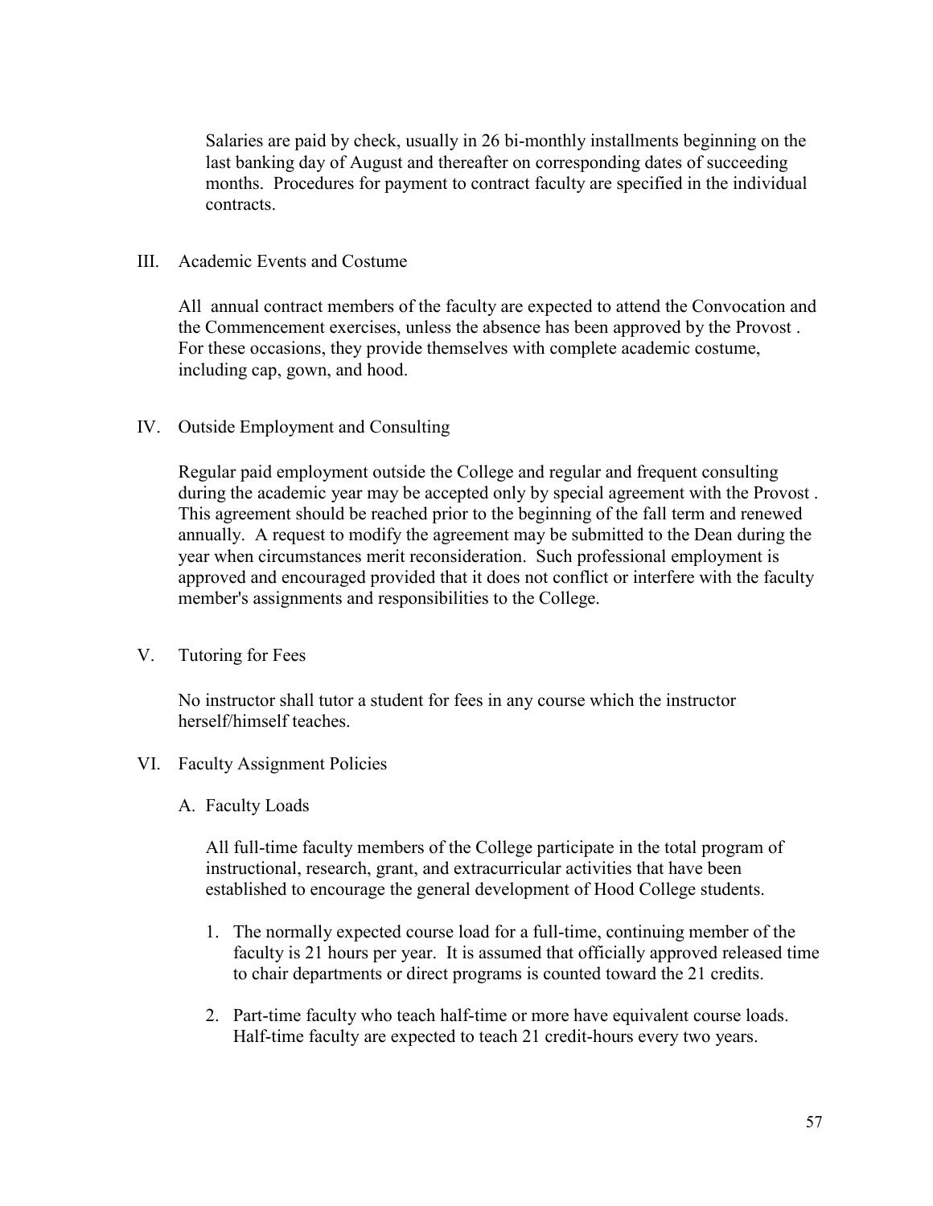Salaries are paid by check, usually in 26 bi-monthly installments beginning on the last banking day of August and thereafter on corresponding dates of succeeding months. Procedures for payment to contract faculty are specified in the individual contracts.

## III. Academic Events and Costume

All annual contract members of the faculty are expected to attend the Convocation and the Commencement exercises, unless the absence has been approved by the Provost . For these occasions, they provide themselves with complete academic costume, including cap, gown, and hood.

## IV. Outside Employment and Consulting

Regular paid employment outside the College and regular and frequent consulting during the academic year may be accepted only by special agreement with the Provost . This agreement should be reached prior to the beginning of the fall term and renewed annually. A request to modify the agreement may be submitted to the Dean during the year when circumstances merit reconsideration. Such professional employment is approved and encouraged provided that it does not conflict or interfere with the faculty member's assignments and responsibilities to the College.

## V. Tutoring for Fees

No instructor shall tutor a student for fees in any course which the instructor herself/himself teaches.

## VI. Faculty Assignment Policies

### A. Faculty Loads

All full-time faculty members of the College participate in the total program of instructional, research, grant, and extracurricular activities that have been established to encourage the general development of Hood College students.

1. The normally expected course load for a full-time, continuing member of the faculty is 21 hours per year. It is assumed that officially approved released time to chair departments or direct programs is counted toward the 21 credits.
2. Part-time faculty who teach half-time or more have equivalent course loads. Half-time faculty are expected to teach 21 credit-hours every two years.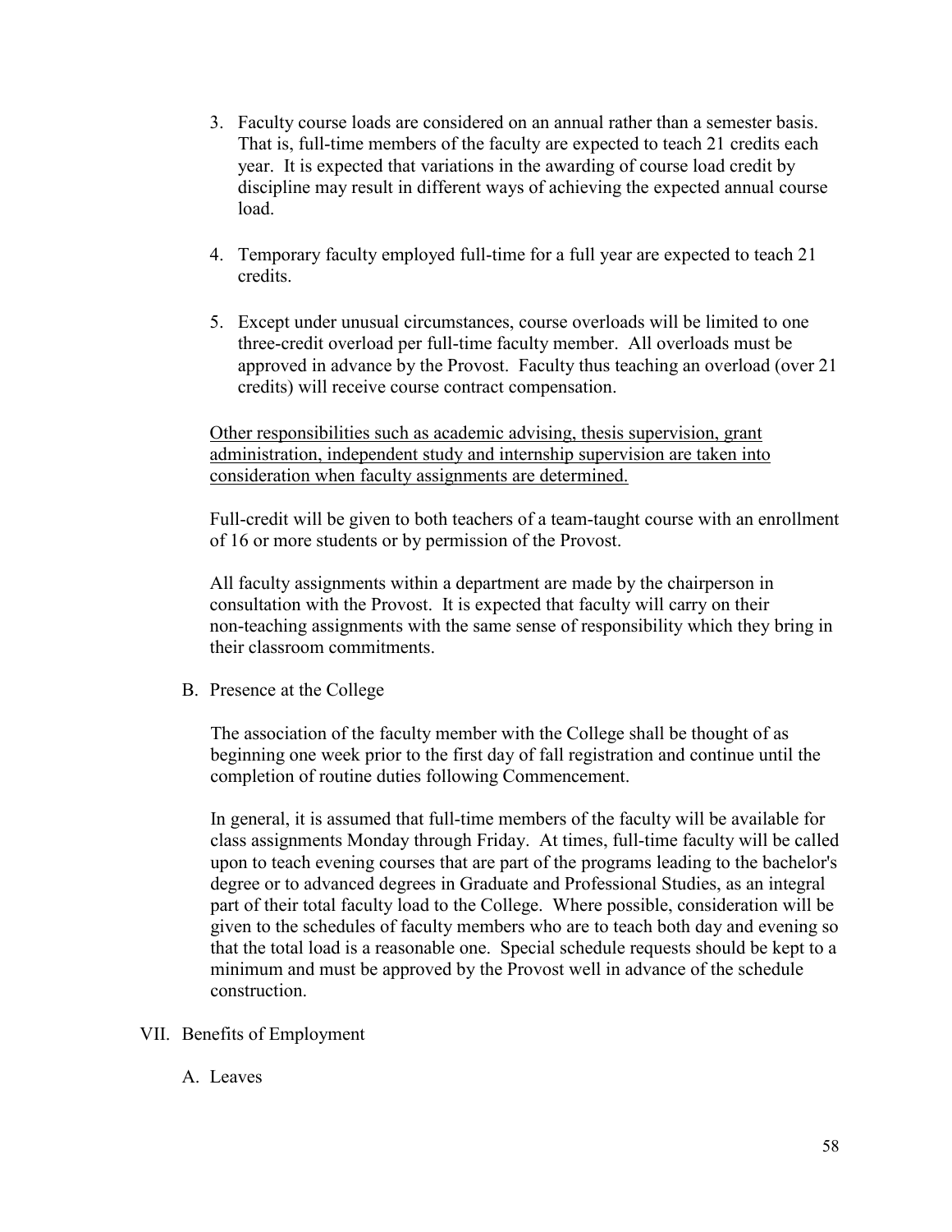3. Faculty course loads are considered on an annual rather than a semester basis. That is, full-time members of the faculty are expected to teach 21 credits each year. It is expected that variations in the awarding of course load credit by discipline may result in different ways of achieving the expected annual course load.

4. Temporary faculty employed full-time for a full year are expected to teach 21 credits.

5. Except under unusual circumstances, course overloads will be limited to one three-credit overload per full-time faculty member. All overloads must be approved in advance by the Provost. Faculty thus teaching an overload (over 21 credits) will receive course contract compensation.

<u>Other responsibilities such as academic advising, thesis supervision, grant administration, independent study and internship supervision are taken into consideration when faculty assignments are determined.</u>

Full-credit will be given to both teachers of a team-taught course with an enrollment of 16 or more students or by permission of the Provost.

All faculty assignments within a department are made by the chairperson in consultation with the Provost. It is expected that faculty will carry on their non-teaching assignments with the same sense of responsibility which they bring in their classroom commitments.

B. Presence at the College

The association of the faculty member with the College shall be thought of as beginning one week prior to the first day of fall registration and continue until the completion of routine duties following Commencement.

In general, it is assumed that full-time members of the faculty will be available for class assignments Monday through Friday. At times, full-time faculty will be called upon to teach evening courses that are part of the programs leading to the bachelor's degree or to advanced degrees in Graduate and Professional Studies, as an integral part of their total faculty load to the College. Where possible, consideration will be given to the schedules of faculty members who are to teach both day and evening so that the total load is a reasonable one. Special schedule requests should be kept to a minimum and must be approved by the Provost well in advance of the schedule construction.

## VII. Benefits of Employment

A. Leaves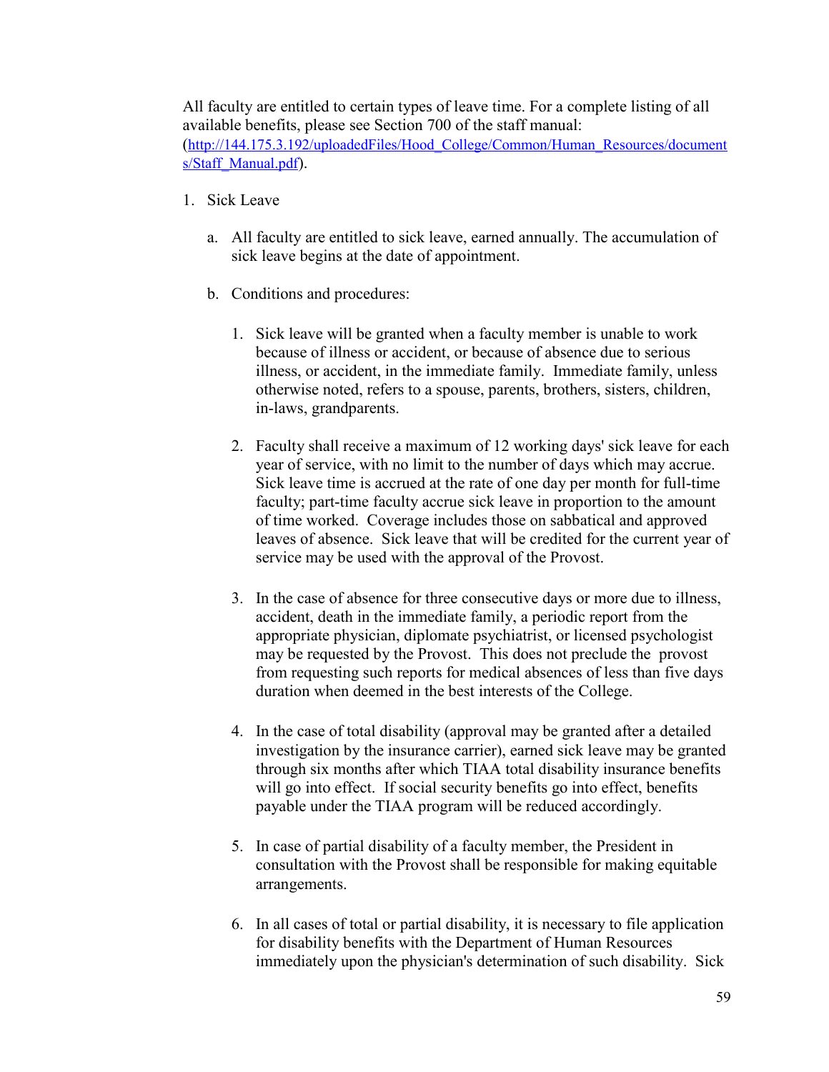All faculty are entitled to certain types of leave time. For a complete listing of all available benefits, please see Section 700 of the staff manual: (http://144.175.3.192/uploadedFiles/Hood_College/Common/Human_Resources/documents/Staff_Manual.pdf).

1. Sick Leave

   a. All faculty are entitled to sick leave, earned annually. The accumulation of sick leave begins at the date of appointment.

   b. Conditions and procedures:

      1. Sick leave will be granted when a faculty member is unable to work because of illness or accident, or because of absence due to serious illness, or accident, in the immediate family. Immediate family, unless otherwise noted, refers to a spouse, parents, brothers, sisters, children, in-laws, grandparents.

      2. Faculty shall receive a maximum of 12 working days' sick leave for each year of service, with no limit to the number of days which may accrue. Sick leave time is accrued at the rate of one day per month for full-time faculty; part-time faculty accrue sick leave in proportion to the amount of time worked. Coverage includes those on sabbatical and approved leaves of absence. Sick leave that will be credited for the current year of service may be used with the approval of the Provost.

      3. In the case of absence for three consecutive days or more due to illness, accident, death in the immediate family, a periodic report from the appropriate physician, diplomate psychiatrist, or licensed psychologist may be requested by the Provost. This does not preclude the provost from requesting such reports for medical absences of less than five days duration when deemed in the best interests of the College.

      4. In the case of total disability (approval may be granted after a detailed investigation by the insurance carrier), earned sick leave may be granted through six months after which TIAA total disability insurance benefits will go into effect. If social security benefits go into effect, benefits payable under the TIAA program will be reduced accordingly.

      5. In case of partial disability of a faculty member, the President in consultation with the Provost shall be responsible for making equitable arrangements.

      6. In all cases of total or partial disability, it is necessary to file application for disability benefits with the Department of Human Resources immediately upon the physician's determination of such disability. Sick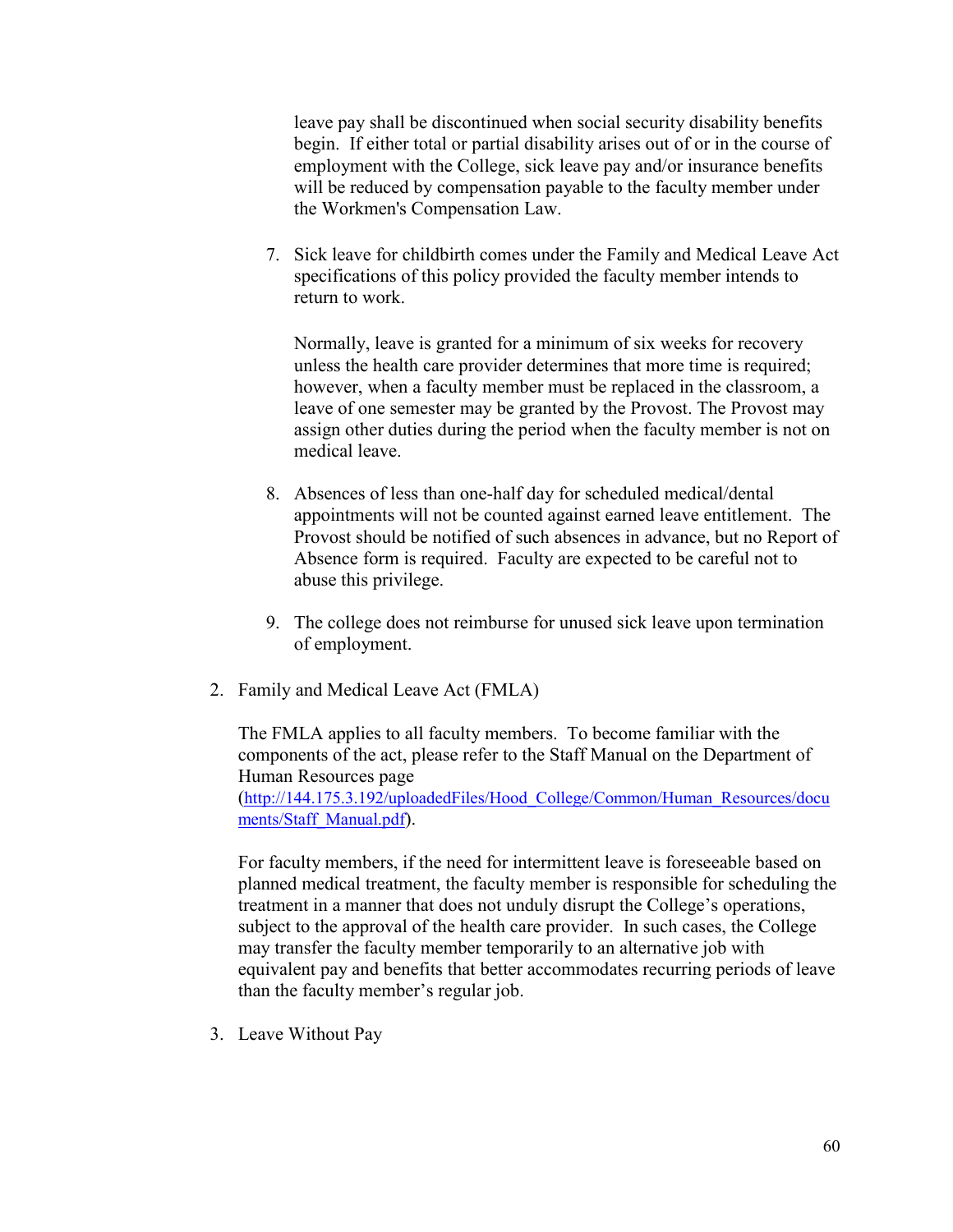leave pay shall be discontinued when social security disability benefits begin. If either total or partial disability arises out of or in the course of employment with the College, sick leave pay and/or insurance benefits will be reduced by compensation payable to the faculty member under the Workmen's Compensation Law.

7. Sick leave for childbirth comes under the Family and Medical Leave Act specifications of this policy provided the faculty member intends to return to work.

   Normally, leave is granted for a minimum of six weeks for recovery unless the health care provider determines that more time is required; however, when a faculty member must be replaced in the classroom, a leave of one semester may be granted by the Provost. The Provost may assign other duties during the period when the faculty member is not on medical leave.

8. Absences of less than one-half day for scheduled medical/dental appointments will not be counted against earned leave entitlement. The Provost should be notified of such absences in advance, but no Report of Absence form is required. Faculty are expected to be careful not to abuse this privilege.

9. The college does not reimburse for unused sick leave upon termination of employment.

2. Family and Medical Leave Act (FMLA)

   The FMLA applies to all faculty members. To become familiar with the components of the act, please refer to the Staff Manual on the Department of Human Resources page (http://144.175.3.192/uploadedFiles/Hood_College/Common/Human_Resources/documents/Staff_Manual.pdf).

   For faculty members, if the need for intermittent leave is foreseeable based on planned medical treatment, the faculty member is responsible for scheduling the treatment in a manner that does not unduly disrupt the College's operations, subject to the approval of the health care provider. In such cases, the College may transfer the faculty member temporarily to an alternative job with equivalent pay and benefits that better accommodates recurring periods of leave than the faculty member's regular job.

3. Leave Without Pay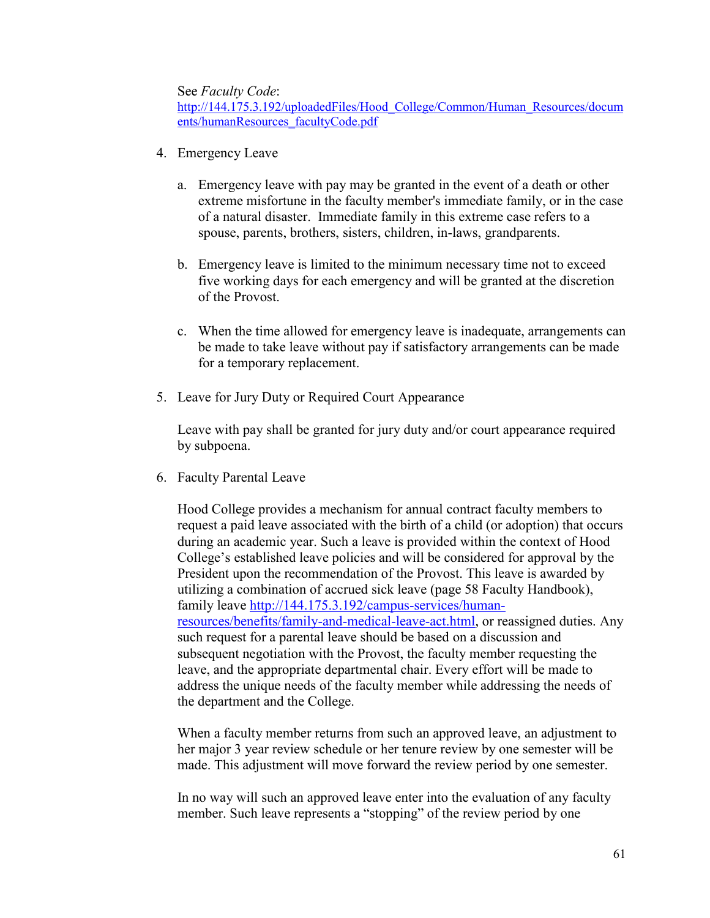See *Faculty Code*: [http://144.175.3.192/uploadedFiles/Hood_College/Common/Human_Resources/documents/humanResources_facultyCode.pdf](http://144.175.3.192/uploadedFiles/Hood_College/Common/Human_Resources/documents/humanResources_facultyCode.pdf)

4. Emergency Leave

   a. Emergency leave with pay may be granted in the event of a death or other extreme misfortune in the faculty member's immediate family, or in the case of a natural disaster. Immediate family in this extreme case refers to a spouse, parents, brothers, sisters, children, in-laws, grandparents.

   b. Emergency leave is limited to the minimum necessary time not to exceed five working days for each emergency and will be granted at the discretion of the Provost.

   c. When the time allowed for emergency leave is inadequate, arrangements can be made to take leave without pay if satisfactory arrangements can be made for a temporary replacement.

5. Leave for Jury Duty or Required Court Appearance

   Leave with pay shall be granted for jury duty and/or court appearance required by subpoena.

6. Faculty Parental Leave

   Hood College provides a mechanism for annual contract faculty members to request a paid leave associated with the birth of a child (or adoption) that occurs during an academic year. Such a leave is provided within the context of Hood College's established leave policies and will be considered for approval by the President upon the recommendation of the Provost. This leave is awarded by utilizing a combination of accrued sick leave (page 58 Faculty Handbook), family leave [http://144.175.3.192/campus-services/human-resources/benefits/family-and-medical-leave-act.html](http://144.175.3.192/campus-services/human-resources/benefits/family-and-medical-leave-act.html), or reassigned duties. Any such request for a parental leave should be based on a discussion and subsequent negotiation with the Provost, the faculty member requesting the leave, and the appropriate departmental chair. Every effort will be made to address the unique needs of the faculty member while addressing the needs of the department and the College.

   When a faculty member returns from such an approved leave, an adjustment to her major 3 year review schedule or her tenure review by one semester will be made. This adjustment will move forward the review period by one semester.

   In no way will such an approved leave enter into the evaluation of any faculty member. Such leave represents a "stopping" of the review period by one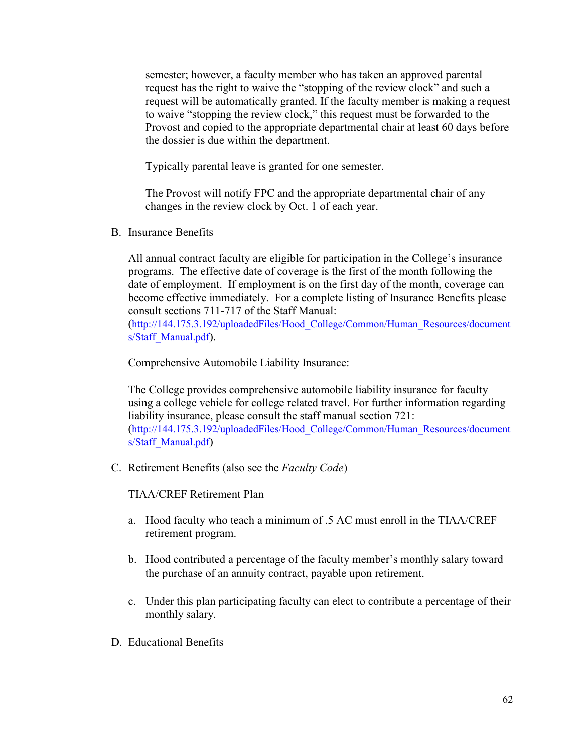semester; however, a faculty member who has taken an approved parental request has the right to waive the "stopping of the review clock" and such a request will be automatically granted. If the faculty member is making a request to waive "stopping the review clock," this request must be forwarded to the Provost and copied to the appropriate departmental chair at least 60 days before the dossier is due within the department.

Typically parental leave is granted for one semester.

The Provost will notify FPC and the appropriate departmental chair of any changes in the review clock by Oct. 1 of each year.

B. Insurance Benefits

All annual contract faculty are eligible for participation in the College's insurance programs. The effective date of coverage is the first of the month following the date of employment. If employment is on the first day of the month, coverage can become effective immediately. For a complete listing of Insurance Benefits please consult sections 711-717 of the Staff Manual: (http://144.175.3.192/uploadedFiles/Hood_College/Common/Human_Resources/documents/Staff_Manual.pdf).

Comprehensive Automobile Liability Insurance:

The College provides comprehensive automobile liability insurance for faculty using a college vehicle for college related travel. For further information regarding liability insurance, please consult the staff manual section 721: (http://144.175.3.192/uploadedFiles/Hood_College/Common/Human_Resources/documents/Staff_Manual.pdf)

C. Retirement Benefits (also see the *Faculty Code*)

TIAA/CREF Retirement Plan

a. Hood faculty who teach a minimum of .5 AC must enroll in the TIAA/CREF retirement program.

b. Hood contributed a percentage of the faculty member's monthly salary toward the purchase of an annuity contract, payable upon retirement.

c. Under this plan participating faculty can elect to contribute a percentage of their monthly salary.

D. Educational Benefits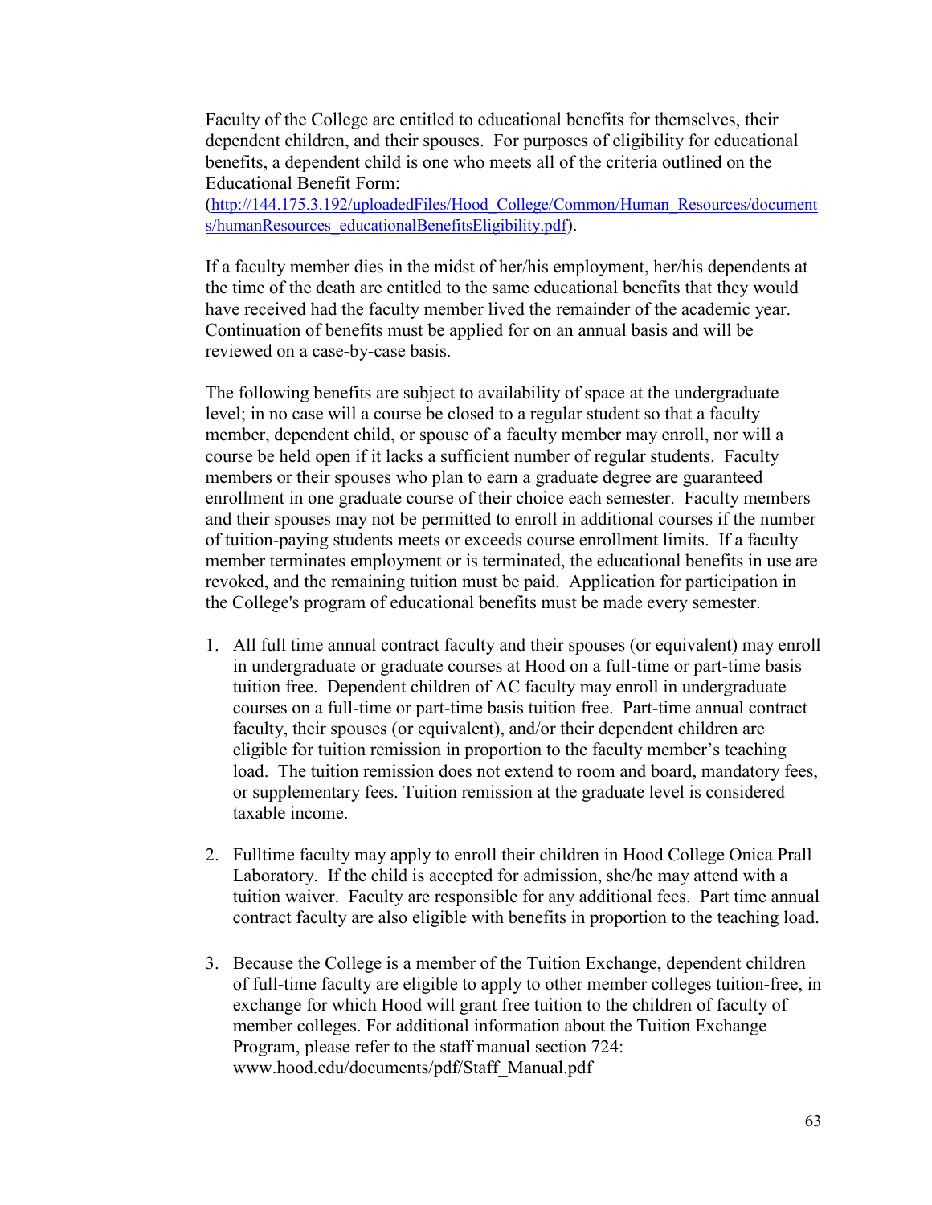Faculty of the College are entitled to educational benefits for themselves, their dependent children, and their spouses. For purposes of eligibility for educational benefits, a dependent child is one who meets all of the criteria outlined on the Educational Benefit Form: (http://144.175.3.192/uploadedFiles/Hood_College/Common/Human_Resources/documents/humanResources_educationalBenefitsEligibility.pdf).

If a faculty member dies in the midst of her/his employment, her/his dependents at the time of the death are entitled to the same educational benefits that they would have received had the faculty member lived the remainder of the academic year. Continuation of benefits must be applied for on an annual basis and will be reviewed on a case-by-case basis.

The following benefits are subject to availability of space at the undergraduate level; in no case will a course be closed to a regular student so that a faculty member, dependent child, or spouse of a faculty member may enroll, nor will a course be held open if it lacks a sufficient number of regular students. Faculty members or their spouses who plan to earn a graduate degree are guaranteed enrollment in one graduate course of their choice each semester. Faculty members and their spouses may not be permitted to enroll in additional courses if the number of tuition-paying students meets or exceeds course enrollment limits. If a faculty member terminates employment or is terminated, the educational benefits in use are revoked, and the remaining tuition must be paid. Application for participation in the College's program of educational benefits must be made every semester.

1. All full time annual contract faculty and their spouses (or equivalent) may enroll in undergraduate or graduate courses at Hood on a full-time or part-time basis tuition free. Dependent children of AC faculty may enroll in undergraduate courses on a full-time or part-time basis tuition free. Part-time annual contract faculty, their spouses (or equivalent), and/or their dependent children are eligible for tuition remission in proportion to the faculty member's teaching load. The tuition remission does not extend to room and board, mandatory fees, or supplementary fees. Tuition remission at the graduate level is considered taxable income.

2. Fulltime faculty may apply to enroll their children in Hood College Onica Prall Laboratory. If the child is accepted for admission, she/he may attend with a tuition waiver. Faculty are responsible for any additional fees. Part time annual contract faculty are also eligible with benefits in proportion to the teaching load.

3. Because the College is a member of the Tuition Exchange, dependent children of full-time faculty are eligible to apply to other member colleges tuition-free, in exchange for which Hood will grant free tuition to the children of faculty of member colleges. For additional information about the Tuition Exchange Program, please refer to the staff manual section 724: www.hood.edu/documents/pdf/Staff_Manual.pdf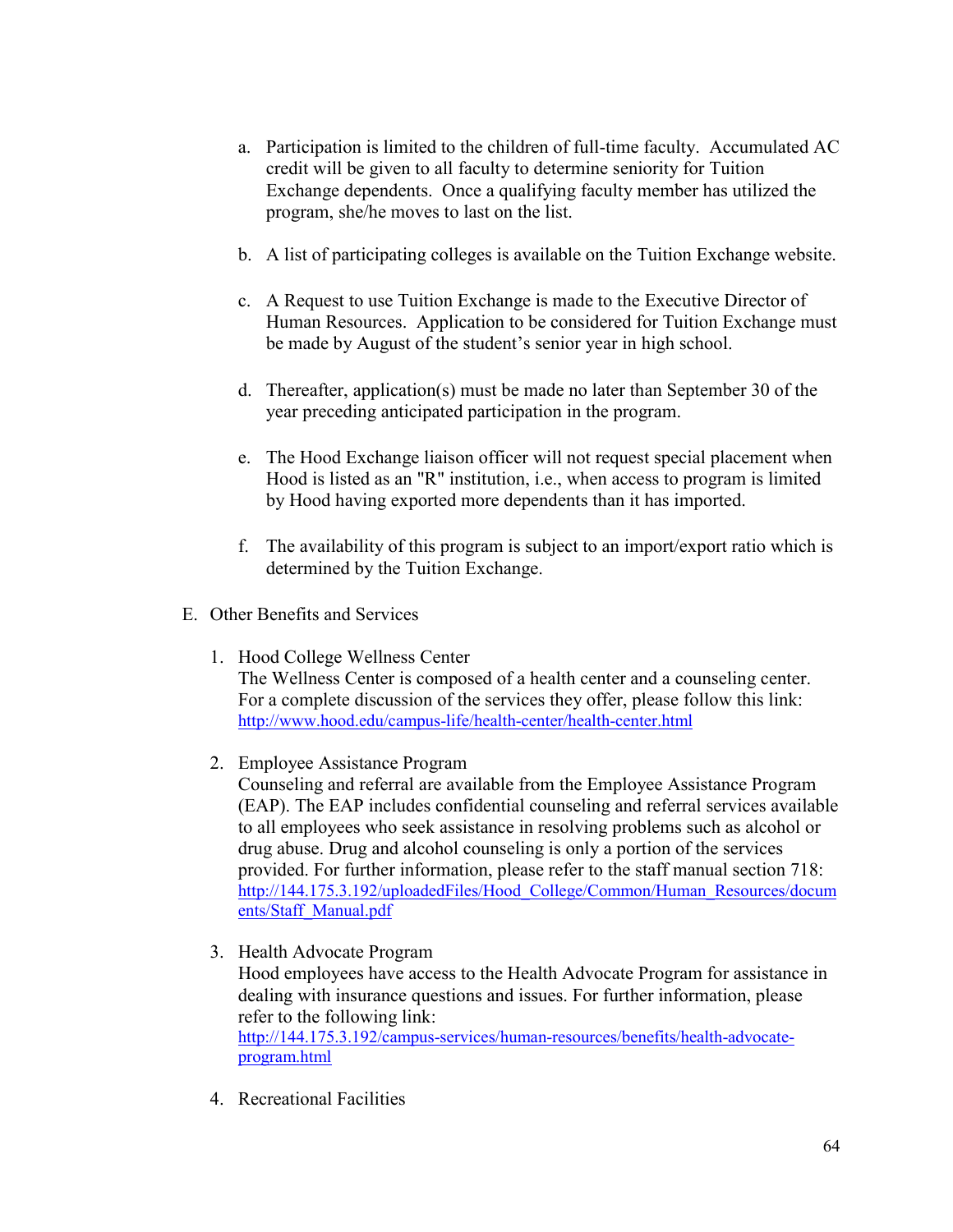a. Participation is limited to the children of full-time faculty. Accumulated AC credit will be given to all faculty to determine seniority for Tuition Exchange dependents. Once a qualifying faculty member has utilized the program, she/he moves to last on the list.

b. A list of participating colleges is available on the Tuition Exchange website.

c. A Request to use Tuition Exchange is made to the Executive Director of Human Resources. Application to be considered for Tuition Exchange must be made by August of the student's senior year in high school.

d. Thereafter, application(s) must be made no later than September 30 of the year preceding anticipated participation in the program.

e. The Hood Exchange liaison officer will not request special placement when Hood is listed as an "R" institution, i.e., when access to program is limited by Hood having exported more dependents than it has imported.

f. The availability of this program is subject to an import/export ratio which is determined by the Tuition Exchange.

E. Other Benefits and Services

1. Hood College Wellness Center
   The Wellness Center is composed of a health center and a counseling center. For a complete discussion of the services they offer, please follow this link: [http://www.hood.edu/campus-life/health-center/health-center.html](http://www.hood.edu/campus-life/health-center/health-center.html)

2. Employee Assistance Program
   Counseling and referral are available from the Employee Assistance Program (EAP). The EAP includes confidential counseling and referral services available to all employees who seek assistance in resolving problems such as alcohol or drug abuse. Drug and alcohol counseling is only a portion of the services provided. For further information, please refer to the staff manual section 718: [http://144.175.3.192/uploadedFiles/Hood_College/Common/Human_Resources/documents/Staff_Manual.pdf](http://144.175.3.192/uploadedFiles/Hood_College/Common/Human_Resources/documents/Staff_Manual.pdf)

3. Health Advocate Program
   Hood employees have access to the Health Advocate Program for assistance in dealing with insurance questions and issues. For further information, please refer to the following link: [http://144.175.3.192/campus-services/human-resources/benefits/health-advocate-program.html](http://144.175.3.192/campus-services/human-resources/benefits/health-advocate-program.html)

4. Recreational Facilities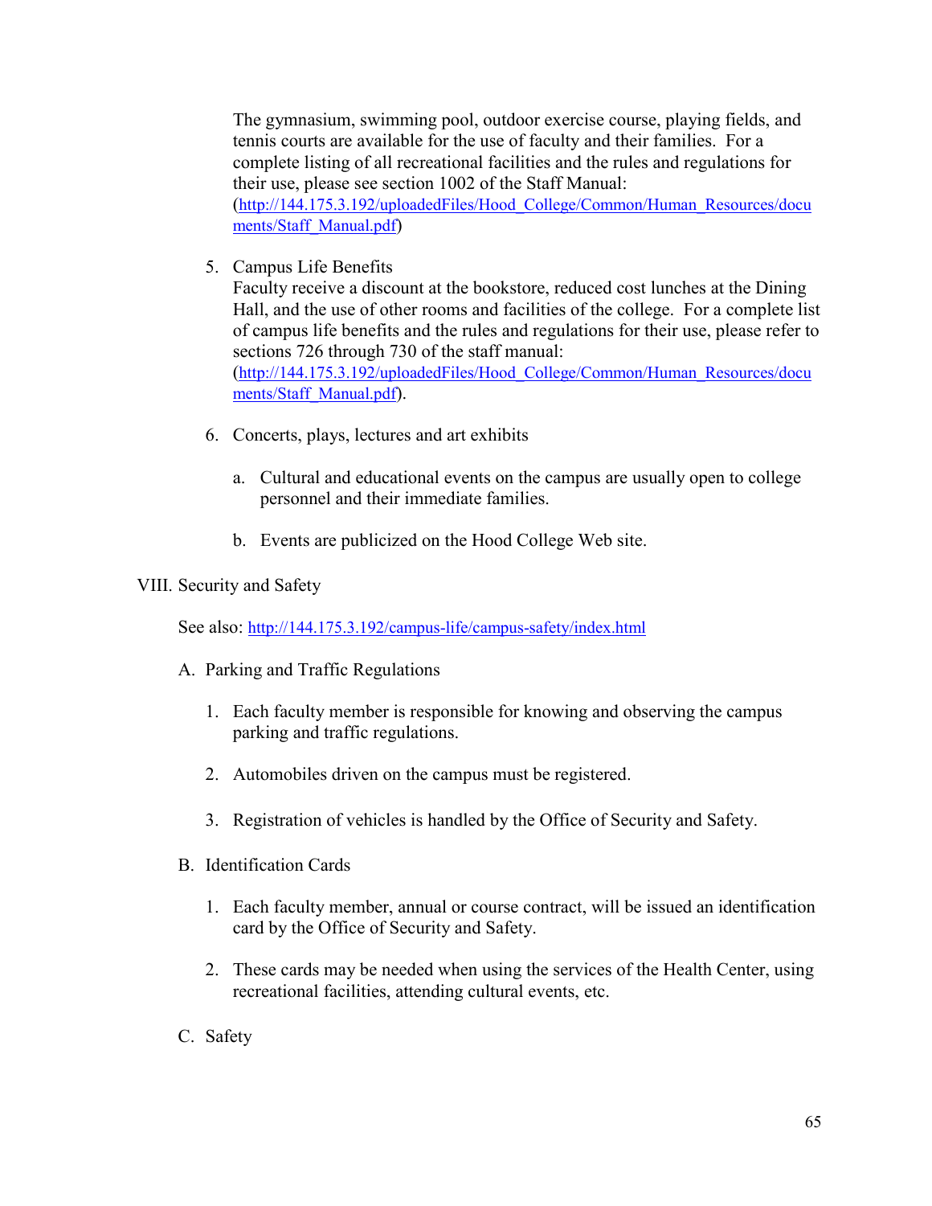The gymnasium, swimming pool, outdoor exercise course, playing fields, and tennis courts are available for the use of faculty and their families. For a complete listing of all recreational facilities and the rules and regulations for their use, please see section 1002 of the Staff Manual: (http://144.175.3.192/uploadedFiles/Hood_College/Common/Human_Resources/documents/Staff_Manual.pdf)

5. Campus Life Benefits
   Faculty receive a discount at the bookstore, reduced cost lunches at the Dining Hall, and the use of other rooms and facilities of the college. For a complete list of campus life benefits and the rules and regulations for their use, please refer to sections 726 through 730 of the staff manual: (http://144.175.3.192/uploadedFiles/Hood_College/Common/Human_Resources/documents/Staff_Manual.pdf).

6. Concerts, plays, lectures and art exhibits

   a. Cultural and educational events on the campus are usually open to college personnel and their immediate families.

   b. Events are publicized on the Hood College Web site.

## VIII. Security and Safety

See also: http://144.175.3.192/campus-life/campus-safety/index.html

### A. Parking and Traffic Regulations

1. Each faculty member is responsible for knowing and observing the campus parking and traffic regulations.

2. Automobiles driven on the campus must be registered.

3. Registration of vehicles is handled by the Office of Security and Safety.

### B. Identification Cards

1. Each faculty member, annual or course contract, will be issued an identification card by the Office of Security and Safety.

2. These cards may be needed when using the services of the Health Center, using recreational facilities, attending cultural events, etc.

### C. Safety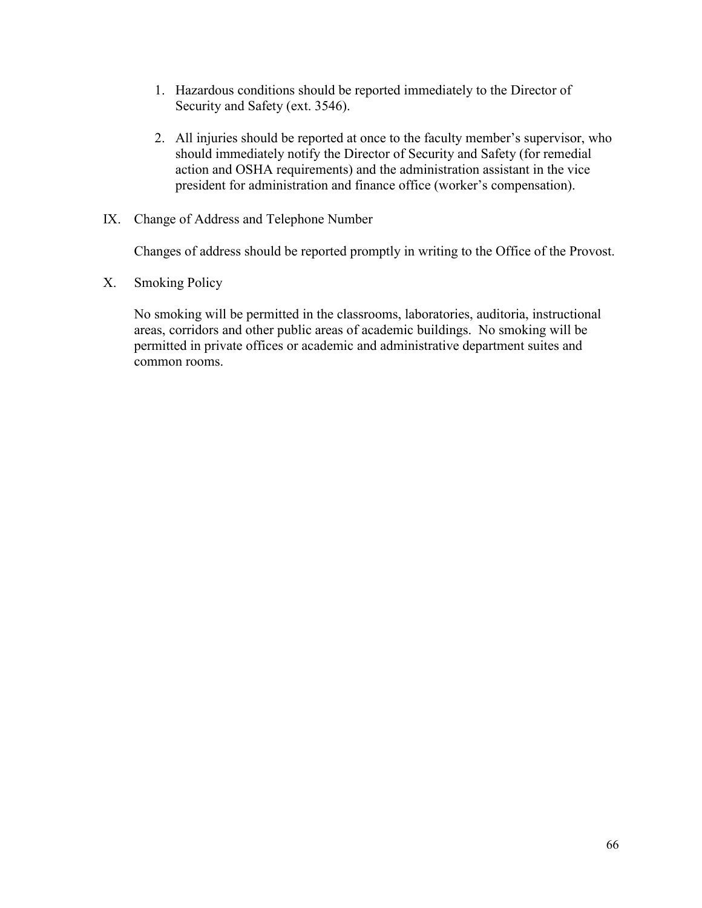1. Hazardous conditions should be reported immediately to the Director of Security and Safety (ext. 3546).

2. All injuries should be reported at once to the faculty member's supervisor, who should immediately notify the Director of Security and Safety (for remedial action and OSHA requirements) and the administration assistant in the vice president for administration and finance office (worker's compensation).

## IX. Change of Address and Telephone Number

Changes of address should be reported promptly in writing to the Office of the Provost.

## X. Smoking Policy

No smoking will be permitted in the classrooms, laboratories, auditoria, instructional areas, corridors and other public areas of academic buildings. No smoking will be permitted in private offices or academic and administrative department suites and common rooms.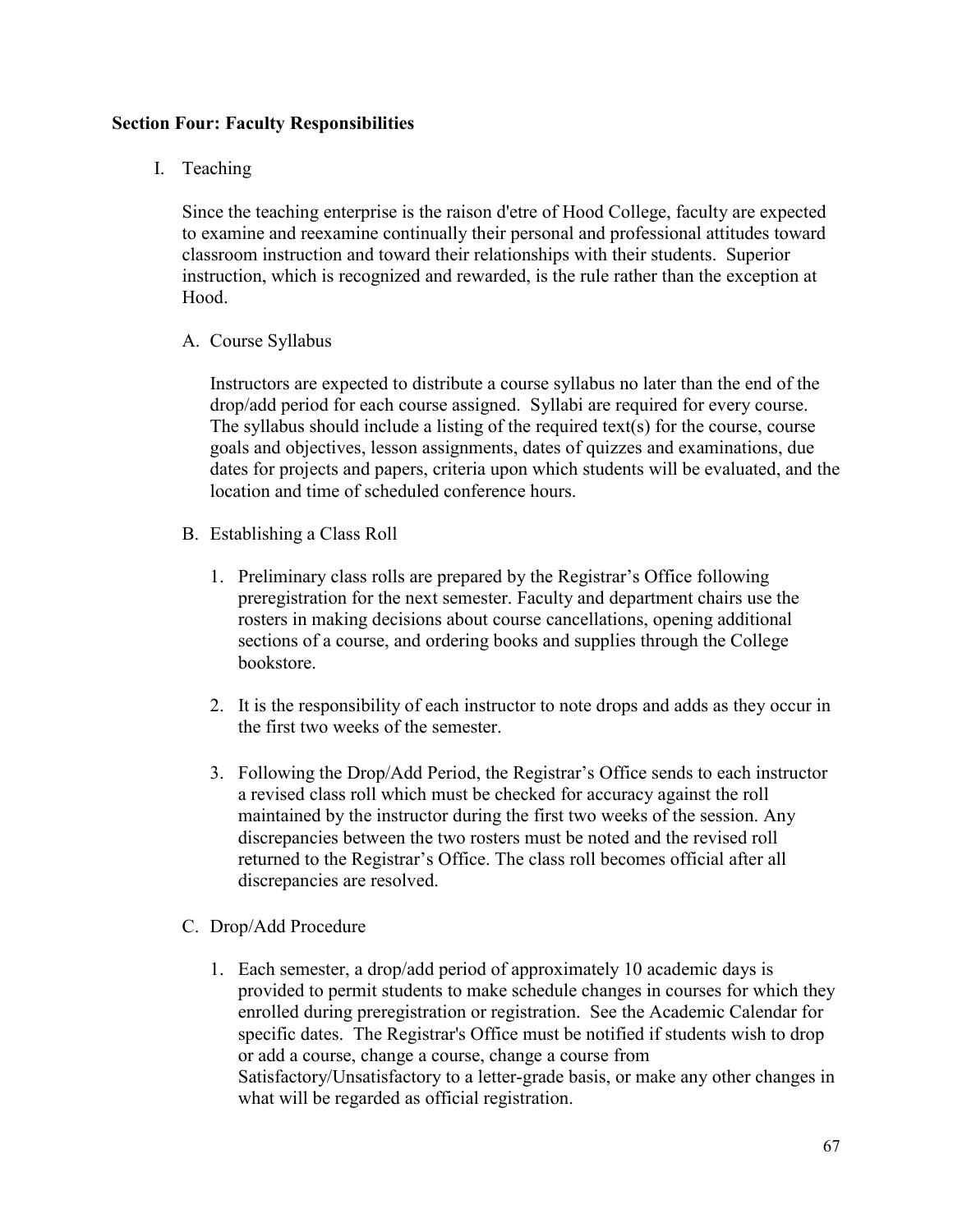## Section Four: Faculty Responsibilities

I. Teaching

Since the teaching enterprise is the raison d'etre of Hood College, faculty are expected to examine and reexamine continually their personal and professional attitudes toward classroom instruction and toward their relationships with their students. Superior instruction, which is recognized and rewarded, is the rule rather than the exception at Hood.

A. Course Syllabus

Instructors are expected to distribute a course syllabus no later than the end of the drop/add period for each course assigned. Syllabi are required for every course. The syllabus should include a listing of the required text(s) for the course, course goals and objectives, lesson assignments, dates of quizzes and examinations, due dates for projects and papers, criteria upon which students will be evaluated, and the location and time of scheduled conference hours.

B. Establishing a Class Roll

1. Preliminary class rolls are prepared by the Registrar's Office following preregistration for the next semester. Faculty and department chairs use the rosters in making decisions about course cancellations, opening additional sections of a course, and ordering books and supplies through the College bookstore.

2. It is the responsibility of each instructor to note drops and adds as they occur in the first two weeks of the semester.

3. Following the Drop/Add Period, the Registrar's Office sends to each instructor a revised class roll which must be checked for accuracy against the roll maintained by the instructor during the first two weeks of the session. Any discrepancies between the two rosters must be noted and the revised roll returned to the Registrar's Office. The class roll becomes official after all discrepancies are resolved.

C. Drop/Add Procedure

1. Each semester, a drop/add period of approximately 10 academic days is provided to permit students to make schedule changes in courses for which they enrolled during preregistration or registration. See the Academic Calendar for specific dates. The Registrar's Office must be notified if students wish to drop or add a course, change a course, change a course from Satisfactory/Unsatisfactory to a letter-grade basis, or make any other changes in what will be regarded as official registration.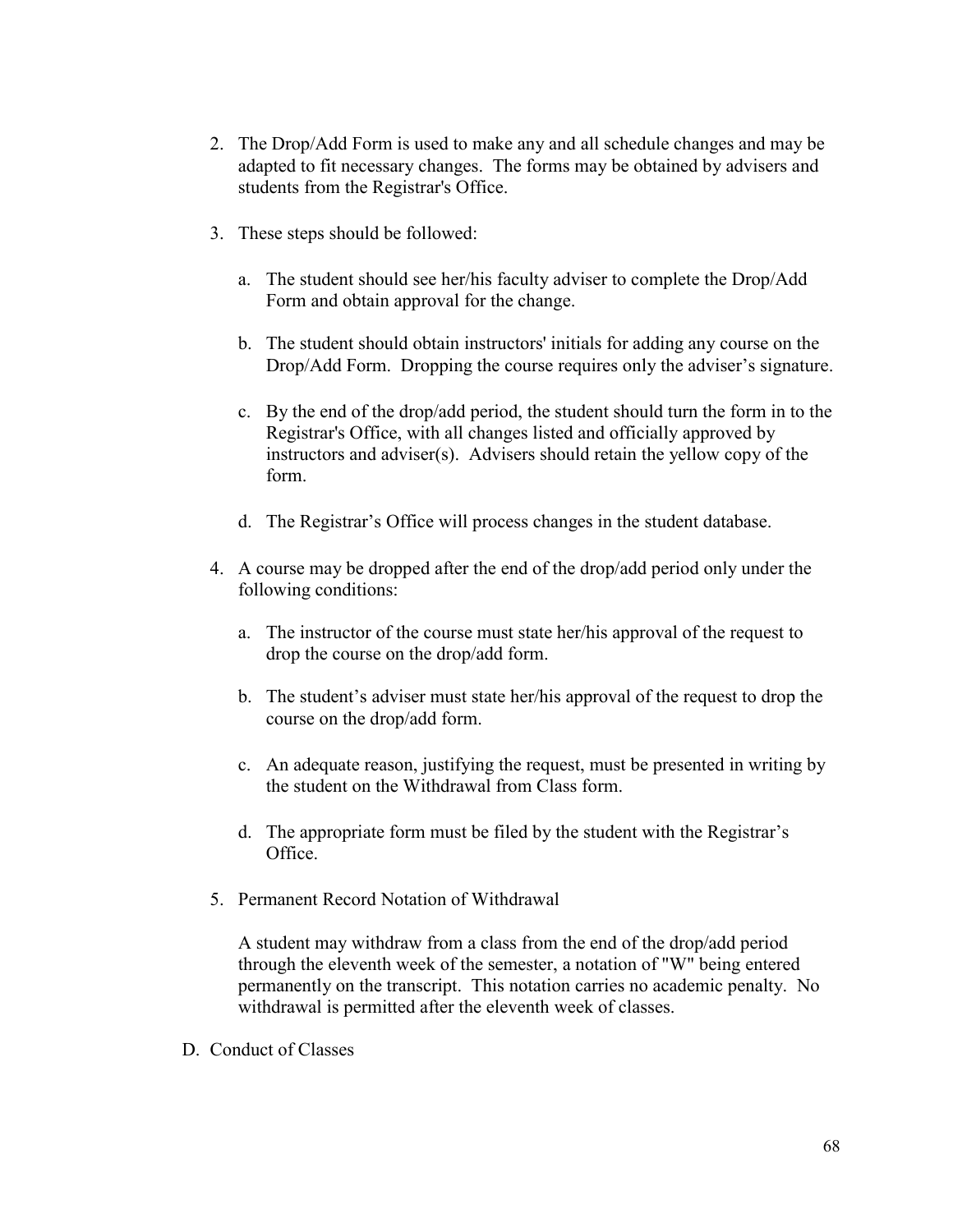2. The Drop/Add Form is used to make any and all schedule changes and may be adapted to fit necessary changes. The forms may be obtained by advisers and students from the Registrar's Office.

3. These steps should be followed:

   a. The student should see her/his faculty adviser to complete the Drop/Add Form and obtain approval for the change.

   b. The student should obtain instructors' initials for adding any course on the Drop/Add Form. Dropping the course requires only the adviser's signature.

   c. By the end of the drop/add period, the student should turn the form in to the Registrar's Office, with all changes listed and officially approved by instructors and adviser(s). Advisers should retain the yellow copy of the form.

   d. The Registrar's Office will process changes in the student database.

4. A course may be dropped after the end of the drop/add period only under the following conditions:

   a. The instructor of the course must state her/his approval of the request to drop the course on the drop/add form.

   b. The student's adviser must state her/his approval of the request to drop the course on the drop/add form.

   c. An adequate reason, justifying the request, must be presented in writing by the student on the Withdrawal from Class form.

   d. The appropriate form must be filed by the student with the Registrar's Office.

5. Permanent Record Notation of Withdrawal

   A student may withdraw from a class from the end of the drop/add period through the eleventh week of the semester, a notation of "W" being entered permanently on the transcript. This notation carries no academic penalty. No withdrawal is permitted after the eleventh week of classes.

D. Conduct of Classes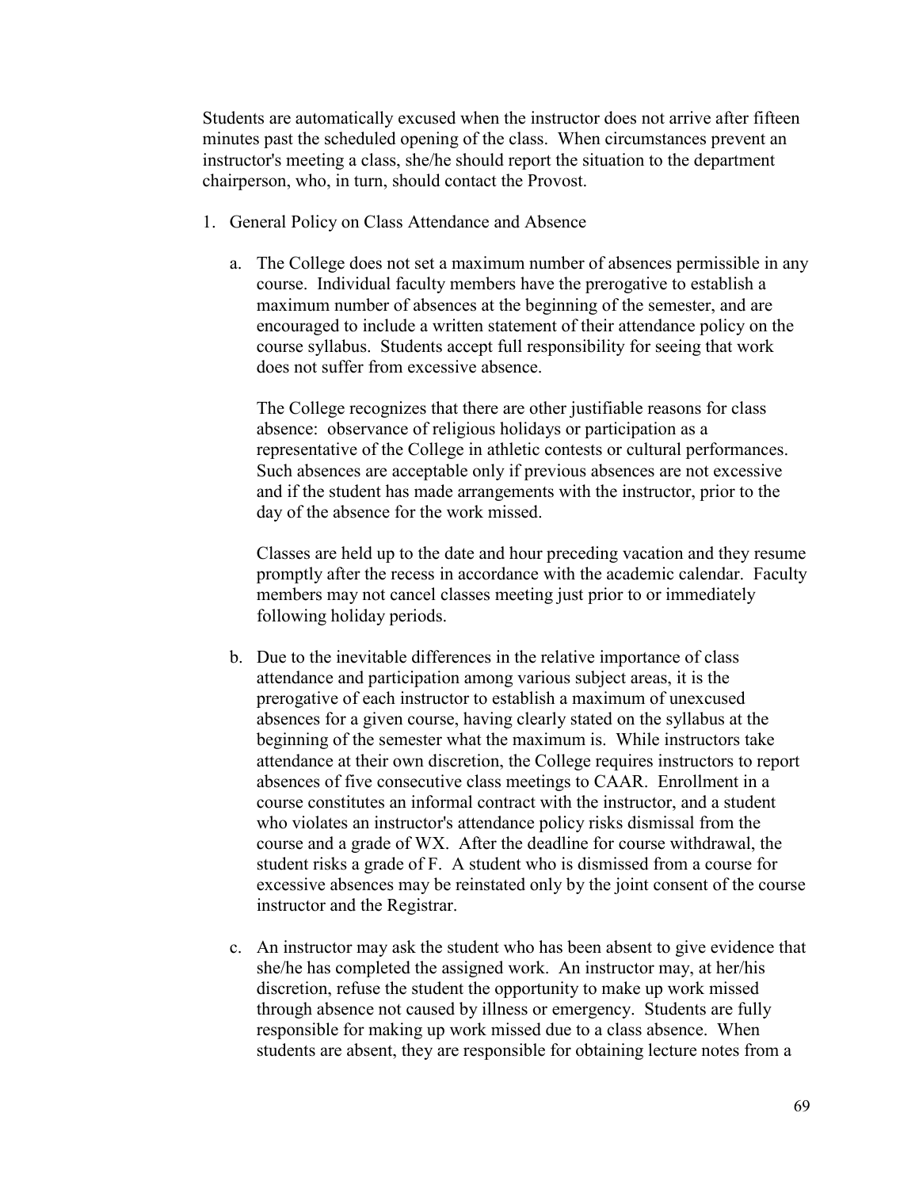Students are automatically excused when the instructor does not arrive after fifteen minutes past the scheduled opening of the class. When circumstances prevent an instructor's meeting a class, she/he should report the situation to the department chairperson, who, in turn, should contact the Provost.

1. General Policy on Class Attendance and Absence

   a. The College does not set a maximum number of absences permissible in any course. Individual faculty members have the prerogative to establish a maximum number of absences at the beginning of the semester, and are encouraged to include a written statement of their attendance policy on the course syllabus. Students accept full responsibility for seeing that work does not suffer from excessive absence.

      The College recognizes that there are other justifiable reasons for class absence: observance of religious holidays or participation as a representative of the College in athletic contests or cultural performances. Such absences are acceptable only if previous absences are not excessive and if the student has made arrangements with the instructor, prior to the day of the absence for the work missed.

      Classes are held up to the date and hour preceding vacation and they resume promptly after the recess in accordance with the academic calendar. Faculty members may not cancel classes meeting just prior to or immediately following holiday periods.

   b. Due to the inevitable differences in the relative importance of class attendance and participation among various subject areas, it is the prerogative of each instructor to establish a maximum of unexcused absences for a given course, having clearly stated on the syllabus at the beginning of the semester what the maximum is. While instructors take attendance at their own discretion, the College requires instructors to report absences of five consecutive class meetings to CAAR. Enrollment in a course constitutes an informal contract with the instructor, and a student who violates an instructor's attendance policy risks dismissal from the course and a grade of WX. After the deadline for course withdrawal, the student risks a grade of F. A student who is dismissed from a course for excessive absences may be reinstated only by the joint consent of the course instructor and the Registrar.

   c. An instructor may ask the student who has been absent to give evidence that she/he has completed the assigned work. An instructor may, at her/his discretion, refuse the student the opportunity to make up work missed through absence not caused by illness or emergency. Students are fully responsible for making up work missed due to a class absence. When students are absent, they are responsible for obtaining lecture notes from a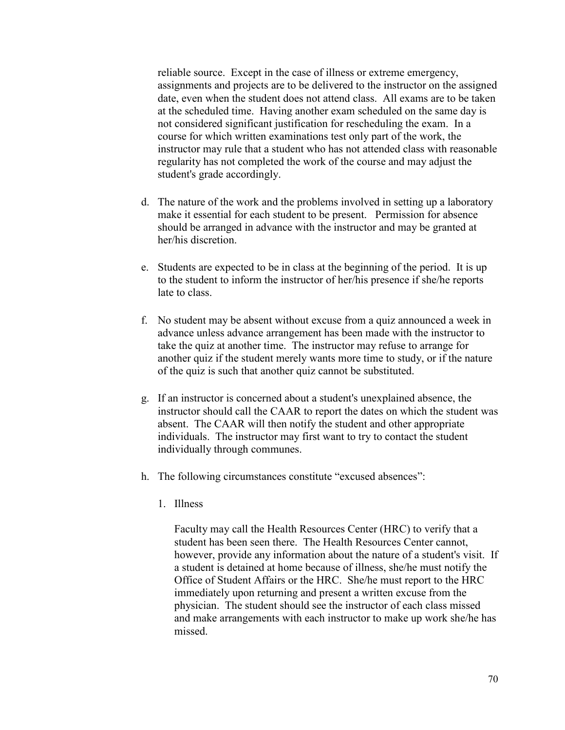reliable source. Except in the case of illness or extreme emergency, assignments and projects are to be delivered to the instructor on the assigned date, even when the student does not attend class. All exams are to be taken at the scheduled time. Having another exam scheduled on the same day is not considered significant justification for rescheduling the exam. In a course for which written examinations test only part of the work, the instructor may rule that a student who has not attended class with reasonable regularity has not completed the work of the course and may adjust the student's grade accordingly.

d. The nature of the work and the problems involved in setting up a laboratory make it essential for each student to be present. Permission for absence should be arranged in advance with the instructor and may be granted at her/his discretion.

e. Students are expected to be in class at the beginning of the period. It is up to the student to inform the instructor of her/his presence if she/he reports late to class.

f. No student may be absent without excuse from a quiz announced a week in advance unless advance arrangement has been made with the instructor to take the quiz at another time. The instructor may refuse to arrange for another quiz if the student merely wants more time to study, or if the nature of the quiz is such that another quiz cannot be substituted.

g. If an instructor is concerned about a student's unexplained absence, the instructor should call the CAAR to report the dates on which the student was absent. The CAAR will then notify the student and other appropriate individuals. The instructor may first want to try to contact the student individually through communes.

h. The following circumstances constitute "excused absences":

   1. Illness

      Faculty may call the Health Resources Center (HRC) to verify that a student has been seen there. The Health Resources Center cannot, however, provide any information about the nature of a student's visit. If a student is detained at home because of illness, she/he must notify the Office of Student Affairs or the HRC. She/he must report to the HRC immediately upon returning and present a written excuse from the physician. The student should see the instructor of each class missed and make arrangements with each instructor to make up work she/he has missed.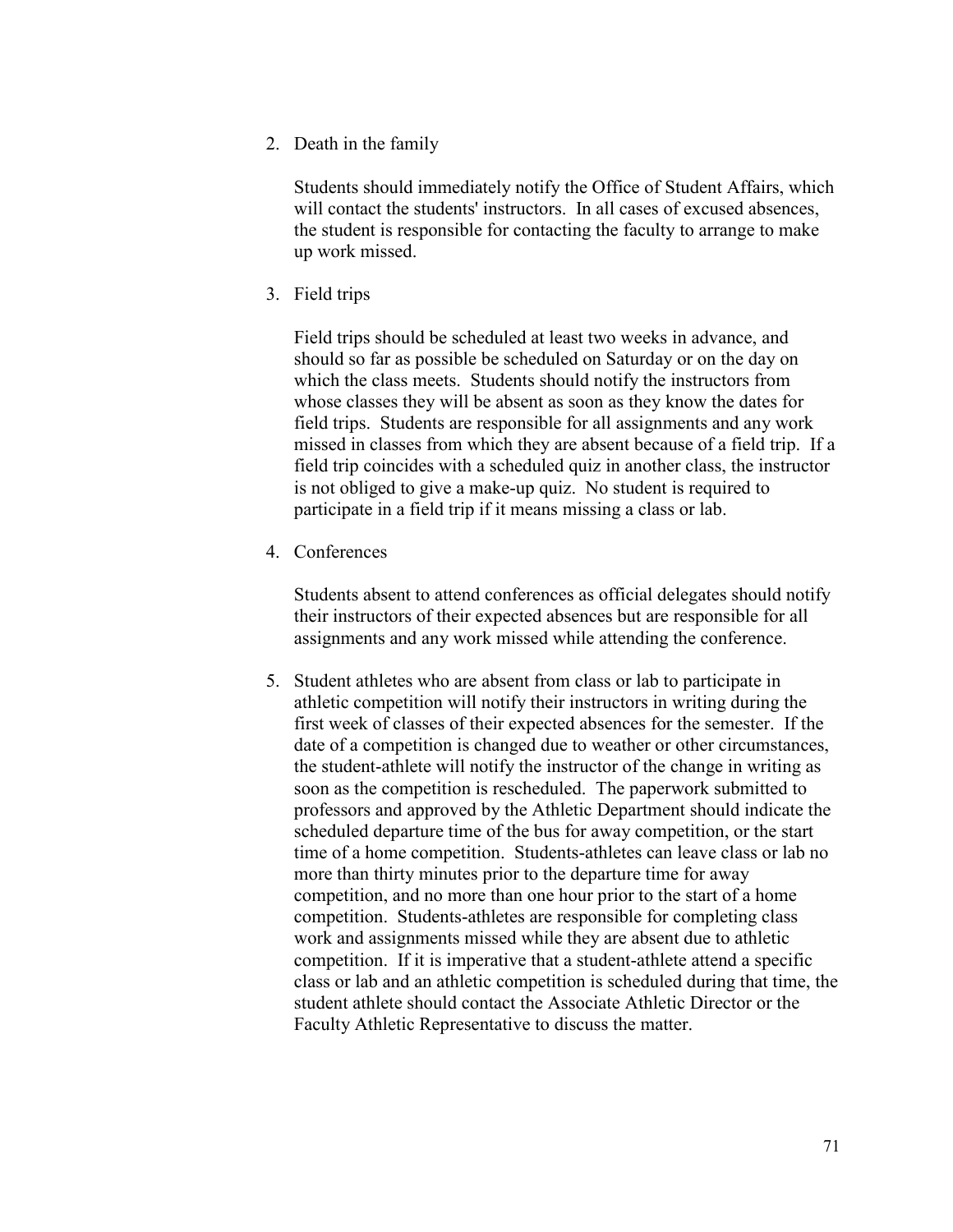2. Death in the family

   Students should immediately notify the Office of Student Affairs, which will contact the students' instructors. In all cases of excused absences, the student is responsible for contacting the faculty to arrange to make up work missed.

3. Field trips

   Field trips should be scheduled at least two weeks in advance, and should so far as possible be scheduled on Saturday or on the day on which the class meets. Students should notify the instructors from whose classes they will be absent as soon as they know the dates for field trips. Students are responsible for all assignments and any work missed in classes from which they are absent because of a field trip. If a field trip coincides with a scheduled quiz in another class, the instructor is not obliged to give a make-up quiz. No student is required to participate in a field trip if it means missing a class or lab.

4. Conferences

   Students absent to attend conferences as official delegates should notify their instructors of their expected absences but are responsible for all assignments and any work missed while attending the conference.

5. Student athletes who are absent from class or lab to participate in athletic competition will notify their instructors in writing during the first week of classes of their expected absences for the semester. If the date of a competition is changed due to weather or other circumstances, the student-athlete will notify the instructor of the change in writing as soon as the competition is rescheduled. The paperwork submitted to professors and approved by the Athletic Department should indicate the scheduled departure time of the bus for away competition, or the start time of a home competition. Students-athletes can leave class or lab no more than thirty minutes prior to the departure time for away competition, and no more than one hour prior to the start of a home competition. Students-athletes are responsible for completing class work and assignments missed while they are absent due to athletic competition. If it is imperative that a student-athlete attend a specific class or lab and an athletic competition is scheduled during that time, the student athlete should contact the Associate Athletic Director or the Faculty Athletic Representative to discuss the matter.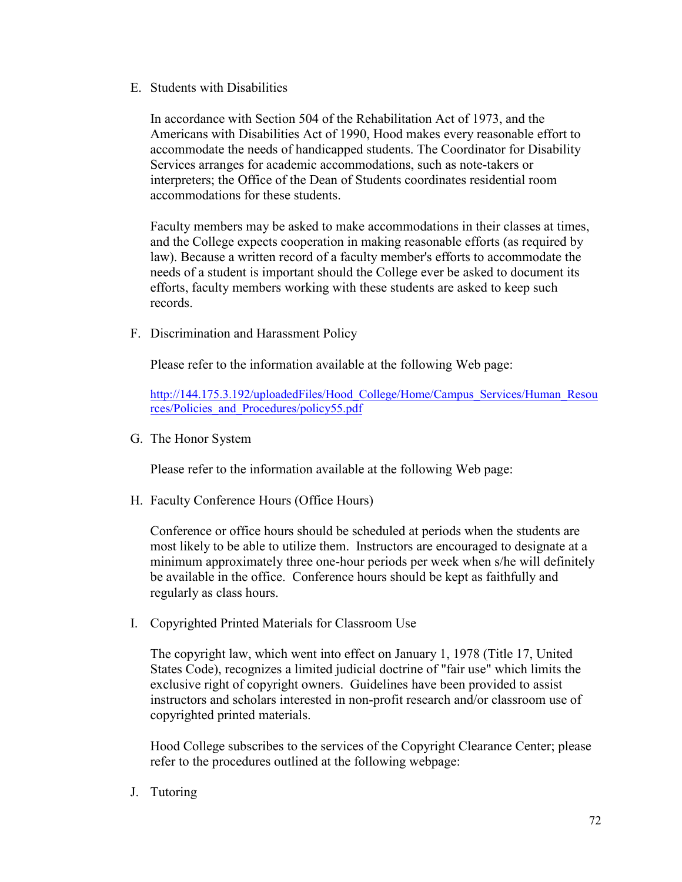E. Students with Disabilities

In accordance with Section 504 of the Rehabilitation Act of 1973, and the Americans with Disabilities Act of 1990, Hood makes every reasonable effort to accommodate the needs of handicapped students. The Coordinator for Disability Services arranges for academic accommodations, such as note-takers or interpreters; the Office of the Dean of Students coordinates residential room accommodations for these students.

Faculty members may be asked to make accommodations in their classes at times, and the College expects cooperation in making reasonable efforts (as required by law). Because a written record of a faculty member's efforts to accommodate the needs of a student is important should the College ever be asked to document its efforts, faculty members working with these students are asked to keep such records.

F. Discrimination and Harassment Policy

Please refer to the information available at the following Web page:

http://144.175.3.192/uploadedFiles/Hood_College/Home/Campus_Services/Human_Resources/Policies_and_Procedures/policy55.pdf

G. The Honor System

Please refer to the information available at the following Web page:

H. Faculty Conference Hours (Office Hours)

Conference or office hours should be scheduled at periods when the students are most likely to be able to utilize them. Instructors are encouraged to designate at a minimum approximately three one-hour periods per week when s/he will definitely be available in the office. Conference hours should be kept as faithfully and regularly as class hours.

I. Copyrighted Printed Materials for Classroom Use

The copyright law, which went into effect on January 1, 1978 (Title 17, United States Code), recognizes a limited judicial doctrine of "fair use" which limits the exclusive right of copyright owners. Guidelines have been provided to assist instructors and scholars interested in non-profit research and/or classroom use of copyrighted printed materials.

Hood College subscribes to the services of the Copyright Clearance Center; please refer to the procedures outlined at the following webpage:

J. Tutoring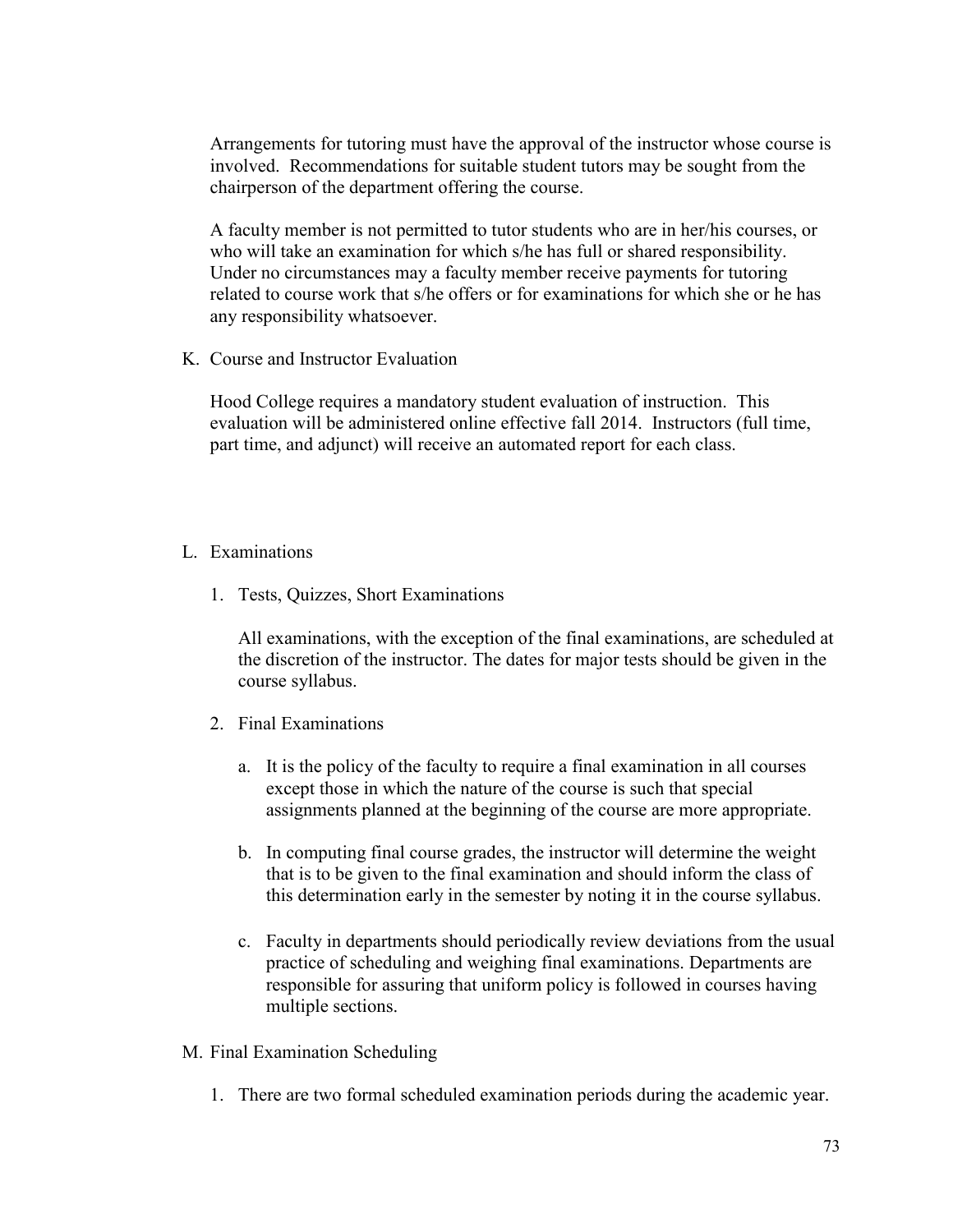Arrangements for tutoring must have the approval of the instructor whose course is involved. Recommendations for suitable student tutors may be sought from the chairperson of the department offering the course.

A faculty member is not permitted to tutor students who are in her/his courses, or who will take an examination for which s/he has full or shared responsibility. Under no circumstances may a faculty member receive payments for tutoring related to course work that s/he offers or for examinations for which she or he has any responsibility whatsoever.

K. Course and Instructor Evaluation

Hood College requires a mandatory student evaluation of instruction. This evaluation will be administered online effective fall 2014. Instructors (full time, part time, and adjunct) will receive an automated report for each class.

L. Examinations

1. Tests, Quizzes, Short Examinations

   All examinations, with the exception of the final examinations, are scheduled at the discretion of the instructor. The dates for major tests should be given in the course syllabus.

2. Final Examinations

   a. It is the policy of the faculty to require a final examination in all courses except those in which the nature of the course is such that special assignments planned at the beginning of the course are more appropriate.

   b. In computing final course grades, the instructor will determine the weight that is to be given to the final examination and should inform the class of this determination early in the semester by noting it in the course syllabus.

   c. Faculty in departments should periodically review deviations from the usual practice of scheduling and weighing final examinations. Departments are responsible for assuring that uniform policy is followed in courses having multiple sections.

M. Final Examination Scheduling

1. There are two formal scheduled examination periods during the academic year.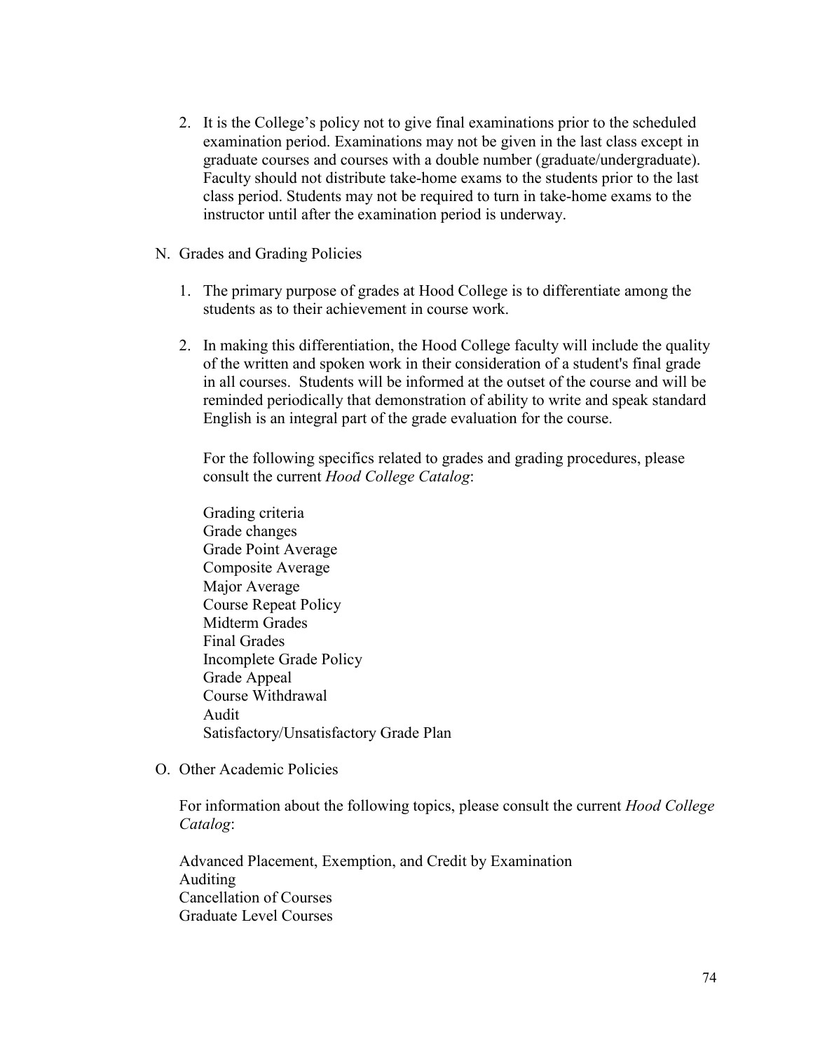2. It is the College's policy not to give final examinations prior to the scheduled examination period. Examinations may not be given in the last class except in graduate courses and courses with a double number (graduate/undergraduate). Faculty should not distribute take-home exams to the students prior to the last class period. Students may not be required to turn in take-home exams to the instructor until after the examination period is underway.

N. Grades and Grading Policies

1. The primary purpose of grades at Hood College is to differentiate among the students as to their achievement in course work.

2. In making this differentiation, the Hood College faculty will include the quality of the written and spoken work in their consideration of a student's final grade in all courses. Students will be informed at the outset of the course and will be reminded periodically that demonstration of ability to write and speak standard English is an integral part of the grade evaluation for the course.

   For the following specifics related to grades and grading procedures, please consult the current *Hood College Catalog*:

   Grading criteria
   Grade changes
   Grade Point Average
   Composite Average
   Major Average
   Course Repeat Policy
   Midterm Grades
   Final Grades
   Incomplete Grade Policy
   Grade Appeal
   Course Withdrawal
   Audit
   Satisfactory/Unsatisfactory Grade Plan

O. Other Academic Policies

For information about the following topics, please consult the current *Hood College Catalog*:

Advanced Placement, Exemption, and Credit by Examination
Auditing
Cancellation of Courses
Graduate Level Courses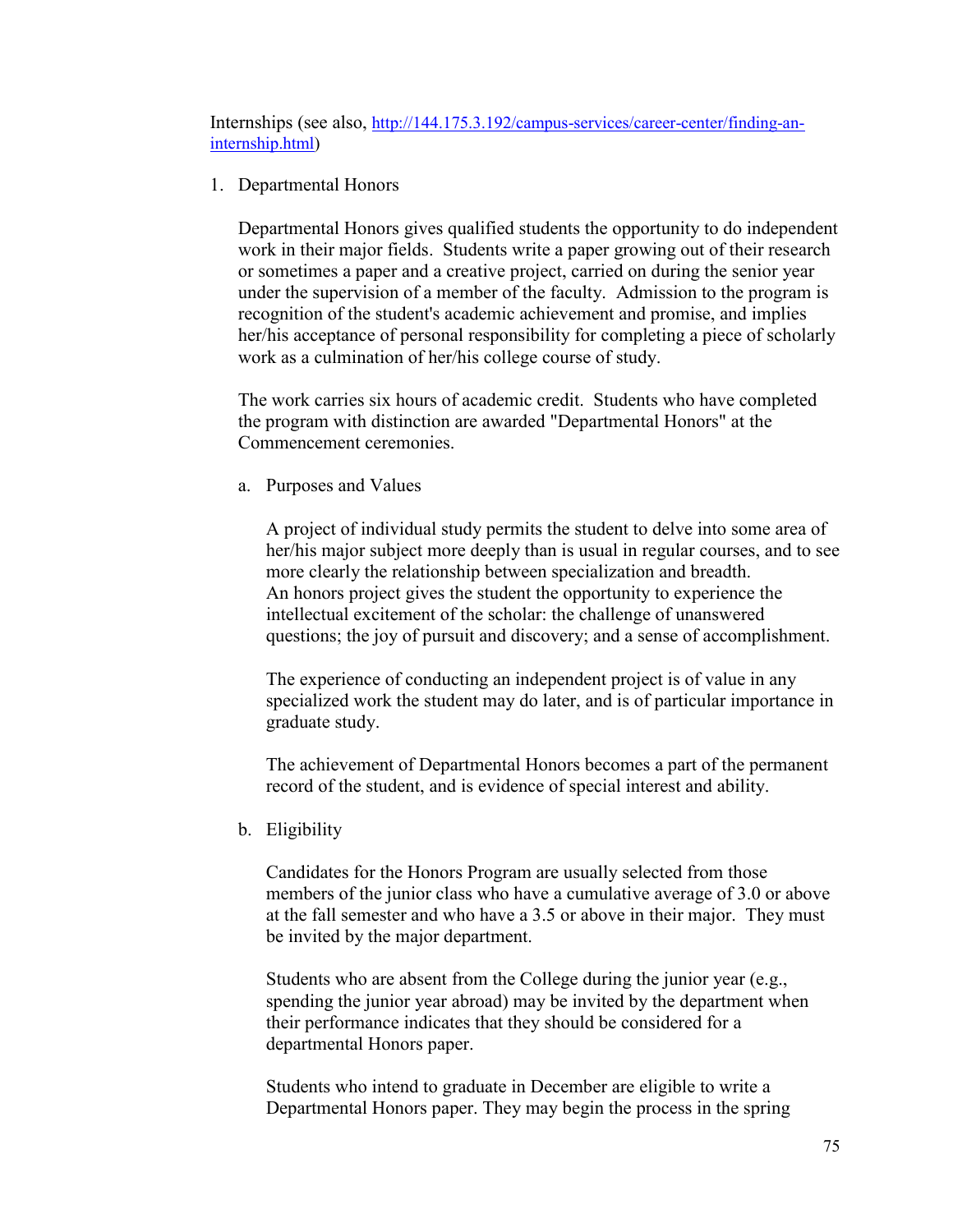Internships (see also, [http://144.175.3.192/campus-services/career-center/finding-an-internship.html](http://144.175.3.192/campus-services/career-center/finding-an-internship.html))

1. Departmental Honors

   Departmental Honors gives qualified students the opportunity to do independent work in their major fields. Students write a paper growing out of their research or sometimes a paper and a creative project, carried on during the senior year under the supervision of a member of the faculty. Admission to the program is recognition of the student's academic achievement and promise, and implies her/his acceptance of personal responsibility for completing a piece of scholarly work as a culmination of her/his college course of study.

   The work carries six hours of academic credit. Students who have completed the program with distinction are awarded "Departmental Honors" at the Commencement ceremonies.

   a. Purposes and Values

      A project of individual study permits the student to delve into some area of her/his major subject more deeply than is usual in regular courses, and to see more clearly the relationship between specialization and breadth. An honors project gives the student the opportunity to experience the intellectual excitement of the scholar: the challenge of unanswered questions; the joy of pursuit and discovery; and a sense of accomplishment.

      The experience of conducting an independent project is of value in any specialized work the student may do later, and is of particular importance in graduate study.

      The achievement of Departmental Honors becomes a part of the permanent record of the student, and is evidence of special interest and ability.

   b. Eligibility

      Candidates for the Honors Program are usually selected from those members of the junior class who have a cumulative average of 3.0 or above at the fall semester and who have a 3.5 or above in their major. They must be invited by the major department.

      Students who are absent from the College during the junior year (e.g., spending the junior year abroad) may be invited by the department when their performance indicates that they should be considered for a departmental Honors paper.

      Students who intend to graduate in December are eligible to write a Departmental Honors paper. They may begin the process in the spring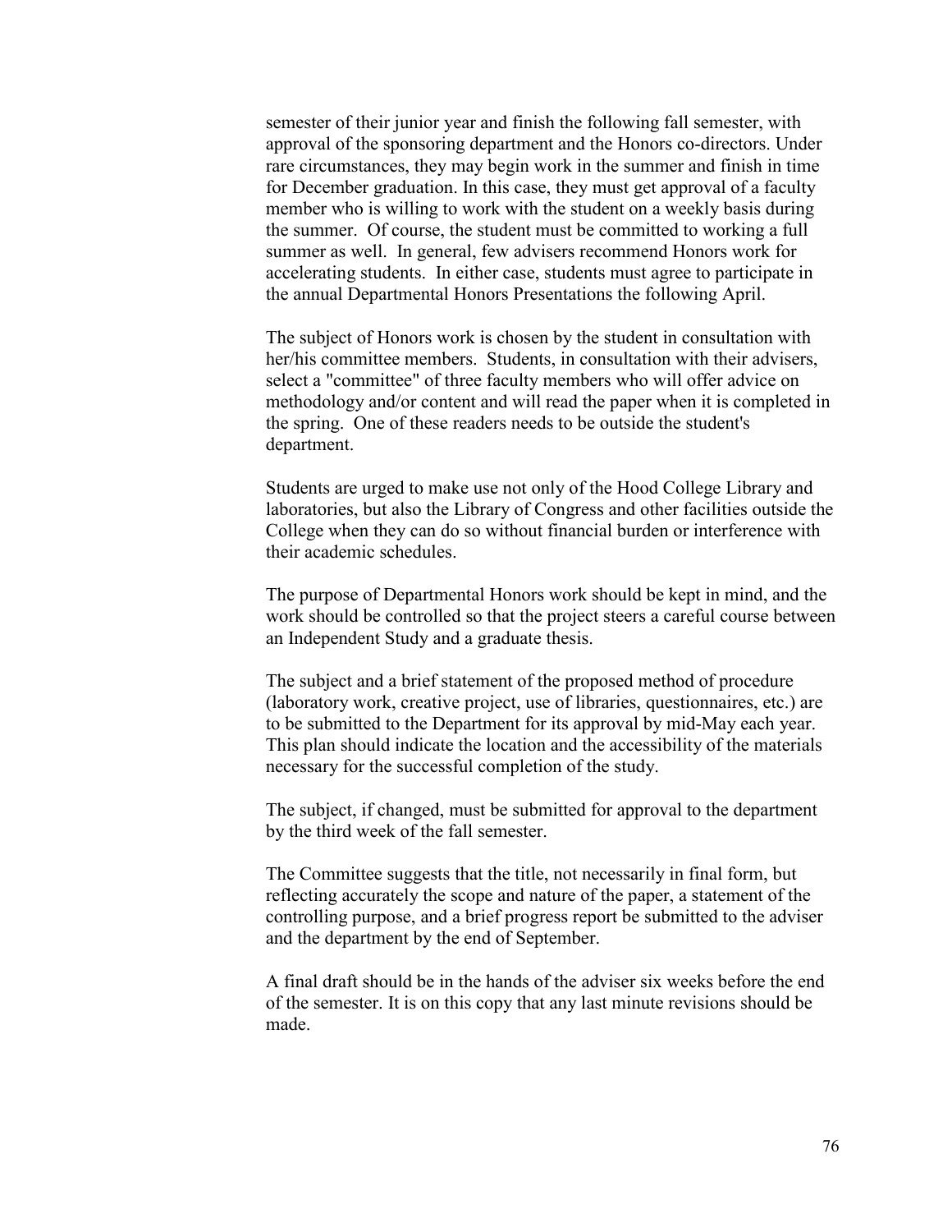semester of their junior year and finish the following fall semester, with approval of the sponsoring department and the Honors co-directors. Under rare circumstances, they may begin work in the summer and finish in time for December graduation. In this case, they must get approval of a faculty member who is willing to work with the student on a weekly basis during the summer. Of course, the student must be committed to working a full summer as well. In general, few advisers recommend Honors work for accelerating students. In either case, students must agree to participate in the annual Departmental Honors Presentations the following April.

The subject of Honors work is chosen by the student in consultation with her/his committee members. Students, in consultation with their advisers, select a "committee" of three faculty members who will offer advice on methodology and/or content and will read the paper when it is completed in the spring. One of these readers needs to be outside the student's department.

Students are urged to make use not only of the Hood College Library and laboratories, but also the Library of Congress and other facilities outside the College when they can do so without financial burden or interference with their academic schedules.

The purpose of Departmental Honors work should be kept in mind, and the work should be controlled so that the project steers a careful course between an Independent Study and a graduate thesis.

The subject and a brief statement of the proposed method of procedure (laboratory work, creative project, use of libraries, questionnaires, etc.) are to be submitted to the Department for its approval by mid-May each year. This plan should indicate the location and the accessibility of the materials necessary for the successful completion of the study.

The subject, if changed, must be submitted for approval to the department by the third week of the fall semester.

The Committee suggests that the title, not necessarily in final form, but reflecting accurately the scope and nature of the paper, a statement of the controlling purpose, and a brief progress report be submitted to the adviser and the department by the end of September.

A final draft should be in the hands of the adviser six weeks before the end of the semester. It is on this copy that any last minute revisions should be made.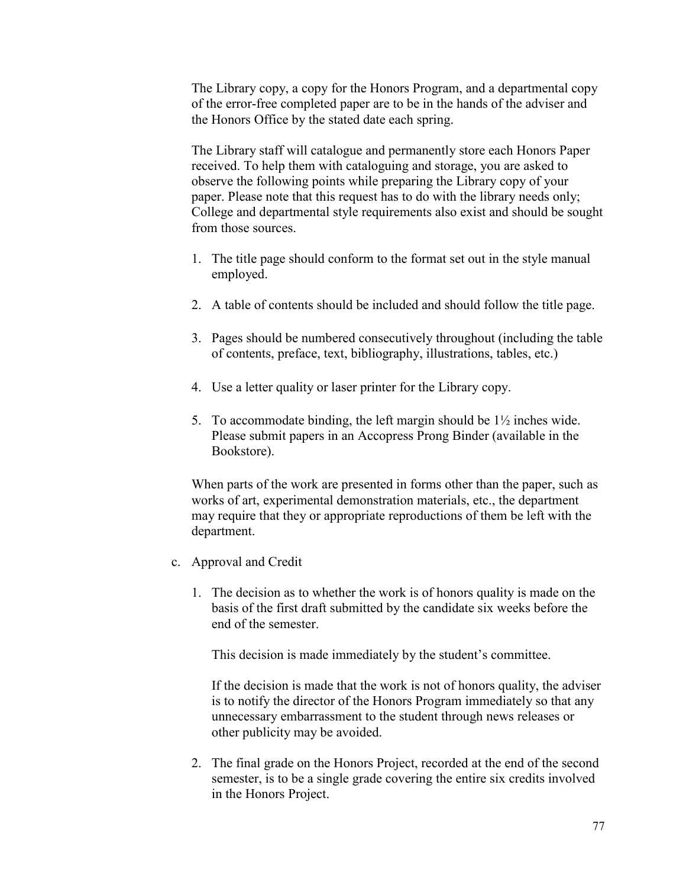The Library copy, a copy for the Honors Program, and a departmental copy of the error-free completed paper are to be in the hands of the adviser and the Honors Office by the stated date each spring.

The Library staff will catalogue and permanently store each Honors Paper received. To help them with cataloguing and storage, you are asked to observe the following points while preparing the Library copy of your paper. Please note that this request has to do with the library needs only; College and departmental style requirements also exist and should be sought from those sources.

1. The title page should conform to the format set out in the style manual employed.

2. A table of contents should be included and should follow the title page.

3. Pages should be numbered consecutively throughout (including the table of contents, preface, text, bibliography, illustrations, tables, etc.)

4. Use a letter quality or laser printer for the Library copy.

5. To accommodate binding, the left margin should be 1½ inches wide. Please submit papers in an Accopress Prong Binder (available in the Bookstore).

When parts of the work are presented in forms other than the paper, such as works of art, experimental demonstration materials, etc., the department may require that they or appropriate reproductions of them be left with the department.

c. Approval and Credit

   1. The decision as to whether the work is of honors quality is made on the basis of the first draft submitted by the candidate six weeks before the end of the semester.

      This decision is made immediately by the student's committee.

      If the decision is made that the work is not of honors quality, the adviser is to notify the director of the Honors Program immediately so that any unnecessary embarrassment to the student through news releases or other publicity may be avoided.

   2. The final grade on the Honors Project, recorded at the end of the second semester, is to be a single grade covering the entire six credits involved in the Honors Project.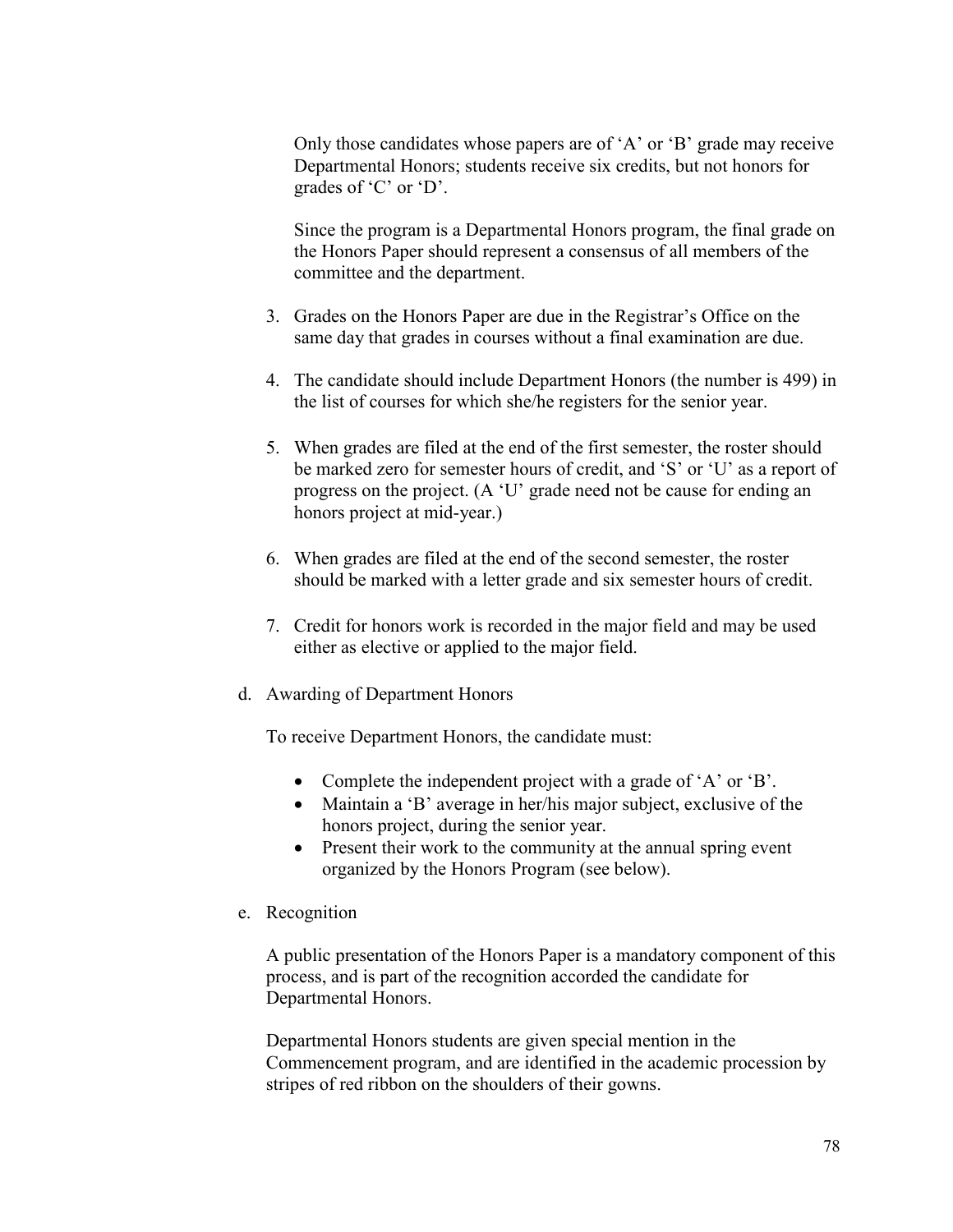Only those candidates whose papers are of ‘A’ or ‘B’ grade may receive Departmental Honors; students receive six credits, but not honors for grades of ‘C’ or ‘D’.

Since the program is a Departmental Honors program, the final grade on the Honors Paper should represent a consensus of all members of the committee and the department.

3. Grades on the Honors Paper are due in the Registrar’s Office on the same day that grades in courses without a final examination are due.

4. The candidate should include Department Honors (the number is 499) in the list of courses for which she/he registers for the senior year.

5. When grades are filed at the end of the first semester, the roster should be marked zero for semester hours of credit, and ‘S’ or ‘U’ as a report of progress on the project. (A ‘U’ grade need not be cause for ending an honors project at mid-year.)

6. When grades are filed at the end of the second semester, the roster should be marked with a letter grade and six semester hours of credit.

7. Credit for honors work is recorded in the major field and may be used either as elective or applied to the major field.

d. Awarding of Department Honors

To receive Department Honors, the candidate must:

- Complete the independent project with a grade of ‘A’ or ‘B’.
- Maintain a ‘B’ average in her/his major subject, exclusive of the honors project, during the senior year.
- Present their work to the community at the annual spring event organized by the Honors Program (see below).

e. Recognition

A public presentation of the Honors Paper is a mandatory component of this process, and is part of the recognition accorded the candidate for Departmental Honors.

Departmental Honors students are given special mention in the Commencement program, and are identified in the academic procession by stripes of red ribbon on the shoulders of their gowns.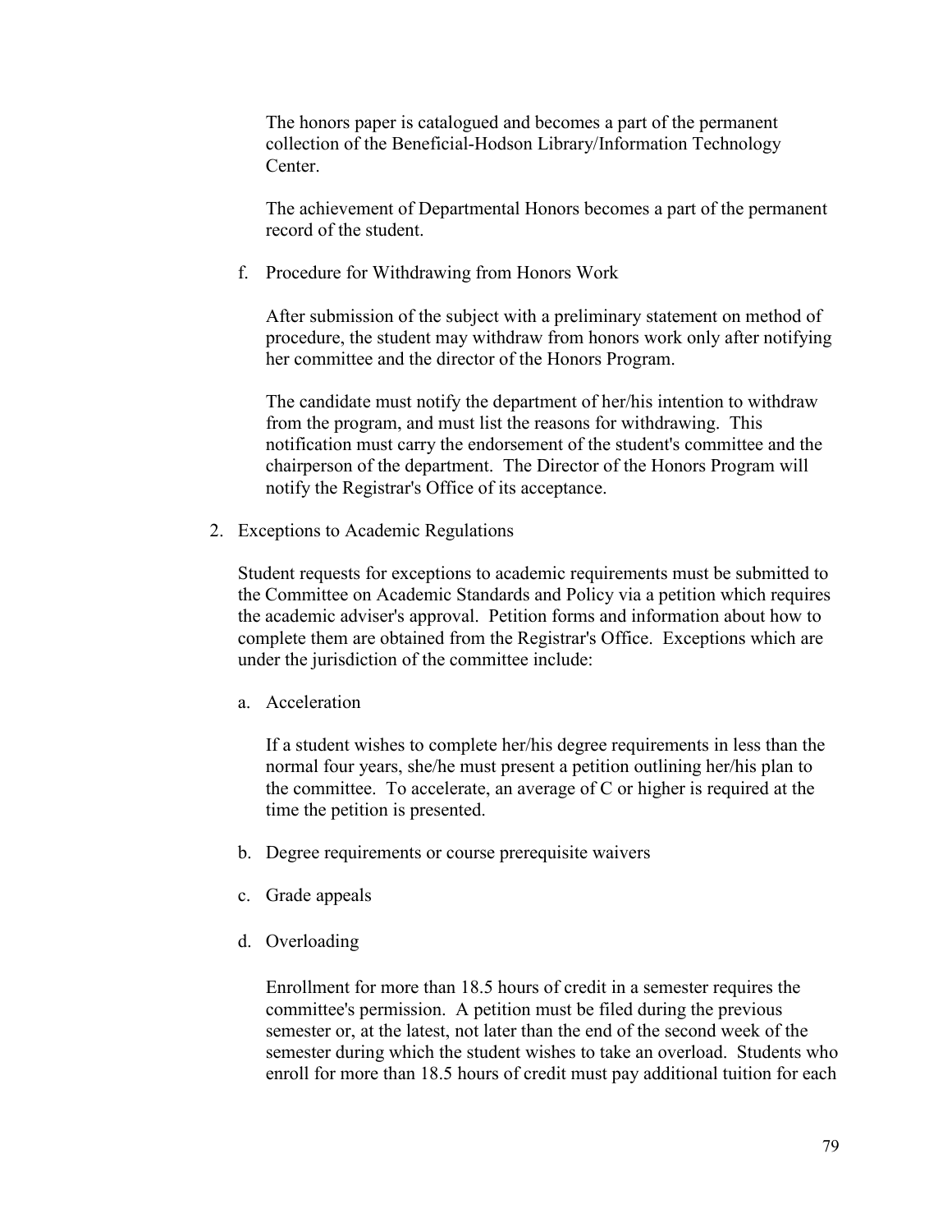The honors paper is catalogued and becomes a part of the permanent collection of the Beneficial-Hodson Library/Information Technology Center.

The achievement of Departmental Honors becomes a part of the permanent record of the student.

f. Procedure for Withdrawing from Honors Work

After submission of the subject with a preliminary statement on method of procedure, the student may withdraw from honors work only after notifying her committee and the director of the Honors Program.

The candidate must notify the department of her/his intention to withdraw from the program, and must list the reasons for withdrawing. This notification must carry the endorsement of the student's committee and the chairperson of the department. The Director of the Honors Program will notify the Registrar's Office of its acceptance.

2. Exceptions to Academic Regulations

Student requests for exceptions to academic requirements must be submitted to the Committee on Academic Standards and Policy via a petition which requires the academic adviser's approval. Petition forms and information about how to complete them are obtained from the Registrar's Office. Exceptions which are under the jurisdiction of the committee include:

a. Acceleration

If a student wishes to complete her/his degree requirements in less than the normal four years, she/he must present a petition outlining her/his plan to the committee. To accelerate, an average of C or higher is required at the time the petition is presented.

b. Degree requirements or course prerequisite waivers

c. Grade appeals

d. Overloading

Enrollment for more than 18.5 hours of credit in a semester requires the committee's permission. A petition must be filed during the previous semester or, at the latest, not later than the end of the second week of the semester during which the student wishes to take an overload. Students who enroll for more than 18.5 hours of credit must pay additional tuition for each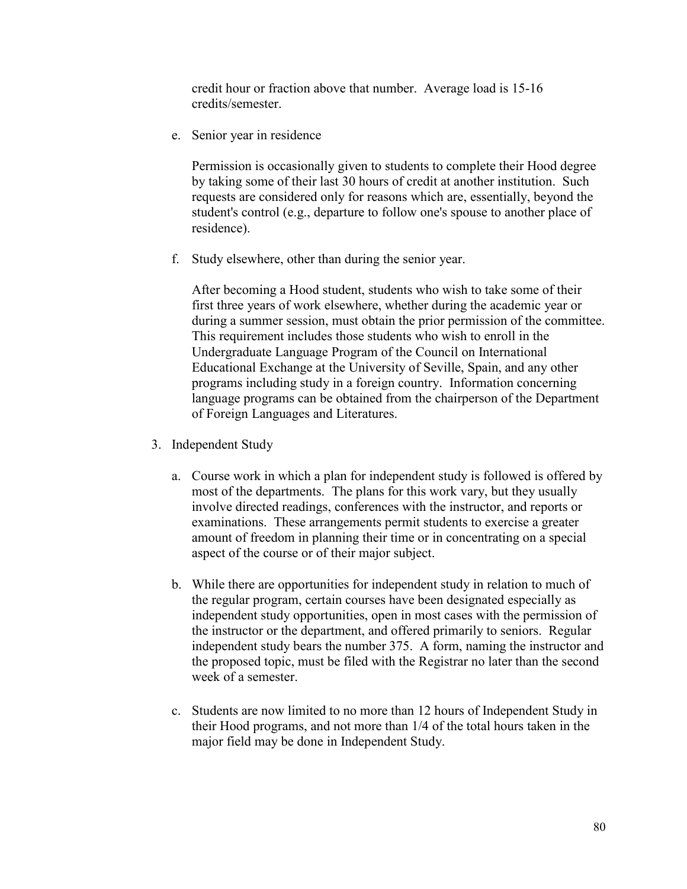credit hour or fraction above that number. Average load is 15-16 credits/semester.

e. Senior year in residence

   Permission is occasionally given to students to complete their Hood degree by taking some of their last 30 hours of credit at another institution. Such requests are considered only for reasons which are, essentially, beyond the student's control (e.g., departure to follow one's spouse to another place of residence).

f. Study elsewhere, other than during the senior year.

   After becoming a Hood student, students who wish to take some of their first three years of work elsewhere, whether during the academic year or during a summer session, must obtain the prior permission of the committee. This requirement includes those students who wish to enroll in the Undergraduate Language Program of the Council on International Educational Exchange at the University of Seville, Spain, and any other programs including study in a foreign country. Information concerning language programs can be obtained from the chairperson of the Department of Foreign Languages and Literatures.

3. Independent Study

   a. Course work in which a plan for independent study is followed is offered by most of the departments. The plans for this work vary, but they usually involve directed readings, conferences with the instructor, and reports or examinations. These arrangements permit students to exercise a greater amount of freedom in planning their time or in concentrating on a special aspect of the course or of their major subject.

   b. While there are opportunities for independent study in relation to much of the regular program, certain courses have been designated especially as independent study opportunities, open in most cases with the permission of the instructor or the department, and offered primarily to seniors. Regular independent study bears the number 375. A form, naming the instructor and the proposed topic, must be filed with the Registrar no later than the second week of a semester.

   c. Students are now limited to no more than 12 hours of Independent Study in their Hood programs, and not more than 1/4 of the total hours taken in the major field may be done in Independent Study.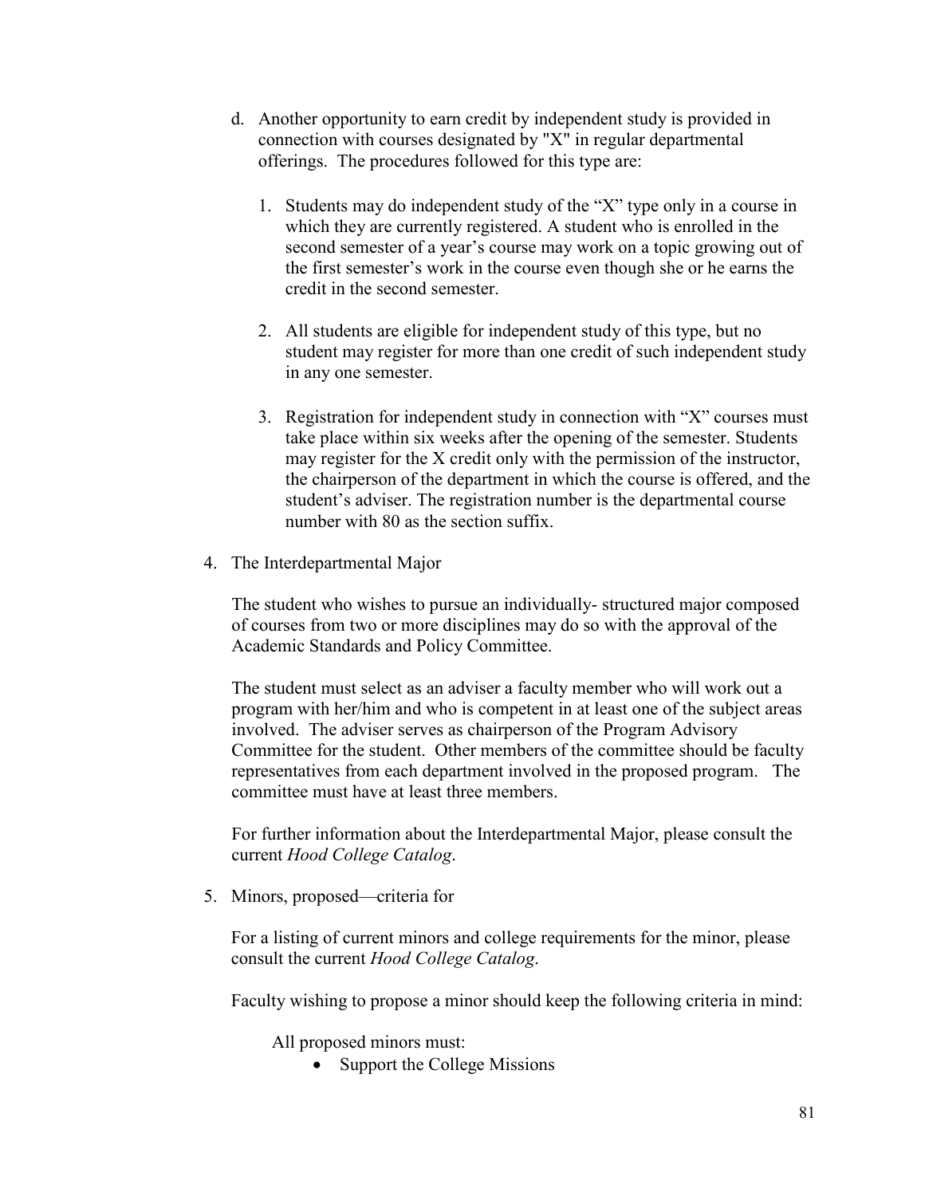d. Another opportunity to earn credit by independent study is provided in connection with courses designated by "X" in regular departmental offerings. The procedures followed for this type are:

   1. Students may do independent study of the "X" type only in a course in which they are currently registered. A student who is enrolled in the second semester of a year's course may work on a topic growing out of the first semester's work in the course even though she or he earns the credit in the second semester.

   2. All students are eligible for independent study of this type, but no student may register for more than one credit of such independent study in any one semester.

   3. Registration for independent study in connection with "X" courses must take place within six weeks after the opening of the semester. Students may register for the X credit only with the permission of the instructor, the chairperson of the department in which the course is offered, and the student's adviser. The registration number is the departmental course number with 80 as the section suffix.

4. The Interdepartmental Major

   The student who wishes to pursue an individually- structured major composed of courses from two or more disciplines may do so with the approval of the Academic Standards and Policy Committee.

   The student must select as an adviser a faculty member who will work out a program with her/him and who is competent in at least one of the subject areas involved. The adviser serves as chairperson of the Program Advisory Committee for the student. Other members of the committee should be faculty representatives from each department involved in the proposed program. The committee must have at least three members.

   For further information about the Interdepartmental Major, please consult the current *Hood College Catalog*.

5. Minors, proposed—criteria for

   For a listing of current minors and college requirements for the minor, please consult the current *Hood College Catalog*.

   Faculty wishing to propose a minor should keep the following criteria in mind:

   All proposed minors must:

   - Support the College Missions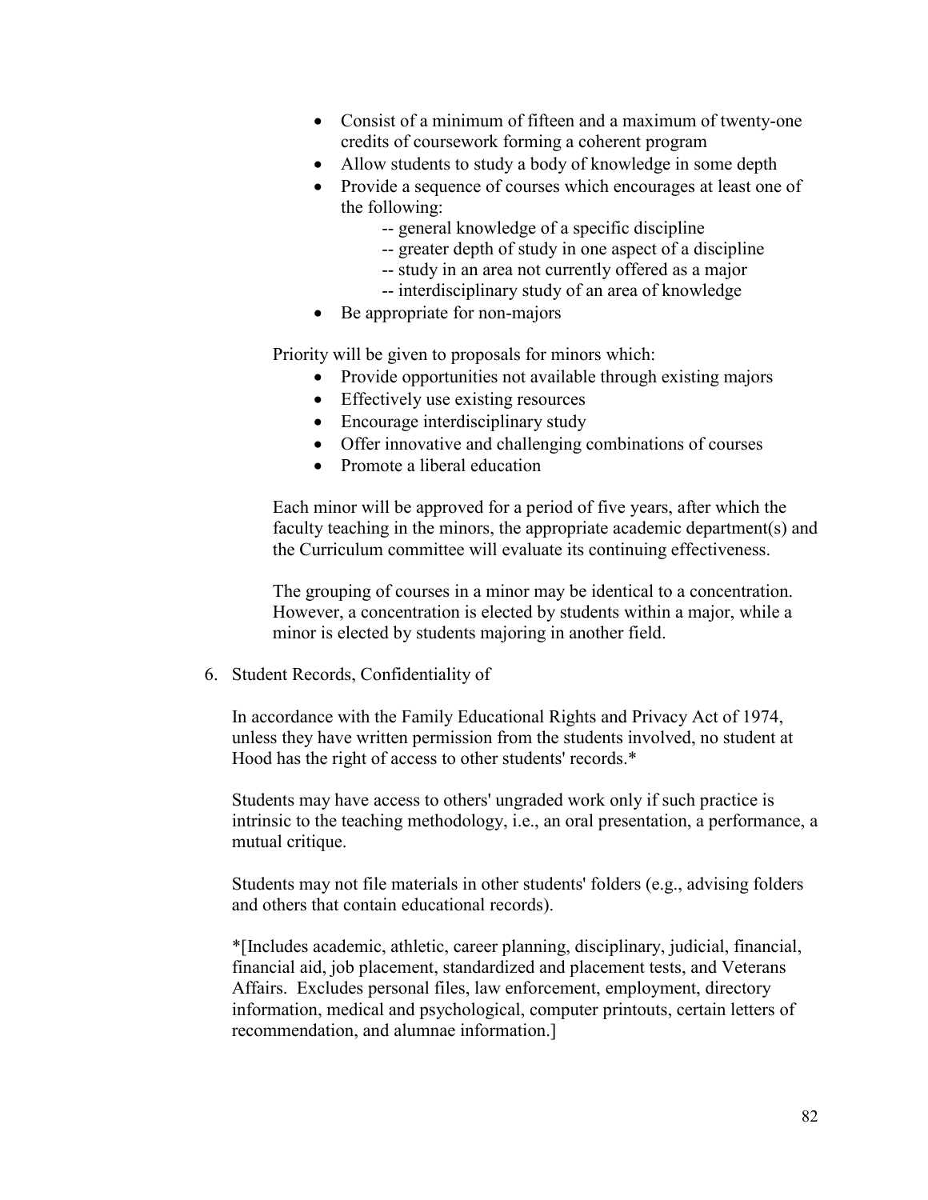- Consist of a minimum of fifteen and a maximum of twenty-one credits of coursework forming a coherent program
- Allow students to study a body of knowledge in some depth
- Provide a sequence of courses which encourages at least one of the following:
  - -- general knowledge of a specific discipline
  - -- greater depth of study in one aspect of a discipline
  - -- study in an area not currently offered as a major
  - -- interdisciplinary study of an area of knowledge
- Be appropriate for non-majors

Priority will be given to proposals for minors which:

- Provide opportunities not available through existing majors
- Effectively use existing resources
- Encourage interdisciplinary study
- Offer innovative and challenging combinations of courses
- Promote a liberal education

Each minor will be approved for a period of five years, after which the faculty teaching in the minors, the appropriate academic department(s) and the Curriculum committee will evaluate its continuing effectiveness.

The grouping of courses in a minor may be identical to a concentration. However, a concentration is elected by students within a major, while a minor is elected by students majoring in another field.

6. Student Records, Confidentiality of

In accordance with the Family Educational Rights and Privacy Act of 1974, unless they have written permission from the students involved, no student at Hood has the right of access to other students' records.*

Students may have access to others' ungraded work only if such practice is intrinsic to the teaching methodology, i.e., an oral presentation, a performance, a mutual critique.

Students may not file materials in other students' folders (e.g., advising folders and others that contain educational records).

*[Includes academic, athletic, career planning, disciplinary, judicial, financial, financial aid, job placement, standardized and placement tests, and Veterans Affairs. Excludes personal files, law enforcement, employment, directory information, medical and psychological, computer printouts, certain letters of recommendation, and alumnae information.]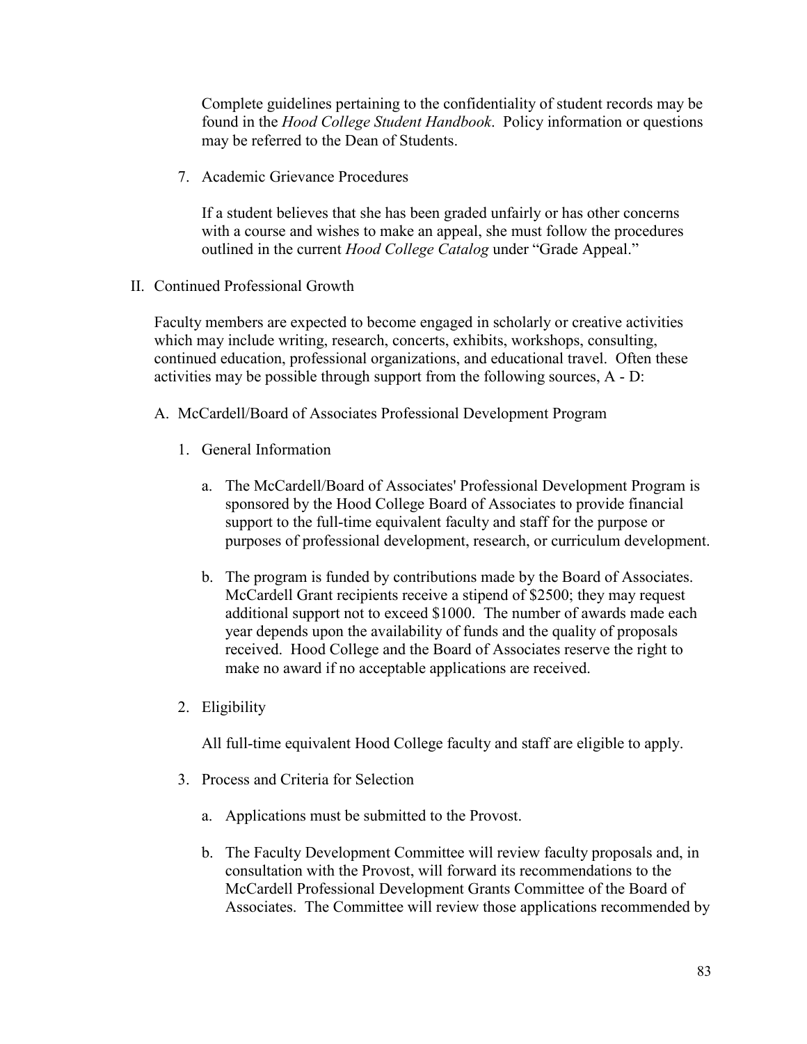Complete guidelines pertaining to the confidentiality of student records may be found in the *Hood College Student Handbook*. Policy information or questions may be referred to the Dean of Students.

7. Academic Grievance Procedures

   If a student believes that she has been graded unfairly or has other concerns with a course and wishes to make an appeal, she must follow the procedures outlined in the current *Hood College Catalog* under "Grade Appeal."

II. Continued Professional Growth

Faculty members are expected to become engaged in scholarly or creative activities which may include writing, research, concerts, exhibits, workshops, consulting, continued education, professional organizations, and educational travel. Often these activities may be possible through support from the following sources, A - D:

A. McCardell/Board of Associates Professional Development Program

1. General Information

   a. The McCardell/Board of Associates' Professional Development Program is sponsored by the Hood College Board of Associates to provide financial support to the full-time equivalent faculty and staff for the purpose or purposes of professional development, research, or curriculum development.

   b. The program is funded by contributions made by the Board of Associates. McCardell Grant recipients receive a stipend of $2500; they may request additional support not to exceed $1000. The number of awards made each year depends upon the availability of funds and the quality of proposals received. Hood College and the Board of Associates reserve the right to make no award if no acceptable applications are received.

2. Eligibility

   All full-time equivalent Hood College faculty and staff are eligible to apply.

3. Process and Criteria for Selection

   a. Applications must be submitted to the Provost.

   b. The Faculty Development Committee will review faculty proposals and, in consultation with the Provost, will forward its recommendations to the McCardell Professional Development Grants Committee of the Board of Associates. The Committee will review those applications recommended by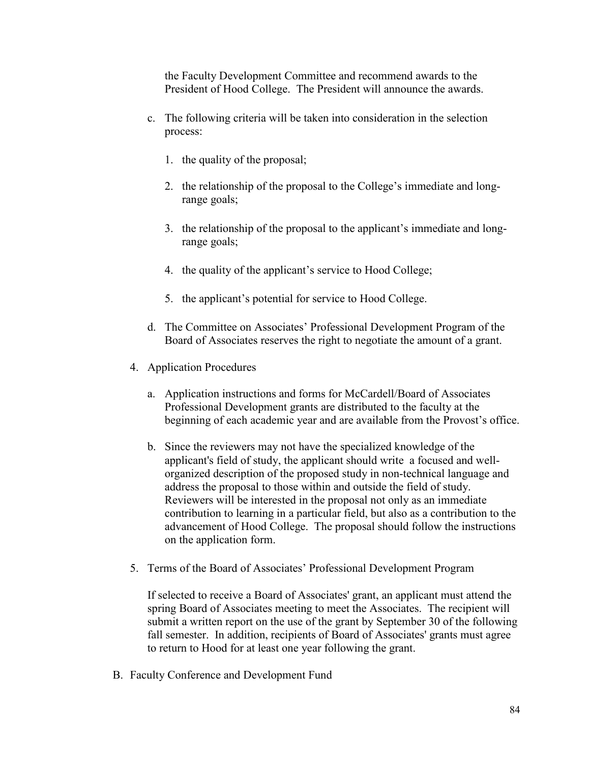the Faculty Development Committee and recommend awards to the President of Hood College. The President will announce the awards.

c. The following criteria will be taken into consideration in the selection process:

    1. the quality of the proposal;

    2. the relationship of the proposal to the College's immediate and long-range goals;

    3. the relationship of the proposal to the applicant's immediate and long-range goals;

    4. the quality of the applicant's service to Hood College;

    5. the applicant's potential for service to Hood College.

d. The Committee on Associates' Professional Development Program of the Board of Associates reserves the right to negotiate the amount of a grant.

4. Application Procedures

    a. Application instructions and forms for McCardell/Board of Associates Professional Development grants are distributed to the faculty at the beginning of each academic year and are available from the Provost's office.

    b. Since the reviewers may not have the specialized knowledge of the applicant's field of study, the applicant should write a focused and well-organized description of the proposed study in non-technical language and address the proposal to those within and outside the field of study. Reviewers will be interested in the proposal not only as an immediate contribution to learning in a particular field, but also as a contribution to the advancement of Hood College. The proposal should follow the instructions on the application form.

5. Terms of the Board of Associates' Professional Development Program

    If selected to receive a Board of Associates' grant, an applicant must attend the spring Board of Associates meeting to meet the Associates. The recipient will submit a written report on the use of the grant by September 30 of the following fall semester. In addition, recipients of Board of Associates' grants must agree to return to Hood for at least one year following the grant.

B. Faculty Conference and Development Fund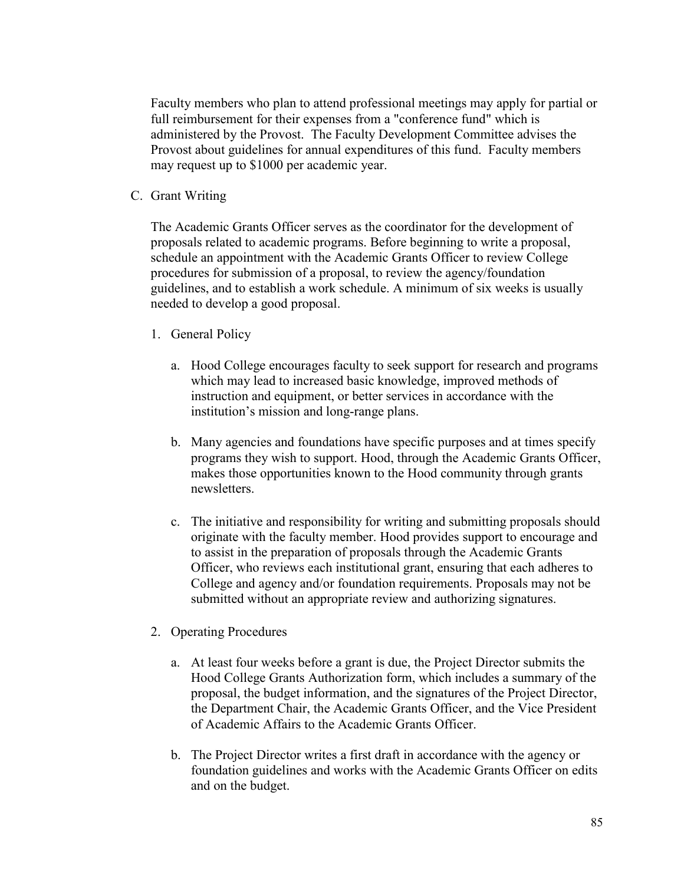Faculty members who plan to attend professional meetings may apply for partial or full reimbursement for their expenses from a "conference fund" which is administered by the Provost. The Faculty Development Committee advises the Provost about guidelines for annual expenditures of this fund. Faculty members may request up to $1000 per academic year.

C. Grant Writing

The Academic Grants Officer serves as the coordinator for the development of proposals related to academic programs. Before beginning to write a proposal, schedule an appointment with the Academic Grants Officer to review College procedures for submission of a proposal, to review the agency/foundation guidelines, and to establish a work schedule. A minimum of six weeks is usually needed to develop a good proposal.

1. General Policy

   a. Hood College encourages faculty to seek support for research and programs which may lead to increased basic knowledge, improved methods of instruction and equipment, or better services in accordance with the institution's mission and long-range plans.

   b. Many agencies and foundations have specific purposes and at times specify programs they wish to support. Hood, through the Academic Grants Officer, makes those opportunities known to the Hood community through grants newsletters.

   c. The initiative and responsibility for writing and submitting proposals should originate with the faculty member. Hood provides support to encourage and to assist in the preparation of proposals through the Academic Grants Officer, who reviews each institutional grant, ensuring that each adheres to College and agency and/or foundation requirements. Proposals may not be submitted without an appropriate review and authorizing signatures.

2. Operating Procedures

   a. At least four weeks before a grant is due, the Project Director submits the Hood College Grants Authorization form, which includes a summary of the proposal, the budget information, and the signatures of the Project Director, the Department Chair, the Academic Grants Officer, and the Vice President of Academic Affairs to the Academic Grants Officer.

   b. The Project Director writes a first draft in accordance with the agency or foundation guidelines and works with the Academic Grants Officer on edits and on the budget.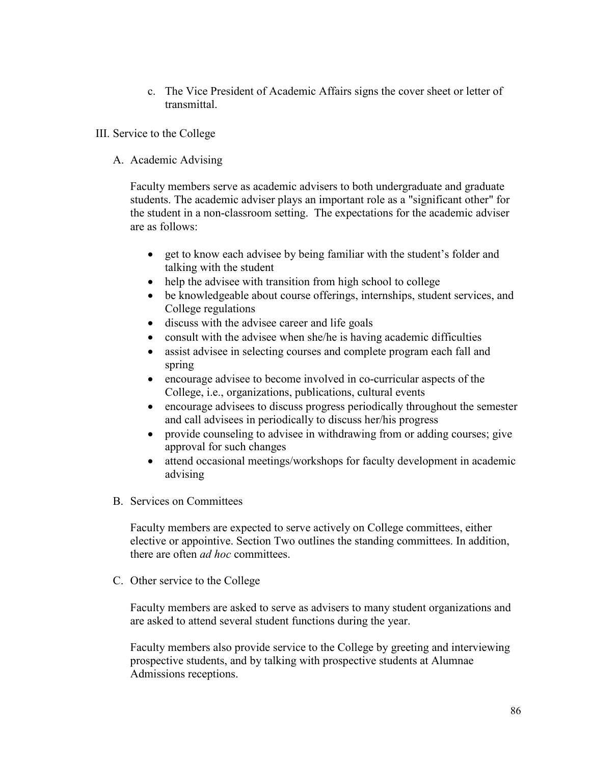c. The Vice President of Academic Affairs signs the cover sheet or letter of transmittal.

## III. Service to the College

### A. Academic Advising

Faculty members serve as academic advisers to both undergraduate and graduate students. The academic adviser plays an important role as a "significant other" for the student in a non-classroom setting. The expectations for the academic adviser are as follows:

- get to know each advisee by being familiar with the student's folder and talking with the student
- help the advisee with transition from high school to college
- be knowledgeable about course offerings, internships, student services, and College regulations
- discuss with the advisee career and life goals
- consult with the advisee when she/he is having academic difficulties
- assist advisee in selecting courses and complete program each fall and spring
- encourage advisee to become involved in co-curricular aspects of the College, i.e., organizations, publications, cultural events
- encourage advisees to discuss progress periodically throughout the semester and call advisees in periodically to discuss her/his progress
- provide counseling to advisee in withdrawing from or adding courses; give approval for such changes
- attend occasional meetings/workshops for faculty development in academic advising

### B. Services on Committees

Faculty members are expected to serve actively on College committees, either elective or appointive. Section Two outlines the standing committees. In addition, there are often *ad hoc* committees.

### C. Other service to the College

Faculty members are asked to serve as advisers to many student organizations and are asked to attend several student functions during the year.

Faculty members also provide service to the College by greeting and interviewing prospective students, and by talking with prospective students at Alumnae Admissions receptions.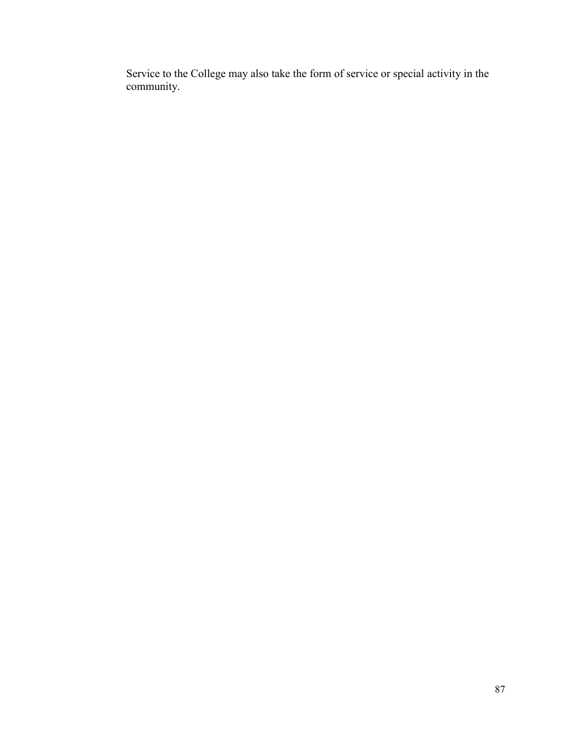Service to the College may also take the form of service or special activity in the community.